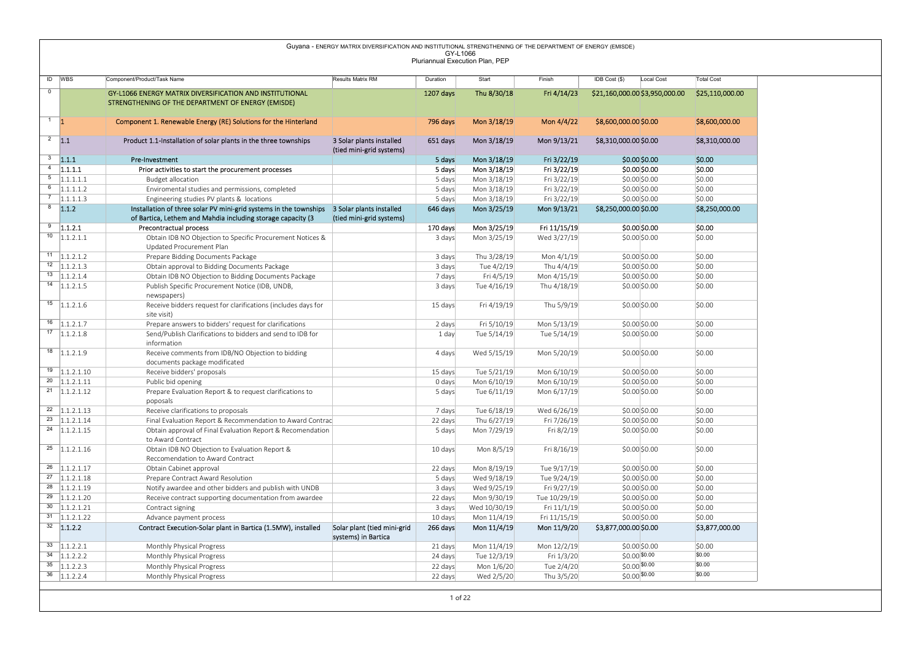# Guyana - ENERGY MATRIX DIVERSIFICATION AND INSTITUTIONAL STRENGTHENING OF THE DEPARTMENT OF ENERGY (EMISDE)

GY-L1066

Pluriannual Execution Plan, PEP

| ID | WBS | Component/Product/Task Name | Results Matrix RM | Duration | Start | Finish | IDB Cost ($) | Local Cost | Total Cost |
|---|---|---|---|---|---|---|---|---|---|
| 0 | | GY-L1066 ENERGY MATRIX DIVERSIFICATION AND INSTITUTIONAL STRENGTHENING OF THE DEPARTMENT OF ENERGY (EMISDE) | | 1207 days | Thu 8/30/18 | Fri 4/14/23 | $21,160,000.00 | $3,950,000.00 | $25,110,000.00 |
| 1 | 1 | Component 1. Renewable Energy (RE) Solutions for the Hinterland | | 796 days | Mon 3/18/19 | Mon 4/4/22 | $8,600,000.00 | $0.00 | $8,600,000.00 |
| 2 | 1.1 | Product 1.1-Installation of solar plants in the three townships | 3 Solar plants installed (tied mini-grid systems) | 651 days | Mon 3/18/19 | Mon 9/13/21 | $8,310,000.00 | $0.00 | $8,310,000.00 |
| 3 | 1.1.1 | Pre-Investment | | 5 days | Mon 3/18/19 | Fri 3/22/19 | $0.00 | $0.00 | $0.00 |
| 4 | 1.1.1.1 | Prior activities to start the procurement processes | | 5 days | Mon 3/18/19 | Fri 3/22/19 | $0.00 | $0.00 | $0.00 |
| 5 | 1.1.1.1.1 | Budget allocation | | 5 days | Mon 3/18/19 | Fri 3/22/19 | $0.00 | $0.00 | $0.00 |
| 6 | 1.1.1.1.2 | Enviromental studies and permissions, completed | | 5 days | Mon 3/18/19 | Fri 3/22/19 | $0.00 | $0.00 | $0.00 |
| 7 | 1.1.1.1.3 | Engineering studies PV plants & locations | | 5 days | Mon 3/18/19 | Fri 3/22/19 | $0.00 | $0.00 | $0.00 |
| 8 | 1.1.2 | Installation of three solar PV mini-grid systems in the townships of Bartica, Lethem and Mahdia including storage capacity (3 | 3 Solar plants installed (tied mini-grid systems) | 646 days | Mon 3/25/19 | Mon 9/13/21 | $8,250,000.00 | $0.00 | $8,250,000.00 |
| 9 | 1.1.2.1 | Precontractual process | | 170 days | Mon 3/25/19 | Fri 11/15/19 | $0.00 | $0.00 | $0.00 |
| 10 | 1.1.2.1.1 | Obtain IDB NO Objection to Specific Procurement Notices & Updated Procurement Plan | | 3 days | Mon 3/25/19 | Wed 3/27/19 | $0.00 | $0.00 | $0.00 |
| 11 | 1.1.2.1.2 | Prepare Bidding Documents Package | | 3 days | Thu 3/28/19 | Mon 4/1/19 | $0.00 | $0.00 | $0.00 |
| 12 | 1.1.2.1.3 | Obtain approval to Bidding Documents Package | | 3 days | Tue 4/2/19 | Thu 4/4/19 | $0.00 | $0.00 | $0.00 |
| 13 | 1.1.2.1.4 | Obtain IDB NO Objection to Bidding Documents Package | | 7 days | Fri 4/5/19 | Mon 4/15/19 | $0.00 | $0.00 | $0.00 |
| 14 | 1.1.2.1.5 | Publish Specific Procurement Notice (IDB, UNDB, newspapers) | | 3 days | Tue 4/16/19 | Thu 4/18/19 | $0.00 | $0.00 | $0.00 |
| 15 | 1.1.2.1.6 | Receive bidders request for clarifications (includes days for site visit) | | 15 days | Fri 4/19/19 | Thu 5/9/19 | $0.00 | $0.00 | $0.00 |
| 16 | 1.1.2.1.7 | Prepare answers to bidders' request for clarifications | | 2 days | Fri 5/10/19 | Mon 5/13/19 | $0.00 | $0.00 | $0.00 |
| 17 | 1.1.2.1.8 | Send/Publish Clarifications to bidders and send to IDB for information | | 1 day | Tue 5/14/19 | Tue 5/14/19 | $0.00 | $0.00 | $0.00 |
| 18 | 1.1.2.1.9 | Receive comments from IDB/NO Objection to bidding documents package modificated | | 4 days | Wed 5/15/19 | Mon 5/20/19 | $0.00 | $0.00 | $0.00 |
| 19 | 1.1.2.1.10 | Receive bidders' proposals | | 15 days | Tue 5/21/19 | Mon 6/10/19 | $0.00 | $0.00 | $0.00 |
| 20 | 1.1.2.1.11 | Public bid opening | | 0 days | Mon 6/10/19 | Mon 6/10/19 | $0.00 | $0.00 | $0.00 |
| 21 | 1.1.2.1.12 | Prepare Evaluation Report & to request clarifications to poposals | | 5 days | Tue 6/11/19 | Mon 6/17/19 | $0.00 | $0.00 | $0.00 |
| 22 | 1.1.2.1.13 | Receive clarifications to proposals | | 7 days | Tue 6/18/19 | Wed 6/26/19 | $0.00 | $0.00 | $0.00 |
| 23 | 1.1.2.1.14 | Final Evaluation Report & Recommendation to Award Contrac | | 22 days | Thu 6/27/19 | Fri 7/26/19 | $0.00 | $0.00 | $0.00 |
| 24 | 1.1.2.1.15 | Obtain approval of Final Evaluation Report & Recomendation to Award Contract | | 5 days | Mon 7/29/19 | Fri 8/2/19 | $0.00 | $0.00 | $0.00 |
| 25 | 1.1.2.1.16 | Obtain IDB NO Objection to Evaluation Report & Reccomendation to Award Contract | | 10 days | Mon 8/5/19 | Fri 8/16/19 | $0.00 | $0.00 | $0.00 |
| 26 | 1.1.2.1.17 | Obtain Cabinet approval | | 22 days | Mon 8/19/19 | Tue 9/17/19 | $0.00 | $0.00 | $0.00 |
| 27 | 1.1.2.1.18 | Prepare Contract Award Resolution | | 5 days | Wed 9/18/19 | Tue 9/24/19 | $0.00 | $0.00 | $0.00 |
| 28 | 1.1.2.1.19 | Notify awardee and other bidders and publish with UNDB | | 3 days | Wed 9/25/19 | Fri 9/27/19 | $0.00 | $0.00 | $0.00 |
| 29 | 1.1.2.1.20 | Receive contract supporting documentation from awardee | | 22 days | Mon 9/30/19 | Tue 10/29/19 | $0.00 | $0.00 | $0.00 |
| 30 | 1.1.2.1.21 | Contract signing | | 3 days | Wed 10/30/19 | Fri 11/1/19 | $0.00 | $0.00 | $0.00 |
| 31 | 1.1.2.1.22 | Advance payment process | | 10 days | Mon 11/4/19 | Fri 11/15/19 | $0.00 | $0.00 | $0.00 |
| 32 | 1.1.2.2 | Contract Execution-Solar plant in Bartica (1.5MW), installed | Solar plant (tied mini-grid systems) in Bartica | 266 days | Mon 11/4/19 | Mon 11/9/20 | $3,877,000.00 | $0.00 | $3,877,000.00 |
| 33 | 1.1.2.2.1 | Monthly Physical Progress | | 21 days | Mon 11/4/19 | Mon 12/2/19 | $0.00 | $0.00 | $0.00 |
| 34 | 1.1.2.2.2 | Monthly Physical Progress | | 24 days | Tue 12/3/19 | Fri 1/3/20 | $0.00 | $0.00 | $0.00 |
| 35 | 1.1.2.2.3 | Monthly Physical Progress | | 22 days | Mon 1/6/20 | Tue 2/4/20 | $0.00 | $0.00 | $0.00 |
| 36 | 1.1.2.2.4 | Monthly Physical Progress | | 22 days | Wed 2/5/20 | Thu 3/5/20 | $0.00 | $0.00 | $0.00 |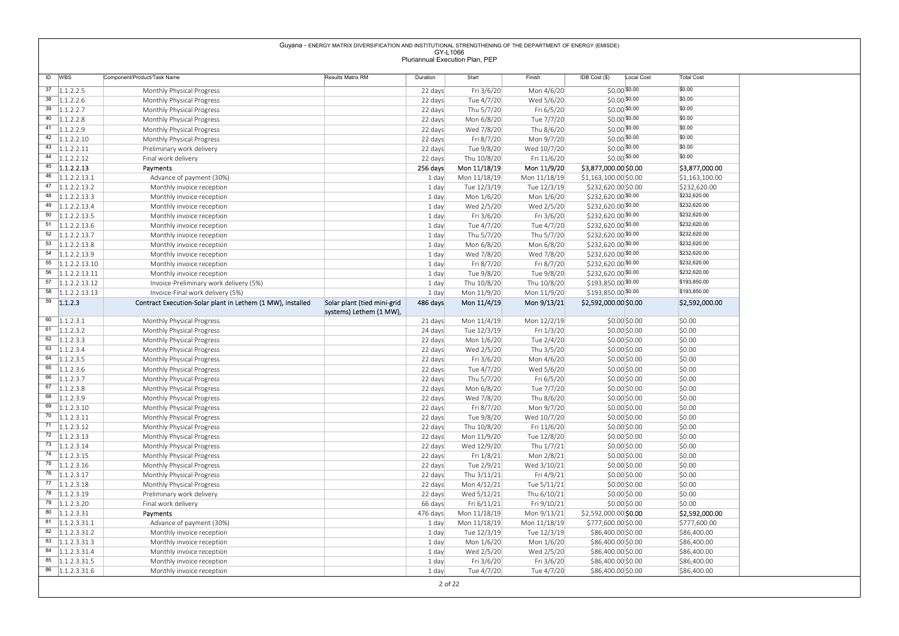| ID | WBS | Component/Product/Task Name | Results Matrix RM | Duration | Start | Finish | IDB Cost ($) | Local Cost | Total Cost |
|---|---|---|---|---|---|---|---|---|---|
| 37 | 1.1.2.2.5 | Monthly Physical Progress | | 22 days | Fri 3/6/20 | Mon 4/6/20 | $0.00 | $0.00 | $0.00 |
| 38 | 1.1.2.2.6 | Monthly Physical Progress | | 22 days | Tue 4/7/20 | Wed 5/6/20 | $0.00 | $0.00 | $0.00 |
| 39 | 1.1.2.2.7 | Monthly Physical Progress | | 22 days | Thu 5/7/20 | Fri 6/5/20 | $0.00 | $0.00 | $0.00 |
| 40 | 1.1.2.2.8 | Monthly Physical Progress | | 22 days | Mon 6/8/20 | Tue 7/7/20 | $0.00 | $0.00 | $0.00 |
| 41 | 1.1.2.2.9 | Monthly Physical Progress | | 22 days | Wed 7/8/20 | Thu 8/6/20 | $0.00 | $0.00 | $0.00 |
| 42 | 1.1.2.2.10 | Monthly Physical Progress | | 22 days | Fri 8/7/20 | Mon 9/7/20 | $0.00 | $0.00 | $0.00 |
| 43 | 1.1.2.2.11 | Preliminary work delivery | | 22 days | Tue 9/8/20 | Wed 10/7/20 | $0.00 | $0.00 | $0.00 |
| 44 | 1.1.2.2.12 | Final work delivery | | 22 days | Thu 10/8/20 | Fri 11/6/20 | $0.00 | $0.00 | $0.00 |
| 45 | 1.1.2.2.13 | Payments | | 256 days | Mon 11/18/19 | Mon 11/9/20 | $3,877,000.00 | $0.00 | $3,877,000.00 |
| 46 | 1.1.2.2.13.1 | Advance of payment (30%) | | 1 day | Mon 11/18/19 | Mon 11/18/19 | $1,163,100.00 | $0.00 | $1,163,100.00 |
| 47 | 1.1.2.2.13.2 | Monthly invoice reception | | 1 day | Tue 12/3/19 | Tue 12/3/19 | $232,620.00 | $0.00 | $232,620.00 |
| 48 | 1.1.2.2.13.3 | Monthly invoice reception | | 1 day | Mon 1/6/20 | Mon 1/6/20 | $232,620.00 | $0.00 | $232,620.00 |
| 49 | 1.1.2.2.13.4 | Monthly invoice reception | | 1 day | Wed 2/5/20 | Wed 2/5/20 | $232,620.00 | $0.00 | $232,620.00 |
| 50 | 1.1.2.2.13.5 | Monthly invoice reception | | 1 day | Fri 3/6/20 | Fri 3/6/20 | $232,620.00 | $0.00 | $232,620.00 |
| 51 | 1.1.2.2.13.6 | Monthly invoice reception | | 1 day | Tue 4/7/20 | Tue 4/7/20 | $232,620.00 | $0.00 | $232,620.00 |
| 52 | 1.1.2.2.13.7 | Monthly invoice reception | | 1 day | Thu 5/7/20 | Thu 5/7/20 | $232,620.00 | $0.00 | $232,620.00 |
| 53 | 1.1.2.2.13.8 | Monthly invoice reception | | 1 day | Mon 6/8/20 | Mon 6/8/20 | $232,620.00 | $0.00 | $232,620.00 |
| 54 | 1.1.2.2.13.9 | Monthly invoice reception | | 1 day | Wed 7/8/20 | Wed 7/8/20 | $232,620.00 | $0.00 | $232,620.00 |
| 55 | 1.1.2.2.13.10 | Monthly invoice reception | | 1 day | Fri 8/7/20 | Fri 8/7/20 | $232,620.00 | $0.00 | $232,620.00 |
| 56 | 1.1.2.2.13.11 | Monthly invoice reception | | 1 day | Tue 9/8/20 | Tue 9/8/20 | $232,620.00 | $0.00 | $232,620.00 |
| 57 | 1.1.2.2.13.12 | Invoice-Preliminary work delivery (5%) | | 1 day | Thu 10/8/20 | Thu 10/8/20 | $193,850.00 | $0.00 | $193,850.00 |
| 58 | 1.1.2.2.13.13 | Invoice-Final work delivery (5%) | | 1 day | Mon 11/9/20 | Mon 11/9/20 | $193,850.00 | $0.00 | $193,850.00 |
| 59 | 1.1.2.3 | Contract Execution-Solar plant in Lethem (1 MW), installed | Solar plant (tied mini-grid systems) Lethem (1 MW), | 486 days | Mon 11/4/19 | Mon 9/13/21 | $2,592,000.00 | $0.00 | $2,592,000.00 |
| 60 | 1.1.2.3.1 | Monthly Physical Progress | | 21 days | Mon 11/4/19 | Mon 12/2/19 | $0.00 | $0.00 | $0.00 |
| 61 | 1.1.2.3.2 | Monthly Physical Progress | | 24 days | Tue 12/3/19 | Fri 1/3/20 | $0.00 | $0.00 | $0.00 |
| 62 | 1.1.2.3.3 | Monthly Physical Progress | | 22 days | Mon 1/6/20 | Tue 2/4/20 | $0.00 | $0.00 | $0.00 |
| 63 | 1.1.2.3.4 | Monthly Physical Progress | | 22 days | Wed 2/5/20 | Thu 3/5/20 | $0.00 | $0.00 | $0.00 |
| 64 | 1.1.2.3.5 | Monthly Physical Progress | | 22 days | Fri 3/6/20 | Mon 4/6/20 | $0.00 | $0.00 | $0.00 |
| 65 | 1.1.2.3.6 | Monthly Physical Progress | | 22 days | Tue 4/7/20 | Wed 5/6/20 | $0.00 | $0.00 | $0.00 |
| 66 | 1.1.2.3.7 | Monthly Physical Progress | | 22 days | Thu 5/7/20 | Fri 6/5/20 | $0.00 | $0.00 | $0.00 |
| 67 | 1.1.2.3.8 | Monthly Physical Progress | | 22 days | Mon 6/8/20 | Tue 7/7/20 | $0.00 | $0.00 | $0.00 |
| 68 | 1.1.2.3.9 | Monthly Physical Progress | | 22 days | Wed 7/8/20 | Thu 8/6/20 | $0.00 | $0.00 | $0.00 |
| 69 | 1.1.2.3.10 | Monthly Physical Progress | | 22 days | Fri 8/7/20 | Mon 9/7/20 | $0.00 | $0.00 | $0.00 |
| 70 | 1.1.2.3.11 | Monthly Physical Progress | | 22 days | Tue 9/8/20 | Wed 10/7/20 | $0.00 | $0.00 | $0.00 |
| 71 | 1.1.2.3.12 | Monthly Physical Progress | | 22 days | Thu 10/8/20 | Fri 11/6/20 | $0.00 | $0.00 | $0.00 |
| 72 | 1.1.2.3.13 | Monthly Physical Progress | | 22 days | Mon 11/9/20 | Tue 12/8/20 | $0.00 | $0.00 | $0.00 |
| 73 | 1.1.2.3.14 | Monthly Physical Progress | | 22 days | Wed 12/9/20 | Thu 1/7/21 | $0.00 | $0.00 | $0.00 |
| 74 | 1.1.2.3.15 | Monthly Physical Progress | | 22 days | Fri 1/8/21 | Mon 2/8/21 | $0.00 | $0.00 | $0.00 |
| 75 | 1.1.2.3.16 | Monthly Physical Progress | | 22 days | Tue 2/9/21 | Wed 3/10/21 | $0.00 | $0.00 | $0.00 |
| 76 | 1.1.2.3.17 | Monthly Physical Progress | | 22 days | Thu 3/11/21 | Fri 4/9/21 | $0.00 | $0.00 | $0.00 |
| 77 | 1.1.2.3.18 | Monthly Physical Progress | | 22 days | Mon 4/12/21 | Tue 5/11/21 | $0.00 | $0.00 | $0.00 |
| 78 | 1.1.2.3.19 | Preliminary work delivery | | 22 days | Wed 5/12/21 | Thu 6/10/21 | $0.00 | $0.00 | $0.00 |
| 79 | 1.1.2.3.20 | Final work delivery | | 66 days | Fri 6/11/21 | Fri 9/10/21 | $0.00 | $0.00 | $0.00 |
| 80 | 1.1.2.3.31 | Payments | | 476 days | Mon 11/18/19 | Mon 9/13/21 | $2,592,000.00 | $0.00 | $2,592,000.00 |
| 81 | 1.1.2.3.31.1 | Advance of payment (30%) | | 1 day | Mon 11/18/19 | Mon 11/18/19 | $777,600.00 | $0.00 | $777,600.00 |
| 82 | 1.1.2.3.31.2 | Monthly invoice reception | | 1 day | Tue 12/3/19 | Tue 12/3/19 | $86,400.00 | $0.00 | $86,400.00 |
| 83 | 1.1.2.3.31.3 | Monthly invoice reception | | 1 day | Mon 1/6/20 | Mon 1/6/20 | $86,400.00 | $0.00 | $86,400.00 |
| 84 | 1.1.2.3.31.4 | Monthly invoice reception | | 1 day | Wed 2/5/20 | Wed 2/5/20 | $86,400.00 | $0.00 | $86,400.00 |
| 85 | 1.1.2.3.31.5 | Monthly invoice reception | | 1 day | Fri 3/6/20 | Fri 3/6/20 | $86,400.00 | $0.00 | $86,400.00 |
| 86 | 1.1.2.3.31.6 | Monthly invoice reception | | 1 day | Tue 4/7/20 | Tue 4/7/20 | $86,400.00 | $0.00 | $86,400.00 |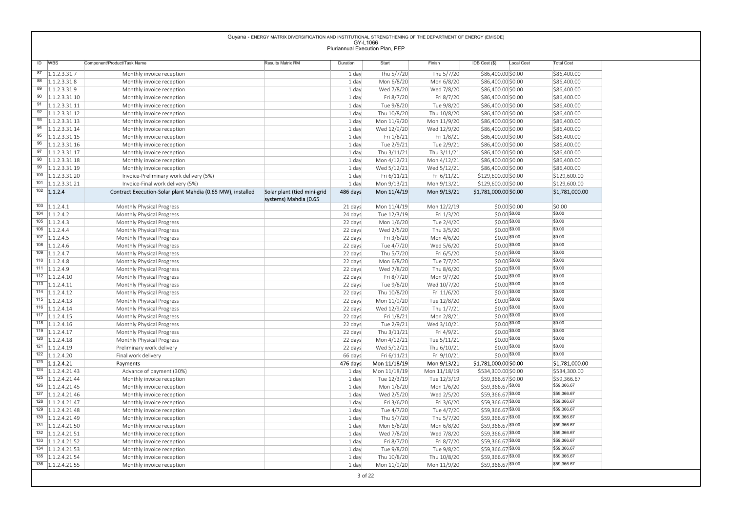Guyana - ENERGY MATRIX DIVERSIFICATION AND INSTITUTIONAL STRENGTHENING OF THE DEPARTMENT OF ENERGY (EMISDE)
GY-L1066
Pluriannual Execution Plan, PEP

| ID | WBS | Component/Product/Task Name | Results Matrix RM | Duration | Start | Finish | IDB Cost ($) | Local Cost | Total Cost |
|---|---|---|---|---|---|---|---|---|---|
| 87 | 1.1.2.3.31.7 | Monthly invoice reception | | 1 day | Thu 5/7/20 | Thu 5/7/20 | $86,400.00 | $0.00 | $86,400.00 |
| 88 | 1.1.2.3.31.8 | Monthly invoice reception | | 1 day | Mon 6/8/20 | Mon 6/8/20 | $86,400.00 | $0.00 | $86,400.00 |
| 89 | 1.1.2.3.31.9 | Monthly invoice reception | | 1 day | Wed 7/8/20 | Wed 7/8/20 | $86,400.00 | $0.00 | $86,400.00 |
| 90 | 1.1.2.3.31.10 | Monthly invoice reception | | 1 day | Fri 8/7/20 | Fri 8/7/20 | $86,400.00 | $0.00 | $86,400.00 |
| 91 | 1.1.2.3.31.11 | Monthly invoice reception | | 1 day | Tue 9/8/20 | Tue 9/8/20 | $86,400.00 | $0.00 | $86,400.00 |
| 92 | 1.1.2.3.31.12 | Monthly invoice reception | | 1 day | Thu 10/8/20 | Thu 10/8/20 | $86,400.00 | $0.00 | $86,400.00 |
| 93 | 1.1.2.3.31.13 | Monthly invoice reception | | 1 day | Mon 11/9/20 | Mon 11/9/20 | $86,400.00 | $0.00 | $86,400.00 |
| 94 | 1.1.2.3.31.14 | Monthly invoice reception | | 1 day | Wed 12/9/20 | Wed 12/9/20 | $86,400.00 | $0.00 | $86,400.00 |
| 95 | 1.1.2.3.31.15 | Monthly invoice reception | | 1 day | Fri 1/8/21 | Fri 1/8/21 | $86,400.00 | $0.00 | $86,400.00 |
| 96 | 1.1.2.3.31.16 | Monthly invoice reception | | 1 day | Tue 2/9/21 | Tue 2/9/21 | $86,400.00 | $0.00 | $86,400.00 |
| 97 | 1.1.2.3.31.17 | Monthly invoice reception | | 1 day | Thu 3/11/21 | Thu 3/11/21 | $86,400.00 | $0.00 | $86,400.00 |
| 98 | 1.1.2.3.31.18 | Monthly invoice reception | | 1 day | Mon 4/12/21 | Mon 4/12/21 | $86,400.00 | $0.00 | $86,400.00 |
| 99 | 1.1.2.3.31.19 | Monthly invoice reception | | 1 day | Wed 5/12/21 | Wed 5/12/21 | $86,400.00 | $0.00 | $86,400.00 |
| 100 | 1.1.2.3.31.20 | Invoice-Preliminary work delivery (5%) | | 1 day | Fri 6/11/21 | Fri 6/11/21 | $129,600.00 | $0.00 | $129,600.00 |
| 101 | 1.1.2.3.31.21 | Invoice-Final work delivery (5%) | | 1 day | Mon 9/13/21 | Mon 9/13/21 | $129,600.00 | $0.00 | $129,600.00 |
| 102 | **1.1.2.4** | **Contract Execution-Solar plant Mahdia (0.65 MW), installed** | Solar plant (tied mini-grid systems) Mahdia (0.65 | **486 days** | **Mon 11/4/19** | **Mon 9/13/21** | **$1,781,000.00** | **$0.00** | **$1,781,000.00** |
| 103 | 1.1.2.4.1 | Monthly Physical Progress | | 21 days | Mon 11/4/19 | Mon 12/2/19 | $0.00 | $0.00 | $0.00 |
| 104 | 1.1.2.4.2 | Monthly Physical Progress | | 24 days | Tue 12/3/19 | Fri 1/3/20 | $0.00 | $0.00 | $0.00 |
| 105 | 1.1.2.4.3 | Monthly Physical Progress | | 22 days | Mon 1/6/20 | Tue 2/4/20 | $0.00 | $0.00 | $0.00 |
| 106 | 1.1.2.4.4 | Monthly Physical Progress | | 22 days | Wed 2/5/20 | Thu 3/5/20 | $0.00 | $0.00 | $0.00 |
| 107 | 1.1.2.4.5 | Monthly Physical Progress | | 22 days | Fri 3/6/20 | Mon 4/6/20 | $0.00 | $0.00 | $0.00 |
| 108 | 1.1.2.4.6 | Monthly Physical Progress | | 22 days | Tue 4/7/20 | Wed 5/6/20 | $0.00 | $0.00 | $0.00 |
| 109 | 1.1.2.4.7 | Monthly Physical Progress | | 22 days | Thu 5/7/20 | Fri 6/5/20 | $0.00 | $0.00 | $0.00 |
| 110 | 1.1.2.4.8 | Monthly Physical Progress | | 22 days | Mon 6/8/20 | Tue 7/7/20 | $0.00 | $0.00 | $0.00 |
| 111 | 1.1.2.4.9 | Monthly Physical Progress | | 22 days | Wed 7/8/20 | Thu 8/6/20 | $0.00 | $0.00 | $0.00 |
| 112 | 1.1.2.4.10 | Monthly Physical Progress | | 22 days | Fri 8/7/20 | Mon 9/7/20 | $0.00 | $0.00 | $0.00 |
| 113 | 1.1.2.4.11 | Monthly Physical Progress | | 22 days | Tue 9/8/20 | Wed 10/7/20 | $0.00 | $0.00 | $0.00 |
| 114 | 1.1.2.4.12 | Monthly Physical Progress | | 22 days | Thu 10/8/20 | Fri 11/6/20 | $0.00 | $0.00 | $0.00 |
| 115 | 1.1.2.4.13 | Monthly Physical Progress | | 22 days | Mon 11/9/20 | Tue 12/8/20 | $0.00 | $0.00 | $0.00 |
| 116 | 1.1.2.4.14 | Monthly Physical Progress | | 22 days | Wed 12/9/20 | Thu 1/7/21 | $0.00 | $0.00 | $0.00 |
| 117 | 1.1.2.4.15 | Monthly Physical Progress | | 22 days | Fri 1/8/21 | Mon 2/8/21 | $0.00 | $0.00 | $0.00 |
| 118 | 1.1.2.4.16 | Monthly Physical Progress | | 22 days | Tue 2/9/21 | Wed 3/10/21 | $0.00 | $0.00 | $0.00 |
| 119 | 1.1.2.4.17 | Monthly Physical Progress | | 22 days | Thu 3/11/21 | Fri 4/9/21 | $0.00 | $0.00 | $0.00 |
| 120 | 1.1.2.4.18 | Monthly Physical Progress | | 22 days | Mon 4/12/21 | Tue 5/11/21 | $0.00 | $0.00 | $0.00 |
| 121 | 1.1.2.4.19 | Preliminary work delivery | | 22 days | Wed 5/12/21 | Thu 6/10/21 | $0.00 | $0.00 | $0.00 |
| 122 | 1.1.2.4.20 | Final work delivery | | 66 days | Fri 6/11/21 | Fri 9/10/21 | $0.00 | $0.00 | $0.00 |
| 123 | 1.1.2.4.21 | Payments | | 476 days | Mon 11/18/19 | Mon 9/13/21 | $1,781,000.00 | $0.00 | $1,781,000.00 |
| 124 | 1.1.2.4.21.43 | Advance of payment (30%) | | 1 day | Mon 11/18/19 | Mon 11/18/19 | $534,300.00 | $0.00 | $534,300.00 |
| 125 | 1.1.2.4.21.44 | Monthly invoice reception | | 1 day | Tue 12/3/19 | Tue 12/3/19 | $59,366.67 | $0.00 | $59,366.67 |
| 126 | 1.1.2.4.21.45 | Monthly invoice reception | | 1 day | Mon 1/6/20 | Mon 1/6/20 | $59,366.67 | $0.00 | $59,366.67 |
| 127 | 1.1.2.4.21.46 | Monthly invoice reception | | 1 day | Wed 2/5/20 | Wed 2/5/20 | $59,366.67 | $0.00 | $59,366.67 |
| 128 | 1.1.2.4.21.47 | Monthly invoice reception | | 1 day | Fri 3/6/20 | Fri 3/6/20 | $59,366.67 | $0.00 | $59,366.67 |
| 129 | 1.1.2.4.21.48 | Monthly invoice reception | | 1 day | Tue 4/7/20 | Tue 4/7/20 | $59,366.67 | $0.00 | $59,366.67 |
| 130 | 1.1.2.4.21.49 | Monthly invoice reception | | 1 day | Thu 5/7/20 | Thu 5/7/20 | $59,366.67 | $0.00 | $59,366.67 |
| 131 | 1.1.2.4.21.50 | Monthly invoice reception | | 1 day | Mon 6/8/20 | Mon 6/8/20 | $59,366.67 | $0.00 | $59,366.67 |
| 132 | 1.1.2.4.21.51 | Monthly invoice reception | | 1 day | Wed 7/8/20 | Wed 7/8/20 | $59,366.67 | $0.00 | $59,366.67 |
| 133 | 1.1.2.4.21.52 | Monthly invoice reception | | 1 day | Fri 8/7/20 | Fri 8/7/20 | $59,366.67 | $0.00 | $59,366.67 |
| 134 | 1.1.2.4.21.53 | Monthly invoice reception | | 1 day | Tue 9/8/20 | Tue 9/8/20 | $59,366.67 | $0.00 | $59,366.67 |
| 135 | 1.1.2.4.21.54 | Monthly invoice reception | | 1 day | Thu 10/8/20 | Thu 10/8/20 | $59,366.67 | $0.00 | $59,366.67 |
| 136 | 1.1.2.4.21.55 | Monthly invoice reception | | 1 day | Mon 11/9/20 | Mon 11/9/20 | $59,366.67 | $0.00 | $59,366.67 |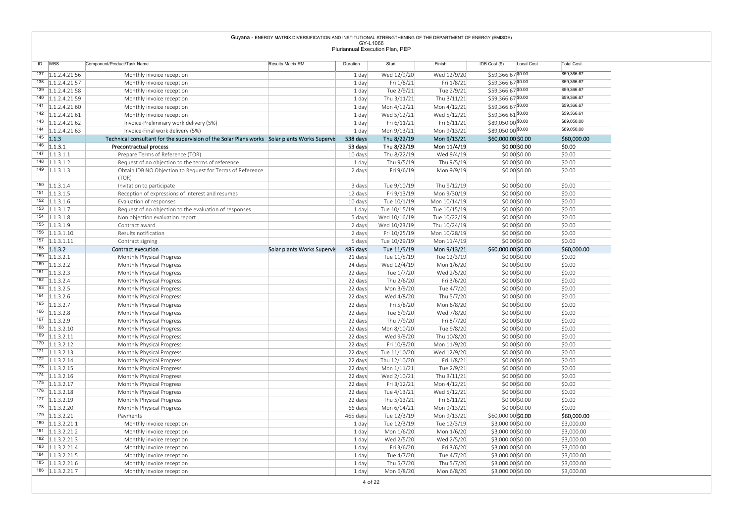Guyana - ENERGY MATRIX DIVERSIFICATION AND INSTITUTIONAL STRENGTHENING OF THE DEPARTMENT OF ENERGY (EMISDE)
GY-L1066
Pluriannual Execution Plan, PEP

| ID | WBS | Component/Product/Task Name | Results Matrix RM | Duration | Start | Finish | IDB Cost ($) | Local Cost | Total Cost |
|---|---|---|---|---|---|---|---|---|---|
| 137 | 1.1.2.4.21.56 | Monthly invoice reception | | 1 day | Wed 12/9/20 | Wed 12/9/20 | $59,366.67 | $0.00 | $59,366.67 |
| 138 | 1.1.2.4.21.57 | Monthly invoice reception | | 1 day | Fri 1/8/21 | Fri 1/8/21 | $59,366.67 | $0.00 | $59,366.67 |
| 139 | 1.1.2.4.21.58 | Monthly invoice reception | | 1 day | Tue 2/9/21 | Tue 2/9/21 | $59,366.67 | $0.00 | $59,366.67 |
| 140 | 1.1.2.4.21.59 | Monthly invoice reception | | 1 day | Thu 3/11/21 | Thu 3/11/21 | $59,366.67 | $0.00 | $59,366.67 |
| 141 | 1.1.2.4.21.60 | Monthly invoice reception | | 1 day | Mon 4/12/21 | Mon 4/12/21 | $59,366.67 | $0.00 | $59,366.67 |
| 142 | 1.1.2.4.21.61 | Monthly invoice reception | | 1 day | Wed 5/12/21 | Wed 5/12/21 | $59,366.61 | $0.00 | $59,366.61 |
| 143 | 1.1.2.4.21.62 | Invoice-Preliminary work delivery (5%) | | 1 day | Fri 6/11/21 | Fri 6/11/21 | $89,050.00 | $0.00 | $89,050.00 |
| 144 | 1.1.2.4.21.63 | Invoice-Final work delivery (5%) | | 1 day | Mon 9/13/21 | Mon 9/13/21 | $89,050.00 | $0.00 | $89,050.00 |
| 145 | 1.1.3 | Technical consultant for the supervision of the Solar Plans works | Solar plants Works Supervis | 538 days | Thu 8/22/19 | Mon 9/13/21 | $60,000.00 | $0.00 | $60,000.00 |
| 146 | 1.1.3.1 | Precontractual process | | 53 days | Thu 8/22/19 | Mon 11/4/19 | $0.00 | $0.00 | $0.00 |
| 147 | 1.1.3.1.1 | Prepare Terms of Reference (TOR) | | 10 days | Thu 8/22/19 | Wed 9/4/19 | $0.00 | $0.00 | $0.00 |
| 148 | 1.1.3.1.2 | Request of no objection to the terms of reference | | 1 day | Thu 9/5/19 | Thu 9/5/19 | $0.00 | $0.00 | $0.00 |
| 149 | 1.1.3.1.3 | Obtain IDB NO Objection to Request for Terms of Reference (TOR) | | 2 days | Fri 9/6/19 | Mon 9/9/19 | $0.00 | $0.00 | $0.00 |
| 150 | 1.1.3.1.4 | Invitation to participate | | 3 days | Tue 9/10/19 | Thu 9/12/19 | $0.00 | $0.00 | $0.00 |
| 151 | 1.1.3.1.5 | Reception of expressions of interest and resumes | | 12 days | Fri 9/13/19 | Mon 9/30/19 | $0.00 | $0.00 | $0.00 |
| 152 | 1.1.3.1.6 | Evaluation of responses | | 10 days | Tue 10/1/19 | Mon 10/14/19 | $0.00 | $0.00 | $0.00 |
| 153 | 1.1.3.1.7 | Request of no objection to the evaluation of responses | | 1 day | Tue 10/15/19 | Tue 10/15/19 | $0.00 | $0.00 | $0.00 |
| 154 | 1.1.3.1.8 | Non objection evaluation report | | 5 days | Wed 10/16/19 | Tue 10/22/19 | $0.00 | $0.00 | $0.00 |
| 155 | 1.1.3.1.9 | Contract award | | 2 days | Wed 10/23/19 | Thu 10/24/19 | $0.00 | $0.00 | $0.00 |
| 156 | 1.1.3.1.10 | Results notification | | 2 days | Fri 10/25/19 | Mon 10/28/19 | $0.00 | $0.00 | $0.00 |
| 157 | 1.1.3.1.11 | Contract signing | | 5 days | Tue 10/29/19 | Mon 11/4/19 | $0.00 | $0.00 | $0.00 |
| 158 | 1.1.3.2 | Contract execution | Solar plants Works Supervis | 485 days | Tue 11/5/19 | Mon 9/13/21 | $60,000.00 | $0.00 | $60,000.00 |
| 159 | 1.1.3.2.1 | Monthly Physical Progress | | 21 days | Tue 11/5/19 | Tue 12/3/19 | $0.00 | $0.00 | $0.00 |
| 160 | 1.1.3.2.2 | Monthly Physical Progress | | 24 days | Wed 12/4/19 | Mon 1/6/20 | $0.00 | $0.00 | $0.00 |
| 161 | 1.1.3.2.3 | Monthly Physical Progress | | 22 days | Tue 1/7/20 | Wed 2/5/20 | $0.00 | $0.00 | $0.00 |
| 162 | 1.1.3.2.4 | Monthly Physical Progress | | 22 days | Thu 2/6/20 | Fri 3/6/20 | $0.00 | $0.00 | $0.00 |
| 163 | 1.1.3.2.5 | Monthly Physical Progress | | 22 days | Mon 3/9/20 | Tue 4/7/20 | $0.00 | $0.00 | $0.00 |
| 164 | 1.1.3.2.6 | Monthly Physical Progress | | 22 days | Wed 4/8/20 | Thu 5/7/20 | $0.00 | $0.00 | $0.00 |
| 165 | 1.1.3.2.7 | Monthly Physical Progress | | 22 days | Fri 5/8/20 | Mon 6/8/20 | $0.00 | $0.00 | $0.00 |
| 166 | 1.1.3.2.8 | Monthly Physical Progress | | 22 days | Tue 6/9/20 | Wed 7/8/20 | $0.00 | $0.00 | $0.00 |
| 167 | 1.1.3.2.9 | Monthly Physical Progress | | 22 days | Thu 7/9/20 | Fri 8/7/20 | $0.00 | $0.00 | $0.00 |
| 168 | 1.1.3.2.10 | Monthly Physical Progress | | 22 days | Mon 8/10/20 | Tue 9/8/20 | $0.00 | $0.00 | $0.00 |
| 169 | 1.1.3.2.11 | Monthly Physical Progress | | 22 days | Wed 9/9/20 | Thu 10/8/20 | $0.00 | $0.00 | $0.00 |
| 170 | 1.1.3.2.12 | Monthly Physical Progress | | 22 days | Fri 10/9/20 | Mon 11/9/20 | $0.00 | $0.00 | $0.00 |
| 171 | 1.1.3.2.13 | Monthly Physical Progress | | 22 days | Tue 11/10/20 | Wed 12/9/20 | $0.00 | $0.00 | $0.00 |
| 172 | 1.1.3.2.14 | Monthly Physical Progress | | 22 days | Thu 12/10/20 | Fri 1/8/21 | $0.00 | $0.00 | $0.00 |
| 173 | 1.1.3.2.15 | Monthly Physical Progress | | 22 days | Mon 1/11/21 | Tue 2/9/21 | $0.00 | $0.00 | $0.00 |
| 174 | 1.1.3.2.16 | Monthly Physical Progress | | 22 days | Wed 2/10/21 | Thu 3/11/21 | $0.00 | $0.00 | $0.00 |
| 175 | 1.1.3.2.17 | Monthly Physical Progress | | 22 days | Fri 3/12/21 | Mon 4/12/21 | $0.00 | $0.00 | $0.00 |
| 176 | 1.1.3.2.18 | Monthly Physical Progress | | 22 days | Tue 4/13/21 | Wed 5/12/21 | $0.00 | $0.00 | $0.00 |
| 177 | 1.1.3.2.19 | Monthly Physical Progress | | 22 days | Thu 5/13/21 | Fri 6/11/21 | $0.00 | $0.00 | $0.00 |
| 178 | 1.1.3.2.20 | Monthly Physical Progress | | 66 days | Mon 6/14/21 | Mon 9/13/21 | $0.00 | $0.00 | $0.00 |
| 179 | 1.1.3.2.21 | Payments | | 465 days | Tue 12/3/19 | Mon 9/13/21 | $60,000.00 | $0.00 | $60,000.00 |
| 180 | 1.1.3.2.21.1 | Monthly invoice reception | | 1 day | Tue 12/3/19 | Tue 12/3/19 | $3,000.00 | $0.00 | $3,000.00 |
| 181 | 1.1.3.2.21.2 | Monthly invoice reception | | 1 day | Mon 1/6/20 | Mon 1/6/20 | $3,000.00 | $0.00 | $3,000.00 |
| 182 | 1.1.3.2.21.3 | Monthly invoice reception | | 1 day | Wed 2/5/20 | Wed 2/5/20 | $3,000.00 | $0.00 | $3,000.00 |
| 183 | 1.1.3.2.21.4 | Monthly invoice reception | | 1 day | Fri 3/6/20 | Fri 3/6/20 | $3,000.00 | $0.00 | $3,000.00 |
| 184 | 1.1.3.2.21.5 | Monthly invoice reception | | 1 day | Tue 4/7/20 | Tue 4/7/20 | $3,000.00 | $0.00 | $3,000.00 |
| 185 | 1.1.3.2.21.6 | Monthly invoice reception | | 1 day | Thu 5/7/20 | Thu 5/7/20 | $3,000.00 | $0.00 | $3,000.00 |
| 186 | 1.1.3.2.21.7 | Monthly invoice reception | | 1 day | Mon 6/8/20 | Mon 6/8/20 | $3,000.00 | $0.00 | $3,000.00 |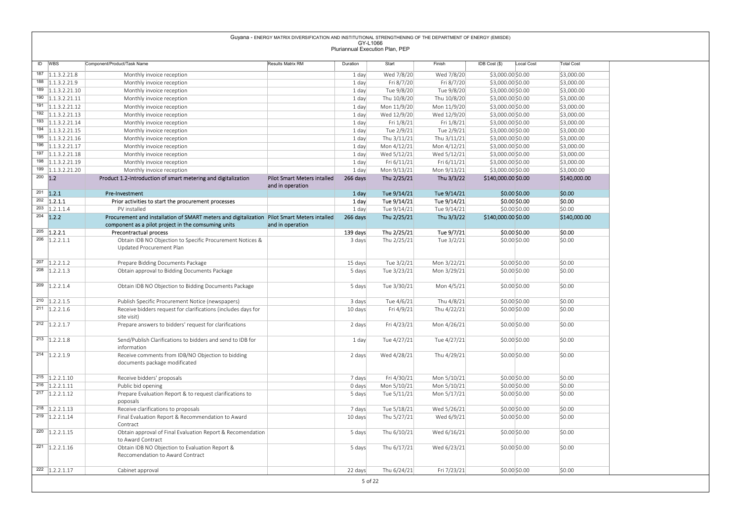Guyana - ENERGY MATRIX DIVERSIFICATION AND INSTITUTIONAL STRENGTHENING OF THE DEPARTMENT OF ENERGY (EMISDE)
GY-L1066
Pluriannual Execution Plan, PEP

| ID | WBS | Component/Product/Task Name | Results Matrix RM | Duration | Start | Finish | IDB Cost ($) | Local Cost | Total Cost |
|---|---|---|---|---|---|---|---|---|---|
| 187 | 1.1.3.2.21.8 | Monthly invoice reception | | 1 day | Wed 7/8/20 | Wed 7/8/20 | $3,000.00 | $0.00 | $3,000.00 |
| 188 | 1.1.3.2.21.9 | Monthly invoice reception | | 1 day | Fri 8/7/20 | Fri 8/7/20 | $3,000.00 | $0.00 | $3,000.00 |
| 189 | 1.1.3.2.21.10 | Monthly invoice reception | | 1 day | Tue 9/8/20 | Tue 9/8/20 | $3,000.00 | $0.00 | $3,000.00 |
| 190 | 1.1.3.2.21.11 | Monthly invoice reception | | 1 day | Thu 10/8/20 | Thu 10/8/20 | $3,000.00 | $0.00 | $3,000.00 |
| 191 | 1.1.3.2.21.12 | Monthly invoice reception | | 1 day | Mon 11/9/20 | Mon 11/9/20 | $3,000.00 | $0.00 | $3,000.00 |
| 192 | 1.1.3.2.21.13 | Monthly invoice reception | | 1 day | Wed 12/9/20 | Wed 12/9/20 | $3,000.00 | $0.00 | $3,000.00 |
| 193 | 1.1.3.2.21.14 | Monthly invoice reception | | 1 day | Fri 1/8/21 | Fri 1/8/21 | $3,000.00 | $0.00 | $3,000.00 |
| 194 | 1.1.3.2.21.15 | Monthly invoice reception | | 1 day | Tue 2/9/21 | Tue 2/9/21 | $3,000.00 | $0.00 | $3,000.00 |
| 195 | 1.1.3.2.21.16 | Monthly invoice reception | | 1 day | Thu 3/11/21 | Thu 3/11/21 | $3,000.00 | $0.00 | $3,000.00 |
| 196 | 1.1.3.2.21.17 | Monthly invoice reception | | 1 day | Mon 4/12/21 | Mon 4/12/21 | $3,000.00 | $0.00 | $3,000.00 |
| 197 | 1.1.3.2.21.18 | Monthly invoice reception | | 1 day | Wed 5/12/21 | Wed 5/12/21 | $3,000.00 | $0.00 | $3,000.00 |
| 198 | 1.1.3.2.21.19 | Monthly invoice reception | | 1 day | Fri 6/11/21 | Fri 6/11/21 | $3,000.00 | $0.00 | $3,000.00 |
| 199 | 1.1.3.2.21.20 | Monthly invoice reception | | 1 day | Mon 9/13/21 | Mon 9/13/21 | $3,000.00 | $0.00 | $3,000.00 |
| 200 | 1.2 | Product 1.2-Introduction of smart metering and digitalization | Pilot Smart Meters intalled and in operation | 266 days | Thu 2/25/21 | Thu 3/3/22 | $140,000.00 | $0.00 | $140,000.00 |
| 201 | 1.2.1 | Pre-Investment | | 1 day | Tue 9/14/21 | Tue 9/14/21 | $0.00 | $0.00 | $0.00 |
| 202 | 1.2.1.1 | Prior activities to start the procurement processes | | 1 day | Tue 9/14/21 | Tue 9/14/21 | $0.00 | $0.00 | $0.00 |
| 203 | 1.2.1.1.4 | PV installed | | 1 day | Tue 9/14/21 | Tue 9/14/21 | $0.00 | $0.00 | $0.00 |
| 204 | 1.2.2 | Procurement and installation of SMART meters and digitalization component as a pilot project in the comsuming units | Pilot Smart Meters intalled and in operation | 266 days | Thu 2/25/21 | Thu 3/3/22 | $140,000.00 | $0.00 | $140,000.00 |
| 205 | 1.2.2.1 | Precontractual process | | 139 days | Thu 2/25/21 | Tue 9/7/21 | $0.00 | $0.00 | $0.00 |
| 206 | 1.2.2.1.1 | Obtain IDB NO Objection to Specific Procurement Notices & Updated Procurement Plan | | 3 days | Thu 2/25/21 | Tue 3/2/21 | $0.00 | $0.00 | $0.00 |
| 207 | 1.2.2.1.2 | Prepare Bidding Documents Package | | 15 days | Tue 3/2/21 | Mon 3/22/21 | $0.00 | $0.00 | $0.00 |
| 208 | 1.2.2.1.3 | Obtain approval to Bidding Documents Package | | 5 days | Tue 3/23/21 | Mon 3/29/21 | $0.00 | $0.00 | $0.00 |
| 209 | 1.2.2.1.4 | Obtain IDB NO Objection to Bidding Documents Package | | 5 days | Tue 3/30/21 | Mon 4/5/21 | $0.00 | $0.00 | $0.00 |
| 210 | 1.2.2.1.5 | Publish Specific Procurement Notice (newspapers) | | 3 days | Tue 4/6/21 | Thu 4/8/21 | $0.00 | $0.00 | $0.00 |
| 211 | 1.2.2.1.6 | Receive bidders request for clarifications (includes days for site visit) | | 10 days | Fri 4/9/21 | Thu 4/22/21 | $0.00 | $0.00 | $0.00 |
| 212 | 1.2.2.1.7 | Prepare answers to bidders' request for clarifications | | 2 days | Fri 4/23/21 | Mon 4/26/21 | $0.00 | $0.00 | $0.00 |
| 213 | 1.2.2.1.8 | Send/Publish Clarifications to bidders and send to IDB for information | | 1 day | Tue 4/27/21 | Tue 4/27/21 | $0.00 | $0.00 | $0.00 |
| 214 | 1.2.2.1.9 | Receive comments from IDB/NO Objection to bidding documents package modificated | | 2 days | Wed 4/28/21 | Thu 4/29/21 | $0.00 | $0.00 | $0.00 |
| 215 | 1.2.2.1.10 | Receive bidders' proposals | | 7 days | Fri 4/30/21 | Mon 5/10/21 | $0.00 | $0.00 | $0.00 |
| 216 | 1.2.2.1.11 | Public bid opening | | 0 days | Mon 5/10/21 | Mon 5/10/21 | $0.00 | $0.00 | $0.00 |
| 217 | 1.2.2.1.12 | Prepare Evaluation Report & to request clarifications to poposals | | 5 days | Tue 5/11/21 | Mon 5/17/21 | $0.00 | $0.00 | $0.00 |
| 218 | 1.2.2.1.13 | Receive clarifications to proposals | | 7 days | Tue 5/18/21 | Wed 5/26/21 | $0.00 | $0.00 | $0.00 |
| 219 | 1.2.2.1.14 | Final Evaluation Report & Recommendation to Award Contract | | 10 days | Thu 5/27/21 | Wed 6/9/21 | $0.00 | $0.00 | $0.00 |
| 220 | 1.2.2.1.15 | Obtain approval of Final Evaluation Report & Recomendation to Award Contract | | 5 days | Thu 6/10/21 | Wed 6/16/21 | $0.00 | $0.00 | $0.00 |
| 221 | 1.2.2.1.16 | Obtain IDB NO Objection to Evaluation Report & Reccomendation to Award Contract | | 5 days | Thu 6/17/21 | Wed 6/23/21 | $0.00 | $0.00 | $0.00 |
| 222 | 1.2.2.1.17 | Cabinet approval | | 22 days | Thu 6/24/21 | Fri 7/23/21 | $0.00 | $0.00 | $0.00 |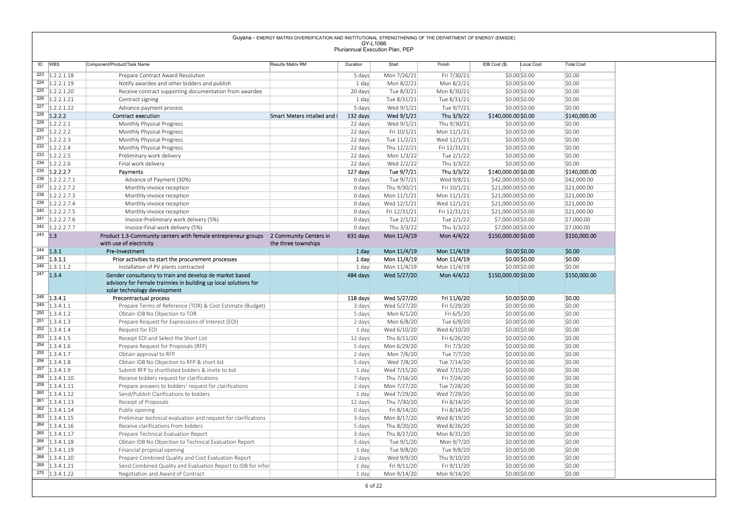Guyana - ENERGY MATRIX DIVERSIFICATION AND INSTITUTIONAL STRENGTHENING OF THE DEPARTMENT OF ENERGY (EMISDE)
GY-L1066
Pluriannual Execution Plan, PEP

| ID | WBS | Component/Product/Task Name | Results Matrix RM | Duration | Start | Finish | IDB Cost ($) | Local Cost | Total Cost |
|---|---|---|---|---|---|---|---|---|---|
| 223 | 1.2.2.1.18 | Prepare Contract Award Resolution | | 5 days | Mon 7/26/21 | Fri 7/30/21 | $0.00 | $0.00 | $0.00 |
| 224 | 1.2.2.1.19 | Notify awardee and other bidders and publish | | 1 day | Mon 8/2/21 | Mon 8/2/21 | $0.00 | $0.00 | $0.00 |
| 225 | 1.2.2.1.20 | Receive contract supporting documentation from awardee | | 20 days | Tue 8/3/21 | Mon 8/30/21 | $0.00 | $0.00 | $0.00 |
| 226 | 1.2.2.1.21 | Contract signing | | 1 day | Tue 8/31/21 | Tue 8/31/21 | $0.00 | $0.00 | $0.00 |
| 227 | 1.2.2.1.22 | Advance payment process | | 5 days | Wed 9/1/21 | Tue 9/7/21 | $0.00 | $0.00 | $0.00 |
| 228 | 1.2.2.2 | Contract execution | Smart Meters intalled and i | 132 days | Wed 9/1/21 | Thu 3/3/22 | $140,000.00 | $0.00 | $140,000.00 |
| 229 | 1.2.2.2.1 | Monthly Physical Progress | | 22 days | Wed 9/1/21 | Thu 9/30/21 | $0.00 | $0.00 | $0.00 |
| 230 | 1.2.2.2.2 | Monthly Physical Progress | | 22 days | Fri 10/1/21 | Mon 11/1/21 | $0.00 | $0.00 | $0.00 |
| 231 | 1.2.2.2.3 | Monthly Physical Progress | | 22 days | Tue 11/2/21 | Wed 12/1/21 | $0.00 | $0.00 | $0.00 |
| 232 | 1.2.2.2.4 | Monthly Physical Progress | | 22 days | Thu 12/2/21 | Fri 12/31/21 | $0.00 | $0.00 | $0.00 |
| 233 | 1.2.2.2.5 | Preliminary work delivery | | 22 days | Mon 1/3/22 | Tue 2/1/22 | $0.00 | $0.00 | $0.00 |
| 234 | 1.2.2.2.6 | Final work delivery | | 22 days | Wed 2/2/22 | Thu 3/3/22 | $0.00 | $0.00 | $0.00 |
| 235 | 1.2.2.2.7 | Payments | | 127 days | Tue 9/7/21 | Thu 3/3/22 | $140,000.00 | $0.00 | $140,000.00 |
| 236 | 1.2.2.2.7.1 | Advance of Payment (30%) | | 0 days | Tue 9/7/21 | Wed 9/8/21 | $42,000.00 | $0.00 | $42,000.00 |
| 237 | 1.2.2.2.7.2 | Monthly invoice reception | | 0 days | Thu 9/30/21 | Fri 10/1/21 | $21,000.00 | $0.00 | $21,000.00 |
| 238 | 1.2.2.2.7.3 | Monthly invoice reception | | 0 days | Mon 11/1/21 | Mon 11/1/21 | $21,000.00 | $0.00 | $21,000.00 |
| 239 | 1.2.2.2.7.4 | Monthly invoice reception | | 0 days | Wed 12/1/21 | Wed 12/1/21 | $21,000.00 | $0.00 | $21,000.00 |
| 240 | 1.2.2.2.7.5 | Monthly invoice reception | | 0 days | Fri 12/31/21 | Fri 12/31/21 | $21,000.00 | $0.00 | $21,000.00 |
| 241 | 1.2.2.2.7.6 | Invoice-Preliminary work delivery (5%) | | 0 days | Tue 2/1/22 | Tue 2/1/22 | $7,000.00 | $0.00 | $7,000.00 |
| 242 | 1.2.2.2.7.7 | Invoice-Final work delivery (5%) | | 0 days | Thu 3/3/22 | Thu 3/3/22 | $7,000.00 | $0.00 | $7,000.00 |
| 243 | 1.3 | Product 1.3-Community centers with female entrepreneur groups with use of electricity | 2 Community Centers in the three townships | 631 days | Mon 11/4/19 | Mon 4/4/22 | $150,000.00 | $0.00 | $150,000.00 |
| 244 | 1.3.1 | Pre-Investment | | 1 day | Mon 11/4/19 | Mon 11/4/19 | $0.00 | $0.00 | $0.00 |
| 245 | 1.3.1.1 | Prior activities to start the procurement processes | | 1 day | Mon 11/4/19 | Mon 11/4/19 | $0.00 | $0.00 | $0.00 |
| 246 | 1.3.1.1.2 | Installation of PV plants contracted | | 1 day | Mon 11/4/19 | Mon 11/4/19 | $0.00 | $0.00 | $0.00 |
| 247 | 1.3.4 | Gender consultancy to train and develop de market based advisory for Female trainnies in building up local solutions for solar technology development | | 484 days | Wed 5/27/20 | Mon 4/4/22 | $150,000.00 | $0.00 | $150,000.00 |
| 248 | 1.3.4.1 | Precontractual process | | 118 days | Wed 5/27/20 | Fri 11/6/20 | $0.00 | $0.00 | $0.00 |
| 249 | 1.3.4.1.1 | Prepare Terms of Reference (TOR) & Cost Estimate (Budget) | | 3 days | Wed 5/27/20 | Fri 5/29/20 | $0.00 | $0.00 | $0.00 |
| 250 | 1.3.4.1.2 | Obtain IDB No Objection to TOR | | 5 days | Mon 6/1/20 | Fri 6/5/20 | $0.00 | $0.00 | $0.00 |
| 251 | 1.3.4.1.3 | Prepare Request for Expressions of Interest (EOI) | | 2 days | Mon 6/8/20 | Tue 6/9/20 | $0.00 | $0.00 | $0.00 |
| 252 | 1.3.4.1.4 | Request for EOI | | 1 day | Wed 6/10/20 | Wed 6/10/20 | $0.00 | $0.00 | $0.00 |
| 253 | 1.3.4.1.5 | Receipt EOI and Select the Short List | | 12 days | Thu 6/11/20 | Fri 6/26/20 | $0.00 | $0.00 | $0.00 |
| 254 | 1.3.4.1.6 | Prepare Request for Proposals (RFP) | | 5 days | Mon 6/29/20 | Fri 7/3/20 | $0.00 | $0.00 | $0.00 |
| 255 | 1.3.4.1.7 | Obtain approval to RFP | | 2 days | Mon 7/6/20 | Tue 7/7/20 | $0.00 | $0.00 | $0.00 |
| 256 | 1.3.4.1.8 | Obtain IDB No Objection to RFP & short list | | 5 days | Wed 7/8/20 | Tue 7/14/20 | $0.00 | $0.00 | $0.00 |
| 257 | 1.3.4.1.9 | Submit RFP to shortlisted bidders & invite to bid | | 1 day | Wed 7/15/20 | Wed 7/15/20 | $0.00 | $0.00 | $0.00 |
| 258 | 1.3.4.1.10 | Receive bidders request for clarifications | | 7 days | Thu 7/16/20 | Fri 7/24/20 | $0.00 | $0.00 | $0.00 |
| 259 | 1.3.4.1.11 | Prepare answers to bidders' request for clarifications | | 2 days | Mon 7/27/20 | Tue 7/28/20 | $0.00 | $0.00 | $0.00 |
| 260 | 1.3.4.1.12 | Send/Publish Clarifications to bidders | | 1 day | Wed 7/29/20 | Wed 7/29/20 | $0.00 | $0.00 | $0.00 |
| 261 | 1.3.4.1.13 | Receipt of Proposals | | 12 days | Thu 7/30/20 | Fri 8/14/20 | $0.00 | $0.00 | $0.00 |
| 262 | 1.3.4.1.14 | Public opening | | 0 days | Fri 8/14/20 | Fri 8/14/20 | $0.00 | $0.00 | $0.00 |
| 263 | 1.3.4.1.15 | Preliminar technical evaluation and request for clarifications | | 3 days | Mon 8/17/20 | Wed 8/19/20 | $0.00 | $0.00 | $0.00 |
| 264 | 1.3.4.1.16 | Receive clarifications from bidders | | 5 days | Thu 8/20/20 | Wed 8/26/20 | $0.00 | $0.00 | $0.00 |
| 265 | 1.3.4.1.17 | Prepare Technical Evaluation Report | | 3 days | Thu 8/27/20 | Mon 8/31/20 | $0.00 | $0.00 | $0.00 |
| 266 | 1.3.4.1.18 | Obtain IDB No Objection to Technical Evaluation Report | | 5 days | Tue 9/1/20 | Mon 9/7/20 | $0.00 | $0.00 | $0.00 |
| 267 | 1.3.4.1.19 | Financial proposal opening | | 1 day | Tue 9/8/20 | Tue 9/8/20 | $0.00 | $0.00 | $0.00 |
| 268 | 1.3.4.1.20 | Prepare Combined Quality and Cost Evaluation Report | | 2 days | Wed 9/9/20 | Thu 9/10/20 | $0.00 | $0.00 | $0.00 |
| 269 | 1.3.4.1.21 | Send Combined Quality and Evaluation Report to IDB for infor | | 1 day | Fri 9/11/20 | Fri 9/11/20 | $0.00 | $0.00 | $0.00 |
| 270 | 1.3.4.1.22 | Negotiation and Award of Contract | | 1 day | Mon 9/14/20 | Mon 9/14/20 | $0.00 | $0.00 | $0.00 |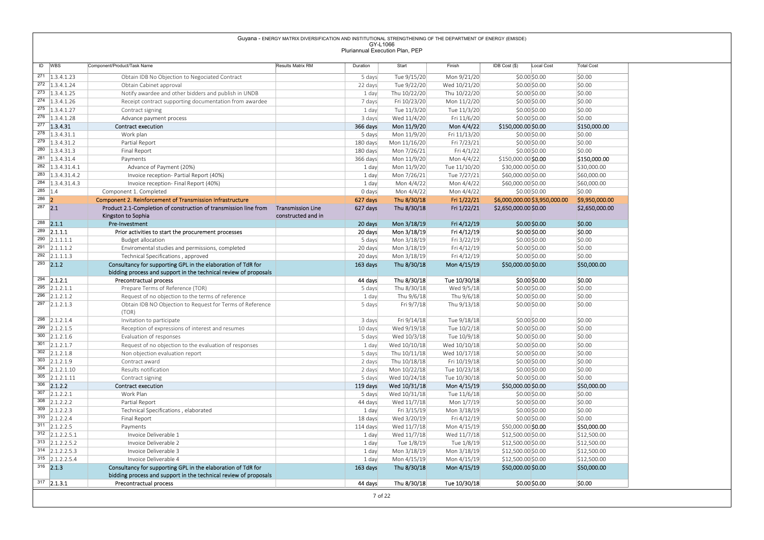Guyana - ENERGY MATRIX DIVERSIFICATION AND INSTITUTIONAL STRENGTHENING OF THE DEPARTMENT OF ENERGY (EMISDE)
GY-L1066
Pluriannual Execution Plan, PEP

| ID | WBS | Component/Product/Task Name | Results Matrix RM | Duration | Start | Finish | IDB Cost ($) | Local Cost | Total Cost |
|---|---|---|---|---|---|---|---|---|---|
| 271 | 1.3.4.1.23 | Obtain IDB No Objection to Negociated Contract | | 5 days | Tue 9/15/20 | Mon 9/21/20 | $0.00 | $0.00 | $0.00 |
| 272 | 1.3.4.1.24 | Obtain Cabinet approval | | 22 days | Tue 9/22/20 | Wed 10/21/20 | $0.00 | $0.00 | $0.00 |
| 273 | 1.3.4.1.25 | Notify awardee and other bidders and publish in UNDB | | 1 day | Thu 10/22/20 | Thu 10/22/20 | $0.00 | $0.00 | $0.00 |
| 274 | 1.3.4.1.26 | Receipt contract supporting documentation from awardee | | 7 days | Fri 10/23/20 | Mon 11/2/20 | $0.00 | $0.00 | $0.00 |
| 275 | 1.3.4.1.27 | Contract signing | | 1 day | Tue 11/3/20 | Tue 11/3/20 | $0.00 | $0.00 | $0.00 |
| 276 | 1.3.4.1.28 | Advance payment process | | 3 days | Wed 11/4/20 | Fri 11/6/20 | $0.00 | $0.00 | $0.00 |
| 277 | 1.3.4.31 | Contract execution | | 366 days | Mon 11/9/20 | Mon 4/4/22 | $150,000.00 | $0.00 | $150,000.00 |
| 278 | 1.3.4.31.1 | Work plan | | 5 days | Mon 11/9/20 | Fri 11/13/20 | $0.00 | $0.00 | $0.00 |
| 279 | 1.3.4.31.2 | Partial Report | | 180 days | Mon 11/16/20 | Fri 7/23/21 | $0.00 | $0.00 | $0.00 |
| 280 | 1.3.4.31.3 | Final Report | | 180 days | Mon 7/26/21 | Fri 4/1/22 | $0.00 | $0.00 | $0.00 |
| 281 | 1.3.4.31.4 | Payments | | 366 days | Mon 11/9/20 | Mon 4/4/22 | $150,000.00 | $0.00 | $150,000.00 |
| 282 | 1.3.4.31.4.1 | Advance of Payment (20%) | | 1 day | Mon 11/9/20 | Tue 11/10/20 | $30,000.00 | $0.00 | $30,000.00 |
| 283 | 1.3.4.31.4.2 | Invoice reception- Partial Report (40%) | | 1 day | Mon 7/26/21 | Tue 7/27/21 | $60,000.00 | $0.00 | $60,000.00 |
| 284 | 1.3.4.31.4.3 | Invoice reception- Final Report (40%) | | 1 day | Mon 4/4/22 | Mon 4/4/22 | $60,000.00 | $0.00 | $60,000.00 |
| 285 | 1.4 | Component 1. Completed | | 0 days | Mon 4/4/22 | Mon 4/4/22 | $0.00 | $0.00 | $0.00 |
| 286 | 2 | Component 2. Reinforcement of Transmission Infrastructure | | 627 days | Thu 8/30/18 | Fri 1/22/21 | $6,000,000.00 | $3,950,000.00 | $9,950,000.00 |
| 287 | 2.1 | Product 2.1-Completion of construction of transmission line from Kingston to Sophia | Transmission Line constructed and in | 627 days | Thu 8/30/18 | Fri 1/22/21 | $2,650,000.00 | $0.00 | $2,650,000.00 |
| 288 | 2.1.1 | Pre-Investment | | 20 days | Mon 3/18/19 | Fri 4/12/19 | $0.00 | $0.00 | $0.00 |
| 289 | 2.1.1.1 | Prior activities to start the procurement processes | | 20 days | Mon 3/18/19 | Fri 4/12/19 | $0.00 | $0.00 | $0.00 |
| 290 | 2.1.1.1.1 | Budget allocation | | 5 days | Mon 3/18/19 | Fri 3/22/19 | $0.00 | $0.00 | $0.00 |
| 291 | 2.1.1.1.2 | Enviromental studies and permissions, completed | | 20 days | Mon 3/18/19 | Fri 4/12/19 | $0.00 | $0.00 | $0.00 |
| 292 | 2.1.1.1.3 | Technical Specifications , approved | | 20 days | Mon 3/18/19 | Fri 4/12/19 | $0.00 | $0.00 | $0.00 |
| 293 | 2.1.2 | Consultancy for supporting GPL in the elaboration of TdR for bidding process and support in the technical review of proposals | | 163 days | Thu 8/30/18 | Mon 4/15/19 | $50,000.00 | $0.00 | $50,000.00 |
| 294 | 2.1.2.1 | Precontractual process | | 44 days | Thu 8/30/18 | Tue 10/30/18 | $0.00 | $0.00 | $0.00 |
| 295 | 2.1.2.1.1 | Prepare Terms of Reference (TOR) | | 5 days | Thu 8/30/18 | Wed 9/5/18 | $0.00 | $0.00 | $0.00 |
| 296 | 2.1.2.1.2 | Request of no objection to the terms of reference | | 1 day | Thu 9/6/18 | Thu 9/6/18 | $0.00 | $0.00 | $0.00 |
| 297 | 2.1.2.1.3 | Obtain IDB NO Objection to Request for Terms of Reference (TOR) | | 5 days | Fri 9/7/18 | Thu 9/13/18 | $0.00 | $0.00 | $0.00 |
| 298 | 2.1.2.1.4 | Invitation to participate | | 3 days | Fri 9/14/18 | Tue 9/18/18 | $0.00 | $0.00 | $0.00 |
| 299 | 2.1.2.1.5 | Reception of expressions of interest and resumes | | 10 days | Wed 9/19/18 | Tue 10/2/18 | $0.00 | $0.00 | $0.00 |
| 300 | 2.1.2.1.6 | Evaluation of responses | | 5 days | Wed 10/3/18 | Tue 10/9/18 | $0.00 | $0.00 | $0.00 |
| 301 | 2.1.2.1.7 | Request of no objection to the evaluation of responses | | 1 day | Wed 10/10/18 | Wed 10/10/18 | $0.00 | $0.00 | $0.00 |
| 302 | 2.1.2.1.8 | Non objection evaluation report | | 5 days | Thu 10/11/18 | Wed 10/17/18 | $0.00 | $0.00 | $0.00 |
| 303 | 2.1.2.1.9 | Contract award | | 2 days | Thu 10/18/18 | Fri 10/19/18 | $0.00 | $0.00 | $0.00 |
| 304 | 2.1.2.1.10 | Results notification | | 2 days | Mon 10/22/18 | Tue 10/23/18 | $0.00 | $0.00 | $0.00 |
| 305 | 2.1.2.1.11 | Contract signing | | 5 days | Wed 10/24/18 | Tue 10/30/18 | $0.00 | $0.00 | $0.00 |
| 306 | 2.1.2.2 | Contract execution | | 119 days | Wed 10/31/18 | Mon 4/15/19 | $50,000.00 | $0.00 | $50,000.00 |
| 307 | 2.1.2.2.1 | Work Plan | | 5 days | Wed 10/31/18 | Tue 11/6/18 | $0.00 | $0.00 | $0.00 |
| 308 | 2.1.2.2.2 | Partial Report | | 44 days | Wed 11/7/18 | Mon 1/7/19 | $0.00 | $0.00 | $0.00 |
| 309 | 2.1.2.2.3 | Technical Specifications , elaborated | | 1 day | Fri 3/15/19 | Mon 3/18/19 | $0.00 | $0.00 | $0.00 |
| 310 | 2.1.2.2.4 | Final Report | | 18 days | Wed 3/20/19 | Fri 4/12/19 | $0.00 | $0.00 | $0.00 |
| 311 | 2.1.2.2.5 | Payments | | 114 days | Wed 11/7/18 | Mon 4/15/19 | $50,000.00 | $0.00 | $50,000.00 |
| 312 | 2.1.2.2.5.1 | Invoice Deliverable 1 | | 1 day | Wed 11/7/18 | Wed 11/7/18 | $12,500.00 | $0.00 | $12,500.00 |
| 313 | 2.1.2.2.5.2 | Invoice Deliverable 2 | | 1 day | Tue 1/8/19 | Tue 1/8/19 | $12,500.00 | $0.00 | $12,500.00 |
| 314 | 2.1.2.2.5.3 | Invoice Deliverable 3 | | 1 day | Mon 3/18/19 | Mon 3/18/19 | $12,500.00 | $0.00 | $12,500.00 |
| 315 | 2.1.2.2.5.4 | Invoice Deliverable 4 | | 1 day | Mon 4/15/19 | Mon 4/15/19 | $12,500.00 | $0.00 | $12,500.00 |
| 316 | 2.1.3 | Consultancy for supporting GPL in the elaboration of TdR for bidding process and support in the technical review of proposals | | 163 days | Thu 8/30/18 | Mon 4/15/19 | $50,000.00 | $0.00 | $50,000.00 |
| 317 | 2.1.3.1 | Precontractual process | | 44 days | Thu 8/30/18 | Tue 10/30/18 | $0.00 | $0.00 | $0.00 |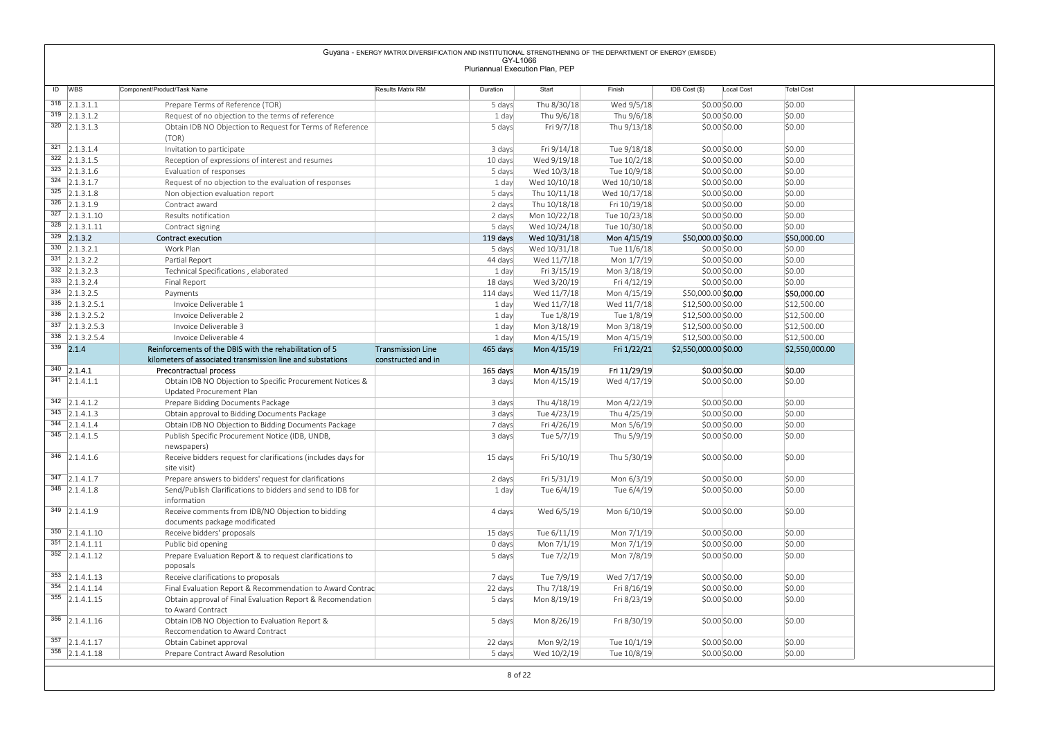Guyana - ENERGY MATRIX DIVERSIFICATION AND INSTITUTIONAL STRENGTHENING OF THE DEPARTMENT OF ENERGY (EMISDE)
GY-L1066
Pluriannual Execution Plan, PEP

| ID | WBS | Component/Product/Task Name | Results Matrix RM | Duration | Start | Finish | IDB Cost ($) | Local Cost | Total Cost |
|---|---|---|---|---|---|---|---|---|---|
| 318 | 2.1.3.1.1 | Prepare Terms of Reference (TOR) | | 5 days | Thu 8/30/18 | Wed 9/5/18 | $0.00 | $0.00 | $0.00 |
| 319 | 2.1.3.1.2 | Request of no objection to the terms of reference | | 1 day | Thu 9/6/18 | Thu 9/6/18 | $0.00 | $0.00 | $0.00 |
| 320 | 2.1.3.1.3 | Obtain IDB NO Objection to Request for Terms of Reference (TOR) | | 5 days | Fri 9/7/18 | Thu 9/13/18 | $0.00 | $0.00 | $0.00 |
| 321 | 2.1.3.1.4 | Invitation to participate | | 3 days | Fri 9/14/18 | Tue 9/18/18 | $0.00 | $0.00 | $0.00 |
| 322 | 2.1.3.1.5 | Reception of expressions of interest and resumes | | 10 days | Wed 9/19/18 | Tue 10/2/18 | $0.00 | $0.00 | $0.00 |
| 323 | 2.1.3.1.6 | Evaluation of responses | | 5 days | Wed 10/3/18 | Tue 10/9/18 | $0.00 | $0.00 | $0.00 |
| 324 | 2.1.3.1.7 | Request of no objection to the evaluation of responses | | 1 day | Wed 10/10/18 | Wed 10/10/18 | $0.00 | $0.00 | $0.00 |
| 325 | 2.1.3.1.8 | Non objection evaluation report | | 5 days | Thu 10/11/18 | Wed 10/17/18 | $0.00 | $0.00 | $0.00 |
| 326 | 2.1.3.1.9 | Contract award | | 2 days | Thu 10/18/18 | Fri 10/19/18 | $0.00 | $0.00 | $0.00 |
| 327 | 2.1.3.1.10 | Results notification | | 2 days | Mon 10/22/18 | Tue 10/23/18 | $0.00 | $0.00 | $0.00 |
| 328 | 2.1.3.1.11 | Contract signing | | 5 days | Wed 10/24/18 | Tue 10/30/18 | $0.00 | $0.00 | $0.00 |
| 329 | 2.1.3.2 | Contract execution | | 119 days | Wed 10/31/18 | Mon 4/15/19 | $50,000.00 | $0.00 | $50,000.00 |
| 330 | 2.1.3.2.1 | Work Plan | | 5 days | Wed 10/31/18 | Tue 11/6/18 | $0.00 | $0.00 | $0.00 |
| 331 | 2.1.3.2.2 | Partial Report | | 44 days | Wed 11/7/18 | Mon 1/7/19 | $0.00 | $0.00 | $0.00 |
| 332 | 2.1.3.2.3 | Technical Specifications , elaborated | | 1 day | Fri 3/15/19 | Mon 3/18/19 | $0.00 | $0.00 | $0.00 |
| 333 | 2.1.3.2.4 | Final Report | | 18 days | Wed 3/20/19 | Fri 4/12/19 | $0.00 | $0.00 | $0.00 |
| 334 | 2.1.3.2.5 | Payments | | 114 days | Wed 11/7/18 | Mon 4/15/19 | $50,000.00 | $0.00 | $50,000.00 |
| 335 | 2.1.3.2.5.1 | Invoice Deliverable 1 | | 1 day | Wed 11/7/18 | Wed 11/7/18 | $12,500.00 | $0.00 | $12,500.00 |
| 336 | 2.1.3.2.5.2 | Invoice Deliverable 2 | | 1 day | Tue 1/8/19 | Tue 1/8/19 | $12,500.00 | $0.00 | $12,500.00 |
| 337 | 2.1.3.2.5.3 | Invoice Deliverable 3 | | 1 day | Mon 3/18/19 | Mon 3/18/19 | $12,500.00 | $0.00 | $12,500.00 |
| 338 | 2.1.3.2.5.4 | Invoice Deliverable 4 | | 1 day | Mon 4/15/19 | Mon 4/15/19 | $12,500.00 | $0.00 | $12,500.00 |
| 339 | 2.1.4 | Reinforcements of the DBIS with the rehabilitation of 5 kilometers of associated transmission line and substations | Transmission Line constructed and in | 465 days | Mon 4/15/19 | Fri 1/22/21 | $2,550,000.00 | $0.00 | $2,550,000.00 |
| 340 | 2.1.4.1 | Precontractual process | | 165 days | Mon 4/15/19 | Fri 11/29/19 | $0.00 | $0.00 | $0.00 |
| 341 | 2.1.4.1.1 | Obtain IDB NO Objection to Specific Procurement Notices & Updated Procurement Plan | | 3 days | Mon 4/15/19 | Wed 4/17/19 | $0.00 | $0.00 | $0.00 |
| 342 | 2.1.4.1.2 | Prepare Bidding Documents Package | | 3 days | Thu 4/18/19 | Mon 4/22/19 | $0.00 | $0.00 | $0.00 |
| 343 | 2.1.4.1.3 | Obtain approval to Bidding Documents Package | | 3 days | Tue 4/23/19 | Thu 4/25/19 | $0.00 | $0.00 | $0.00 |
| 344 | 2.1.4.1.4 | Obtain IDB NO Objection to Bidding Documents Package | | 7 days | Fri 4/26/19 | Mon 5/6/19 | $0.00 | $0.00 | $0.00 |
| 345 | 2.1.4.1.5 | Publish Specific Procurement Notice (IDB, UNDB, newspapers) | | 3 days | Tue 5/7/19 | Thu 5/9/19 | $0.00 | $0.00 | $0.00 |
| 346 | 2.1.4.1.6 | Receive bidders request for clarifications (includes days for site visit) | | 15 days | Fri 5/10/19 | Thu 5/30/19 | $0.00 | $0.00 | $0.00 |
| 347 | 2.1.4.1.7 | Prepare answers to bidders' request for clarifications | | 2 days | Fri 5/31/19 | Mon 6/3/19 | $0.00 | $0.00 | $0.00 |
| 348 | 2.1.4.1.8 | Send/Publish Clarifications to bidders and send to IDB for information | | 1 day | Tue 6/4/19 | Tue 6/4/19 | $0.00 | $0.00 | $0.00 |
| 349 | 2.1.4.1.9 | Receive comments from IDB/NO Objection to bidding documents package modificated | | 4 days | Wed 6/5/19 | Mon 6/10/19 | $0.00 | $0.00 | $0.00 |
| 350 | 2.1.4.1.10 | Receive bidders' proposals | | 15 days | Tue 6/11/19 | Mon 7/1/19 | $0.00 | $0.00 | $0.00 |
| 351 | 2.1.4.1.11 | Public bid opening | | 0 days | Mon 7/1/19 | Mon 7/1/19 | $0.00 | $0.00 | $0.00 |
| 352 | 2.1.4.1.12 | Prepare Evaluation Report & to request clarifications to poposals | | 5 days | Tue 7/2/19 | Mon 7/8/19 | $0.00 | $0.00 | $0.00 |
| 353 | 2.1.4.1.13 | Receive clarifications to proposals | | 7 days | Tue 7/9/19 | Wed 7/17/19 | $0.00 | $0.00 | $0.00 |
| 354 | 2.1.4.1.14 | Final Evaluation Report & Recommendation to Award Contrac | | 22 days | Thu 7/18/19 | Fri 8/16/19 | $0.00 | $0.00 | $0.00 |
| 355 | 2.1.4.1.15 | Obtain approval of Final Evaluation Report & Recomendation to Award Contract | | 5 days | Mon 8/19/19 | Fri 8/23/19 | $0.00 | $0.00 | $0.00 |
| 356 | 2.1.4.1.16 | Obtain IDB NO Objection to Evaluation Report & Reccomendation to Award Contract | | 5 days | Mon 8/26/19 | Fri 8/30/19 | $0.00 | $0.00 | $0.00 |
| 357 | 2.1.4.1.17 | Obtain Cabinet approval | | 22 days | Mon 9/2/19 | Tue 10/1/19 | $0.00 | $0.00 | $0.00 |
| 358 | 2.1.4.1.18 | Prepare Contract Award Resolution | | 5 days | Wed 10/2/19 | Tue 10/8/19 | $0.00 | $0.00 | $0.00 |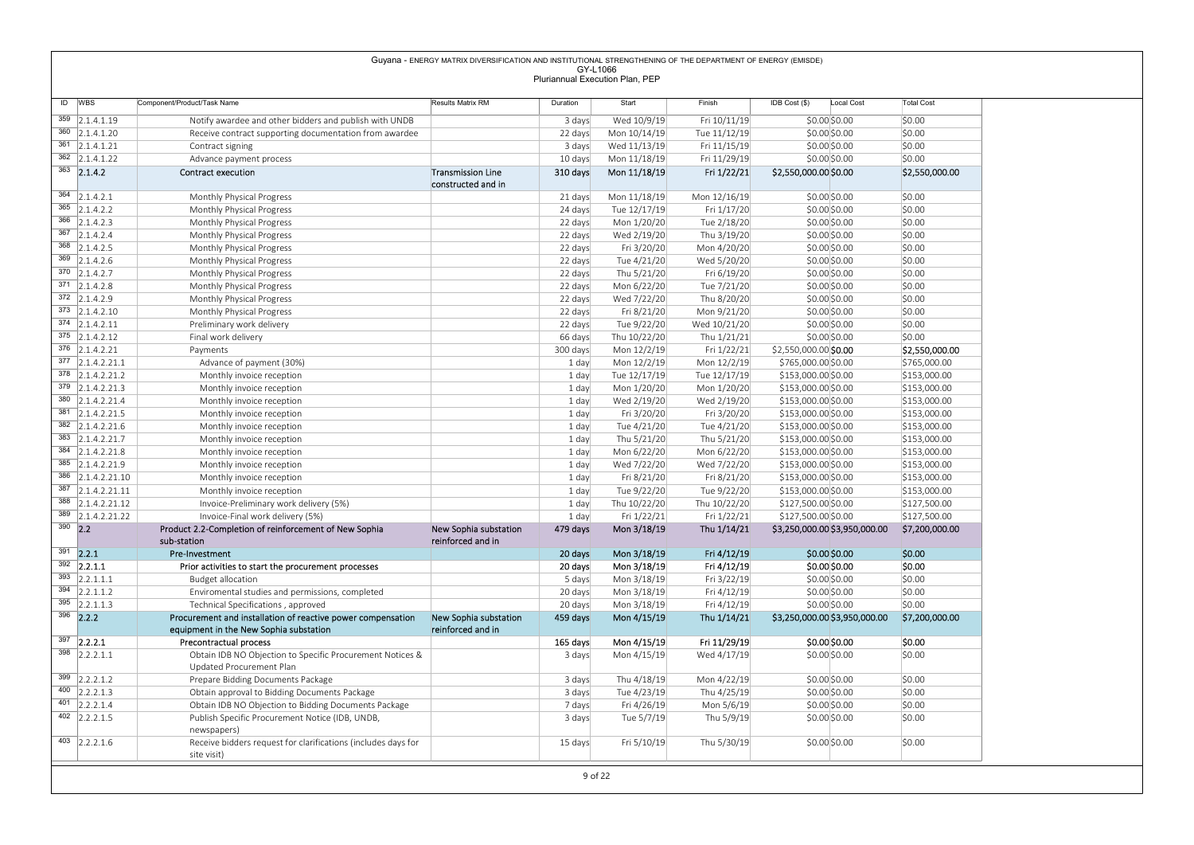Guyana - ENERGY MATRIX DIVERSIFICATION AND INSTITUTIONAL STRENGTHENING OF THE DEPARTMENT OF ENERGY (EMISDE)
GY-L1066
Pluriannual Execution Plan, PEP

| ID | WBS | Component/Product/Task Name | Results Matrix RM | Duration | Start | Finish | IDB Cost ($) | Local Cost | Total Cost |
|---|---|---|---|---|---|---|---|---|---|
| 359 | 2.1.4.1.19 | Notify awardee and other bidders and publish with UNDB | | 3 days | Wed 10/9/19 | Fri 10/11/19 | $0.00 | $0.00 | $0.00 |
| 360 | 2.1.4.1.20 | Receive contract supporting documentation from awardee | | 22 days | Mon 10/14/19 | Tue 11/12/19 | $0.00 | $0.00 | $0.00 |
| 361 | 2.1.4.1.21 | Contract signing | | 3 days | Wed 11/13/19 | Fri 11/15/19 | $0.00 | $0.00 | $0.00 |
| 362 | 2.1.4.1.22 | Advance payment process | | 10 days | Mon 11/18/19 | Fri 11/29/19 | $0.00 | $0.00 | $0.00 |
| 363 | 2.1.4.2 | Contract execution | Transmission Line constructed and in | 310 days | Mon 11/18/19 | Fri 1/22/21 | $2,550,000.00 | $0.00 | $2,550,000.00 |
| 364 | 2.1.4.2.1 | Monthly Physical Progress | | 21 days | Mon 11/18/19 | Mon 12/16/19 | $0.00 | $0.00 | $0.00 |
| 365 | 2.1.4.2.2 | Monthly Physical Progress | | 24 days | Tue 12/17/19 | Fri 1/17/20 | $0.00 | $0.00 | $0.00 |
| 366 | 2.1.4.2.3 | Monthly Physical Progress | | 22 days | Mon 1/20/20 | Tue 2/18/20 | $0.00 | $0.00 | $0.00 |
| 367 | 2.1.4.2.4 | Monthly Physical Progress | | 22 days | Wed 2/19/20 | Thu 3/19/20 | $0.00 | $0.00 | $0.00 |
| 368 | 2.1.4.2.5 | Monthly Physical Progress | | 22 days | Fri 3/20/20 | Mon 4/20/20 | $0.00 | $0.00 | $0.00 |
| 369 | 2.1.4.2.6 | Monthly Physical Progress | | 22 days | Tue 4/21/20 | Wed 5/20/20 | $0.00 | $0.00 | $0.00 |
| 370 | 2.1.4.2.7 | Monthly Physical Progress | | 22 days | Thu 5/21/20 | Fri 6/19/20 | $0.00 | $0.00 | $0.00 |
| 371 | 2.1.4.2.8 | Monthly Physical Progress | | 22 days | Mon 6/22/20 | Tue 7/21/20 | $0.00 | $0.00 | $0.00 |
| 372 | 2.1.4.2.9 | Monthly Physical Progress | | 22 days | Wed 7/22/20 | Thu 8/20/20 | $0.00 | $0.00 | $0.00 |
| 373 | 2.1.4.2.10 | Monthly Physical Progress | | 22 days | Fri 8/21/20 | Mon 9/21/20 | $0.00 | $0.00 | $0.00 |
| 374 | 2.1.4.2.11 | Preliminary work delivery | | 22 days | Tue 9/22/20 | Wed 10/21/20 | $0.00 | $0.00 | $0.00 |
| 375 | 2.1.4.2.12 | Final work delivery | | 66 days | Thu 10/22/20 | Thu 1/21/21 | $0.00 | $0.00 | $0.00 |
| 376 | 2.1.4.2.21 | Payments | | 300 days | Mon 12/2/19 | Fri 1/22/21 | $2,550,000.00 | $0.00 | $2,550,000.00 |
| 377 | 2.1.4.2.21.1 | Advance of payment (30%) | | 1 day | Mon 12/2/19 | Mon 12/2/19 | $765,000.00 | $0.00 | $765,000.00 |
| 378 | 2.1.4.2.21.2 | Monthly invoice reception | | 1 day | Tue 12/17/19 | Tue 12/17/19 | $153,000.00 | $0.00 | $153,000.00 |
| 379 | 2.1.4.2.21.3 | Monthly invoice reception | | 1 day | Mon 1/20/20 | Mon 1/20/20 | $153,000.00 | $0.00 | $153,000.00 |
| 380 | 2.1.4.2.21.4 | Monthly invoice reception | | 1 day | Wed 2/19/20 | Wed 2/19/20 | $153,000.00 | $0.00 | $153,000.00 |
| 381 | 2.1.4.2.21.5 | Monthly invoice reception | | 1 day | Fri 3/20/20 | Fri 3/20/20 | $153,000.00 | $0.00 | $153,000.00 |
| 382 | 2.1.4.2.21.6 | Monthly invoice reception | | 1 day | Tue 4/21/20 | Tue 4/21/20 | $153,000.00 | $0.00 | $153,000.00 |
| 383 | 2.1.4.2.21.7 | Monthly invoice reception | | 1 day | Thu 5/21/20 | Thu 5/21/20 | $153,000.00 | $0.00 | $153,000.00 |
| 384 | 2.1.4.2.21.8 | Monthly invoice reception | | 1 day | Mon 6/22/20 | Mon 6/22/20 | $153,000.00 | $0.00 | $153,000.00 |
| 385 | 2.1.4.2.21.9 | Monthly invoice reception | | 1 day | Wed 7/22/20 | Wed 7/22/20 | $153,000.00 | $0.00 | $153,000.00 |
| 386 | 2.1.4.2.21.10 | Monthly invoice reception | | 1 day | Fri 8/21/20 | Fri 8/21/20 | $153,000.00 | $0.00 | $153,000.00 |
| 387 | 2.1.4.2.21.11 | Monthly invoice reception | | 1 day | Tue 9/22/20 | Tue 9/22/20 | $153,000.00 | $0.00 | $153,000.00 |
| 388 | 2.1.4.2.21.12 | Invoice-Preliminary work delivery (5%) | | 1 day | Thu 10/22/20 | Thu 10/22/20 | $127,500.00 | $0.00 | $127,500.00 |
| 389 | 2.1.4.2.21.22 | Invoice-Final work delivery (5%) | | 1 day | Fri 1/22/21 | Fri 1/22/21 | $127,500.00 | $0.00 | $127,500.00 |
| 390 | 2.2 | Product 2.2-Completion of reinforcement of New Sophia sub-station | New Sophia substation reinforced and in | 479 days | Mon 3/18/19 | Thu 1/14/21 | $3,250,000.00 | $3,950,000.00 | $7,200,000.00 |
| 391 | 2.2.1 | Pre-Investment | | 20 days | Mon 3/18/19 | Fri 4/12/19 | $0.00 | $0.00 | $0.00 |
| 392 | 2.2.1.1 | Prior activities to start the procurement processes | | 20 days | Mon 3/18/19 | Fri 4/12/19 | $0.00 | $0.00 | $0.00 |
| 393 | 2.2.1.1.1 | Budget allocation | | 5 days | Mon 3/18/19 | Fri 3/22/19 | $0.00 | $0.00 | $0.00 |
| 394 | 2.2.1.1.2 | Enviromental studies and permissions, completed | | 20 days | Mon 3/18/19 | Fri 4/12/19 | $0.00 | $0.00 | $0.00 |
| 395 | 2.2.1.1.3 | Technical Specifications , approved | | 20 days | Mon 3/18/19 | Fri 4/12/19 | $0.00 | $0.00 | $0.00 |
| 396 | 2.2.2 | Procurement and installation of reactive power compensation equipment in the New Sophia substation | New Sophia substation reinforced and in | 459 days | Mon 4/15/19 | Thu 1/14/21 | $3,250,000.00 | $3,950,000.00 | $7,200,000.00 |
| 397 | 2.2.2.1 | Precontractual process | | 165 days | Mon 4/15/19 | Fri 11/29/19 | $0.00 | $0.00 | $0.00 |
| 398 | 2.2.2.1.1 | Obtain IDB NO Objection to Specific Procurement Notices & Updated Procurement Plan | | 3 days | Mon 4/15/19 | Wed 4/17/19 | $0.00 | $0.00 | $0.00 |
| 399 | 2.2.2.1.2 | Prepare Bidding Documents Package | | 3 days | Thu 4/18/19 | Mon 4/22/19 | $0.00 | $0.00 | $0.00 |
| 400 | 2.2.2.1.3 | Obtain approval to Bidding Documents Package | | 3 days | Tue 4/23/19 | Thu 4/25/19 | $0.00 | $0.00 | $0.00 |
| 401 | 2.2.2.1.4 | Obtain IDB NO Objection to Bidding Documents Package | | 7 days | Fri 4/26/19 | Mon 5/6/19 | $0.00 | $0.00 | $0.00 |
| 402 | 2.2.2.1.5 | Publish Specific Procurement Notice (IDB, UNDB, newspapers) | | 3 days | Tue 5/7/19 | Thu 5/9/19 | $0.00 | $0.00 | $0.00 |
| 403 | 2.2.2.1.6 | Receive bidders request for clarifications (includes days for site visit) | | 15 days | Fri 5/10/19 | Thu 5/30/19 | $0.00 | $0.00 | $0.00 |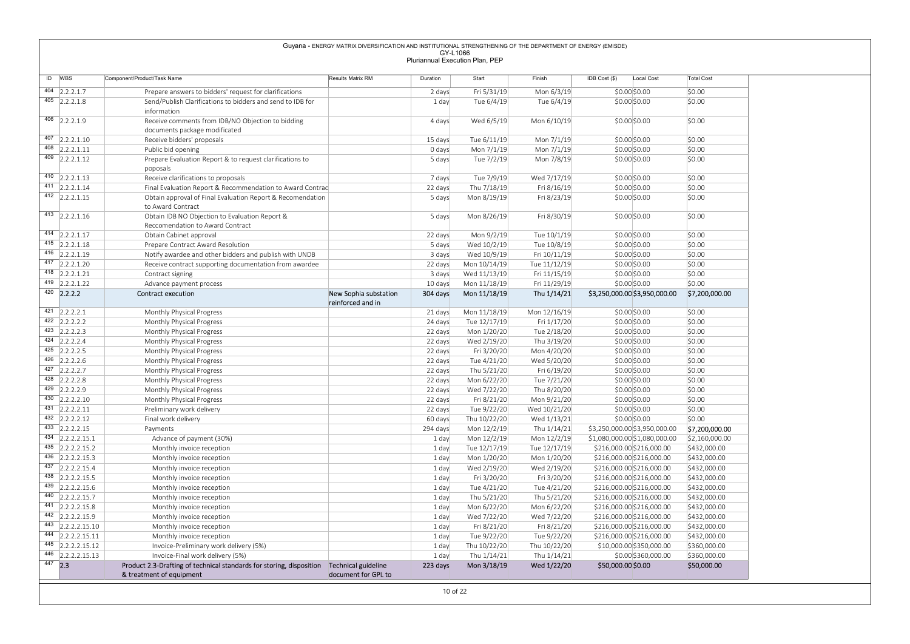Guyana - ENERGY MATRIX DIVERSIFICATION AND INSTITUTIONAL STRENGTHENING OF THE DEPARTMENT OF ENERGY (EMISDE)
GY-L1066
Pluriannual Execution Plan, PEP

| ID | WBS | Component/Product/Task Name | Results Matrix RM | Duration | Start | Finish | IDB Cost ($) | Local Cost | Total Cost |
|---|---|---|---|---|---|---|---|---|---|
| 404 | 2.2.2.1.7 | Prepare answers to bidders' request for clarifications | | 2 days | Fri 5/31/19 | Mon 6/3/19 | $0.00 | $0.00 | $0.00 |
| 405 | 2.2.2.1.8 | Send/Publish Clarifications to bidders and send to IDB for information | | 1 day | Tue 6/4/19 | Tue 6/4/19 | $0.00 | $0.00 | $0.00 |
| 406 | 2.2.2.1.9 | Receive comments from IDB/NO Objection to bidding documents package modificated | | 4 days | Wed 6/5/19 | Mon 6/10/19 | $0.00 | $0.00 | $0.00 |
| 407 | 2.2.2.1.10 | Receive bidders' proposals | | 15 days | Tue 6/11/19 | Mon 7/1/19 | $0.00 | $0.00 | $0.00 |
| 408 | 2.2.2.1.11 | Public bid opening | | 0 days | Mon 7/1/19 | Mon 7/1/19 | $0.00 | $0.00 | $0.00 |
| 409 | 2.2.2.1.12 | Prepare Evaluation Report & to request clarifications to poposals | | 5 days | Tue 7/2/19 | Mon 7/8/19 | $0.00 | $0.00 | $0.00 |
| 410 | 2.2.2.1.13 | Receive clarifications to proposals | | 7 days | Tue 7/9/19 | Wed 7/17/19 | $0.00 | $0.00 | $0.00 |
| 411 | 2.2.2.1.14 | Final Evaluation Report & Recommendation to Award Contrac | | 22 days | Thu 7/18/19 | Fri 8/16/19 | $0.00 | $0.00 | $0.00 |
| 412 | 2.2.2.1.15 | Obtain approval of Final Evaluation Report & Recomendation to Award Contract | | 5 days | Mon 8/19/19 | Fri 8/23/19 | $0.00 | $0.00 | $0.00 |
| 413 | 2.2.2.1.16 | Obtain IDB NO Objection to Evaluation Report & Reccomendation to Award Contract | | 5 days | Mon 8/26/19 | Fri 8/30/19 | $0.00 | $0.00 | $0.00 |
| 414 | 2.2.2.1.17 | Obtain Cabinet approval | | 22 days | Mon 9/2/19 | Tue 10/1/19 | $0.00 | $0.00 | $0.00 |
| 415 | 2.2.2.1.18 | Prepare Contract Award Resolution | | 5 days | Wed 10/2/19 | Tue 10/8/19 | $0.00 | $0.00 | $0.00 |
| 416 | 2.2.2.1.19 | Notify awardee and other bidders and publish with UNDB | | 3 days | Wed 10/9/19 | Fri 10/11/19 | $0.00 | $0.00 | $0.00 |
| 417 | 2.2.2.1.20 | Receive contract supporting documentation from awardee | | 22 days | Mon 10/14/19 | Tue 11/12/19 | $0.00 | $0.00 | $0.00 |
| 418 | 2.2.2.1.21 | Contract signing | | 3 days | Wed 11/13/19 | Fri 11/15/19 | $0.00 | $0.00 | $0.00 |
| 419 | 2.2.2.1.22 | Advance payment process | | 10 days | Mon 11/18/19 | Fri 11/29/19 | $0.00 | $0.00 | $0.00 |
| 420 | 2.2.2.2 | Contract execution | New Sophia substation reinforced and in | 304 days | Mon 11/18/19 | Thu 1/14/21 | $3,250,000.00 | $3,950,000.00 | $7,200,000.00 |
| 421 | 2.2.2.2.1 | Monthly Physical Progress | | 21 days | Mon 11/18/19 | Mon 12/16/19 | $0.00 | $0.00 | $0.00 |
| 422 | 2.2.2.2.2 | Monthly Physical Progress | | 24 days | Tue 12/17/19 | Fri 1/17/20 | $0.00 | $0.00 | $0.00 |
| 423 | 2.2.2.2.3 | Monthly Physical Progress | | 22 days | Mon 1/20/20 | Tue 2/18/20 | $0.00 | $0.00 | $0.00 |
| 424 | 2.2.2.2.4 | Monthly Physical Progress | | 22 days | Wed 2/19/20 | Thu 3/19/20 | $0.00 | $0.00 | $0.00 |
| 425 | 2.2.2.2.5 | Monthly Physical Progress | | 22 days | Fri 3/20/20 | Mon 4/20/20 | $0.00 | $0.00 | $0.00 |
| 426 | 2.2.2.2.6 | Monthly Physical Progress | | 22 days | Tue 4/21/20 | Wed 5/20/20 | $0.00 | $0.00 | $0.00 |
| 427 | 2.2.2.2.7 | Monthly Physical Progress | | 22 days | Thu 5/21/20 | Fri 6/19/20 | $0.00 | $0.00 | $0.00 |
| 428 | 2.2.2.2.8 | Monthly Physical Progress | | 22 days | Mon 6/22/20 | Tue 7/21/20 | $0.00 | $0.00 | $0.00 |
| 429 | 2.2.2.2.9 | Monthly Physical Progress | | 22 days | Wed 7/22/20 | Thu 8/20/20 | $0.00 | $0.00 | $0.00 |
| 430 | 2.2.2.2.10 | Monthly Physical Progress | | 22 days | Fri 8/21/20 | Mon 9/21/20 | $0.00 | $0.00 | $0.00 |
| 431 | 2.2.2.2.11 | Preliminary work delivery | | 22 days | Tue 9/22/20 | Wed 10/21/20 | $0.00 | $0.00 | $0.00 |
| 432 | 2.2.2.2.12 | Final work delivery | | 60 days | Thu 10/22/20 | Wed 1/13/21 | $0.00 | $0.00 | $0.00 |
| 433 | 2.2.2.2.15 | Payments | | 294 days | Mon 12/2/19 | Thu 1/14/21 | $3,250,000.00 | $3,950,000.00 | $7,200,000.00 |
| 434 | 2.2.2.2.15.1 | Advance of payment (30%) | | 1 day | Mon 12/2/19 | Mon 12/2/19 | $1,080,000.00 | $1,080,000.00 | $2,160,000.00 |
| 435 | 2.2.2.2.15.2 | Monthly invoice reception | | 1 day | Tue 12/17/19 | Tue 12/17/19 | $216,000.00 | $216,000.00 | $432,000.00 |
| 436 | 2.2.2.2.15.3 | Monthly invoice reception | | 1 day | Mon 1/20/20 | Mon 1/20/20 | $216,000.00 | $216,000.00 | $432,000.00 |
| 437 | 2.2.2.2.15.4 | Monthly invoice reception | | 1 day | Wed 2/19/20 | Wed 2/19/20 | $216,000.00 | $216,000.00 | $432,000.00 |
| 438 | 2.2.2.2.15.5 | Monthly invoice reception | | 1 day | Fri 3/20/20 | Fri 3/20/20 | $216,000.00 | $216,000.00 | $432,000.00 |
| 439 | 2.2.2.2.15.6 | Monthly invoice reception | | 1 day | Tue 4/21/20 | Tue 4/21/20 | $216,000.00 | $216,000.00 | $432,000.00 |
| 440 | 2.2.2.2.15.7 | Monthly invoice reception | | 1 day | Thu 5/21/20 | Thu 5/21/20 | $216,000.00 | $216,000.00 | $432,000.00 |
| 441 | 2.2.2.2.15.8 | Monthly invoice reception | | 1 day | Mon 6/22/20 | Mon 6/22/20 | $216,000.00 | $216,000.00 | $432,000.00 |
| 442 | 2.2.2.2.15.9 | Monthly invoice reception | | 1 day | Wed 7/22/20 | Wed 7/22/20 | $216,000.00 | $216,000.00 | $432,000.00 |
| 443 | 2.2.2.2.15.10 | Monthly invoice reception | | 1 day | Fri 8/21/20 | Fri 8/21/20 | $216,000.00 | $216,000.00 | $432,000.00 |
| 444 | 2.2.2.2.15.11 | Monthly invoice reception | | 1 day | Tue 9/22/20 | Tue 9/22/20 | $216,000.00 | $216,000.00 | $432,000.00 |
| 445 | 2.2.2.2.15.12 | Invoice-Preliminary work delivery (5%) | | 1 day | Thu 10/22/20 | Thu 10/22/20 | $10,000.00 | $350,000.00 | $360,000.00 |
| 446 | 2.2.2.2.15.13 | Invoice-Final work delivery (5%) | | 1 day | Thu 1/14/21 | Thu 1/14/21 | $0.00 | $360,000.00 | $360,000.00 |
| 447 | 2.3 | Product 2.3-Drafting of technical standards for storing, disposition & treatment of equipment | Technical guideline document for GPL to | 223 days | Mon 3/18/19 | Wed 1/22/20 | $50,000.00 | $0.00 | $50,000.00 |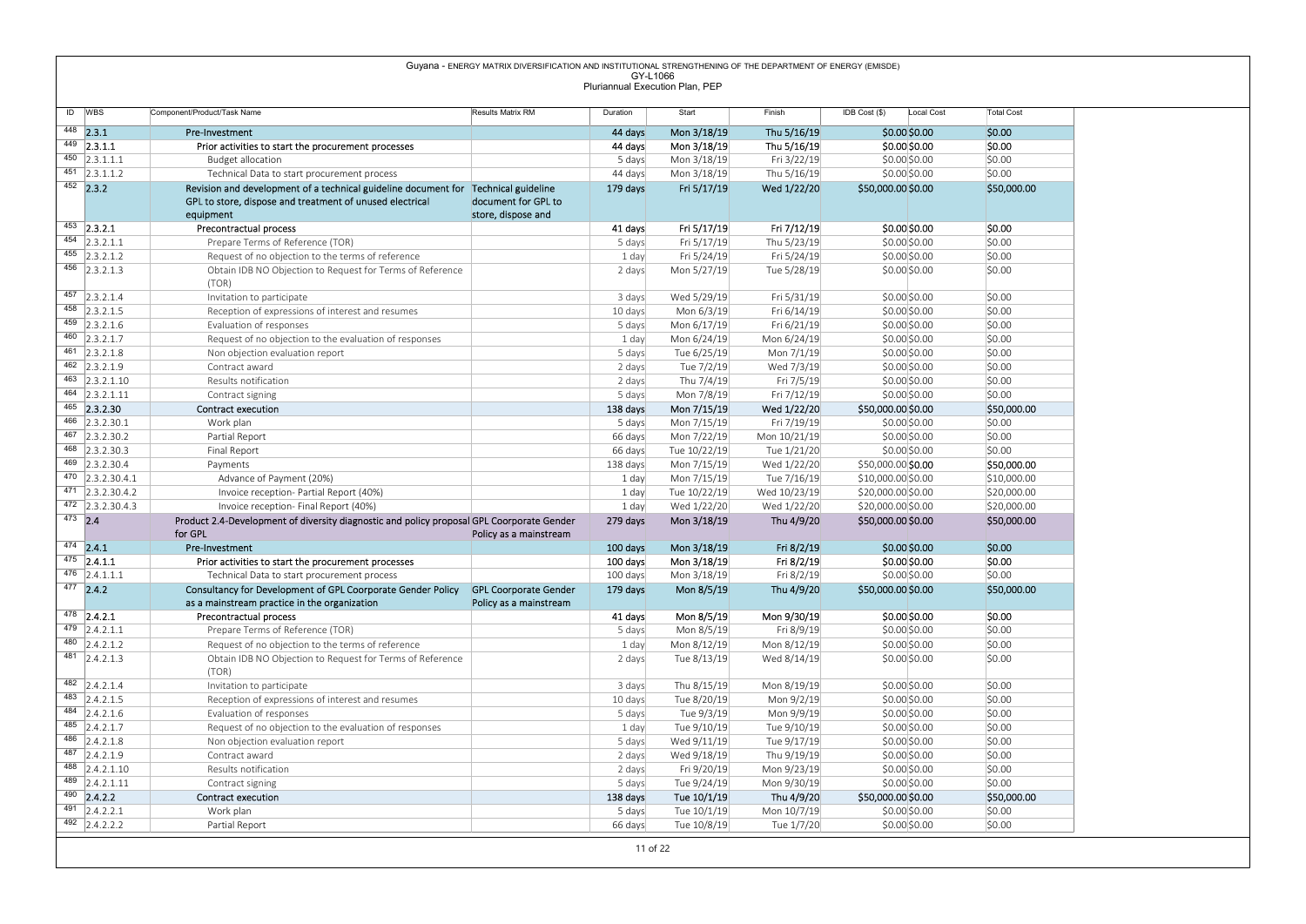Guyana - ENERGY MATRIX DIVERSIFICATION AND INSTITUTIONAL STRENGTHENING OF THE DEPARTMENT OF ENERGY (EMISDE)
GY-L1066
Pluriannual Execution Plan, PEP

| ID | WBS | Component/Product/Task Name | Results Matrix RM | Duration | Start | Finish | IDB Cost ($) | Local Cost | Total Cost |
|---|---|---|---|---|---|---|---|---|---|
| 448 | 2.3.1 | Pre-Investment | | 44 days | Mon 3/18/19 | Thu 5/16/19 | $0.00 | $0.00 | $0.00 |
| 449 | 2.3.1.1 | Prior activities to start the procurement processes | | 44 days | Mon 3/18/19 | Thu 5/16/19 | $0.00 | $0.00 | $0.00 |
| 450 | 2.3.1.1.1 | Budget allocation | | 5 days | Mon 3/18/19 | Fri 3/22/19 | $0.00 | $0.00 | $0.00 |
| 451 | 2.3.1.1.2 | Technical Data to start procurement process | | 44 days | Mon 3/18/19 | Thu 5/16/19 | $0.00 | $0.00 | $0.00 |
| 452 | 2.3.2 | Revision and development of a technical guideline document for GPL to store, dispose and treatment of unused electrical equipment | Technical guideline document for GPL to store, dispose and | 179 days | Fri 5/17/19 | Wed 1/22/20 | $50,000.00 | $0.00 | $50,000.00 |
| 453 | 2.3.2.1 | Precontractual process | | 41 days | Fri 5/17/19 | Fri 7/12/19 | $0.00 | $0.00 | $0.00 |
| 454 | 2.3.2.1.1 | Prepare Terms of Reference (TOR) | | 5 days | Fri 5/17/19 | Thu 5/23/19 | $0.00 | $0.00 | $0.00 |
| 455 | 2.3.2.1.2 | Request of no objection to the terms of reference | | 1 day | Fri 5/24/19 | Fri 5/24/19 | $0.00 | $0.00 | $0.00 |
| 456 | 2.3.2.1.3 | Obtain IDB NO Objection to Request for Terms of Reference (TOR) | | 2 days | Mon 5/27/19 | Tue 5/28/19 | $0.00 | $0.00 | $0.00 |
| 457 | 2.3.2.1.4 | Invitation to participate | | 3 days | Wed 5/29/19 | Fri 5/31/19 | $0.00 | $0.00 | $0.00 |
| 458 | 2.3.2.1.5 | Reception of expressions of interest and resumes | | 10 days | Mon 6/3/19 | Fri 6/14/19 | $0.00 | $0.00 | $0.00 |
| 459 | 2.3.2.1.6 | Evaluation of responses | | 5 days | Mon 6/17/19 | Fri 6/21/19 | $0.00 | $0.00 | $0.00 |
| 460 | 2.3.2.1.7 | Request of no objection to the evaluation of responses | | 1 day | Mon 6/24/19 | Mon 6/24/19 | $0.00 | $0.00 | $0.00 |
| 461 | 2.3.2.1.8 | Non objection evaluation report | | 5 days | Tue 6/25/19 | Mon 7/1/19 | $0.00 | $0.00 | $0.00 |
| 462 | 2.3.2.1.9 | Contract award | | 2 days | Tue 7/2/19 | Wed 7/3/19 | $0.00 | $0.00 | $0.00 |
| 463 | 2.3.2.1.10 | Results notification | | 2 days | Thu 7/4/19 | Fri 7/5/19 | $0.00 | $0.00 | $0.00 |
| 464 | 2.3.2.1.11 | Contract signing | | 5 days | Mon 7/8/19 | Fri 7/12/19 | $0.00 | $0.00 | $0.00 |
| 465 | 2.3.2.30 | Contract execution | | 138 days | Mon 7/15/19 | Wed 1/22/20 | $50,000.00 | $0.00 | $50,000.00 |
| 466 | 2.3.2.30.1 | Work plan | | 5 days | Mon 7/15/19 | Fri 7/19/19 | $0.00 | $0.00 | $0.00 |
| 467 | 2.3.2.30.2 | Partial Report | | 66 days | Mon 7/22/19 | Mon 10/21/19 | $0.00 | $0.00 | $0.00 |
| 468 | 2.3.2.30.3 | Final Report | | 66 days | Tue 10/22/19 | Tue 1/21/20 | $0.00 | $0.00 | $0.00 |
| 469 | 2.3.2.30.4 | Payments | | 138 days | Mon 7/15/19 | Wed 1/22/20 | $50,000.00 | $0.00 | $50,000.00 |
| 470 | 2.3.2.30.4.1 | Advance of Payment (20%) | | 1 day | Mon 7/15/19 | Tue 7/16/19 | $10,000.00 | $0.00 | $10,000.00 |
| 471 | 2.3.2.30.4.2 | Invoice reception- Partial Report (40%) | | 1 day | Tue 10/22/19 | Wed 10/23/19 | $20,000.00 | $0.00 | $20,000.00 |
| 472 | 2.3.2.30.4.3 | Invoice reception- Final Report (40%) | | 1 day | Wed 1/22/20 | Wed 1/22/20 | $20,000.00 | $0.00 | $20,000.00 |
| 473 | 2.4 | Product 2.4-Development of diversity diagnostic and policy proposal for GPL | GPL Coorporate Gender Policy as a mainstream | 279 days | Mon 3/18/19 | Thu 4/9/20 | $50,000.00 | $0.00 | $50,000.00 |
| 474 | 2.4.1 | Pre-Investment | | 100 days | Mon 3/18/19 | Fri 8/2/19 | $0.00 | $0.00 | $0.00 |
| 475 | 2.4.1.1 | Prior activities to start the procurement processes | | 100 days | Mon 3/18/19 | Fri 8/2/19 | $0.00 | $0.00 | $0.00 |
| 476 | 2.4.1.1.1 | Technical Data to start procurement process | | 100 days | Mon 3/18/19 | Fri 8/2/19 | $0.00 | $0.00 | $0.00 |
| 477 | 2.4.2 | Consultancy for Development of GPL Coorporate Gender Policy as a mainstream practice in the organization | GPL Coorporate Gender Policy as a mainstream | 179 days | Mon 8/5/19 | Thu 4/9/20 | $50,000.00 | $0.00 | $50,000.00 |
| 478 | 2.4.2.1 | Precontractual process | | 41 days | Mon 8/5/19 | Mon 9/30/19 | $0.00 | $0.00 | $0.00 |
| 479 | 2.4.2.1.1 | Prepare Terms of Reference (TOR) | | 5 days | Mon 8/5/19 | Fri 8/9/19 | $0.00 | $0.00 | $0.00 |
| 480 | 2.4.2.1.2 | Request of no objection to the terms of reference | | 1 day | Mon 8/12/19 | Mon 8/12/19 | $0.00 | $0.00 | $0.00 |
| 481 | 2.4.2.1.3 | Obtain IDB NO Objection to Request for Terms of Reference (TOR) | | 2 days | Tue 8/13/19 | Wed 8/14/19 | $0.00 | $0.00 | $0.00 |
| 482 | 2.4.2.1.4 | Invitation to participate | | 3 days | Thu 8/15/19 | Mon 8/19/19 | $0.00 | $0.00 | $0.00 |
| 483 | 2.4.2.1.5 | Reception of expressions of interest and resumes | | 10 days | Tue 8/20/19 | Mon 9/2/19 | $0.00 | $0.00 | $0.00 |
| 484 | 2.4.2.1.6 | Evaluation of responses | | 5 days | Tue 9/3/19 | Mon 9/9/19 | $0.00 | $0.00 | $0.00 |
| 485 | 2.4.2.1.7 | Request of no objection to the evaluation of responses | | 1 day | Tue 9/10/19 | Tue 9/10/19 | $0.00 | $0.00 | $0.00 |
| 486 | 2.4.2.1.8 | Non objection evaluation report | | 5 days | Wed 9/11/19 | Tue 9/17/19 | $0.00 | $0.00 | $0.00 |
| 487 | 2.4.2.1.9 | Contract award | | 2 days | Wed 9/18/19 | Thu 9/19/19 | $0.00 | $0.00 | $0.00 |
| 488 | 2.4.2.1.10 | Results notification | | 2 days | Fri 9/20/19 | Mon 9/23/19 | $0.00 | $0.00 | $0.00 |
| 489 | 2.4.2.1.11 | Contract signing | | 5 days | Tue 9/24/19 | Mon 9/30/19 | $0.00 | $0.00 | $0.00 |
| 490 | 2.4.2.2 | Contract execution | | 138 days | Tue 10/1/19 | Thu 4/9/20 | $50,000.00 | $0.00 | $50,000.00 |
| 491 | 2.4.2.2.1 | Work plan | | 5 days | Tue 10/1/19 | Mon 10/7/19 | $0.00 | $0.00 | $0.00 |
| 492 | 2.4.2.2.2 | Partial Report | | 66 days | Tue 10/8/19 | Tue 1/7/20 | $0.00 | $0.00 | $0.00 |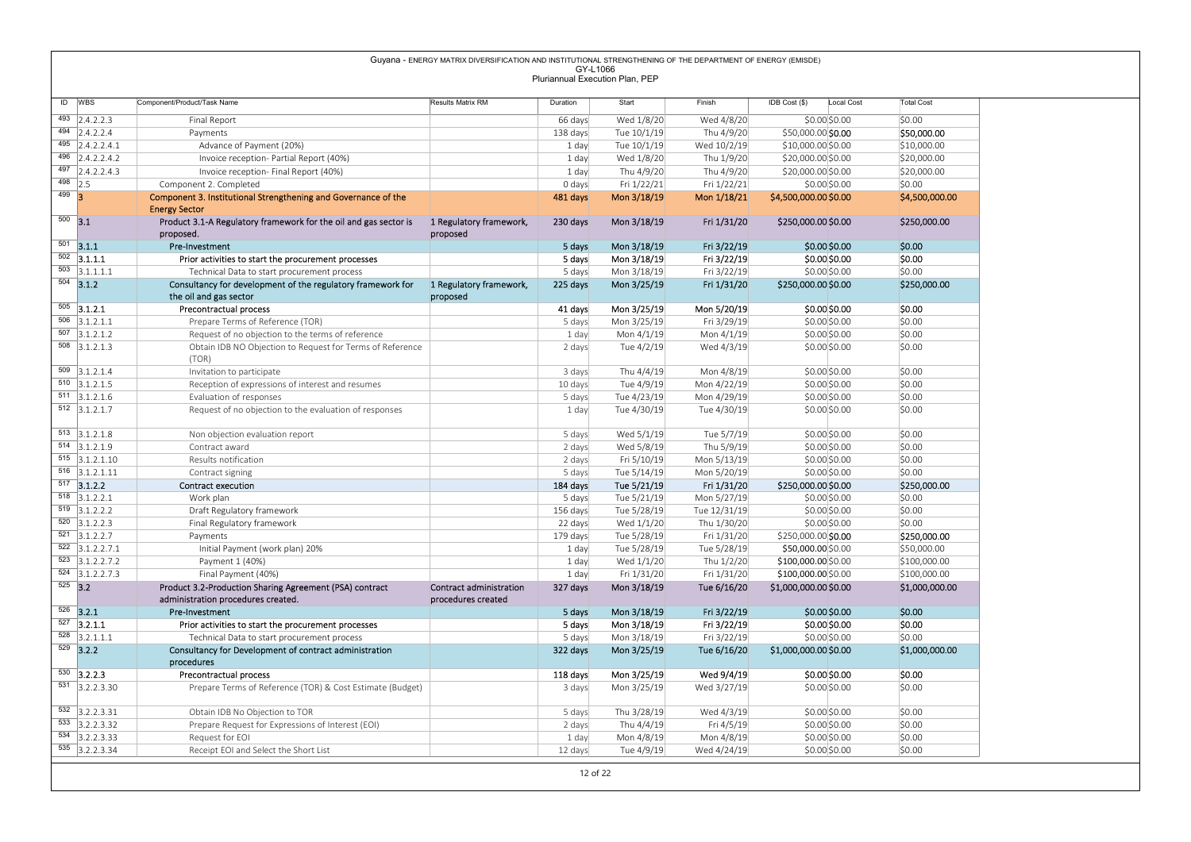Guyana - ENERGY MATRIX DIVERSIFICATION AND INSTITUTIONAL STRENGTHENING OF THE DEPARTMENT OF ENERGY (EMISDE)
GY-L1066
Pluriannual Execution Plan, PEP

| ID | WBS | Component/Product/Task Name | Results Matrix RM | Duration | Start | Finish | IDB Cost ($) | Local Cost | Total Cost |
|---|---|---|---|---|---|---|---|---|---|
| 493 | 2.4.2.2.3 | Final Report | | 66 days | Wed 1/8/20 | Wed 4/8/20 | $0.00 | $0.00 | $0.00 |
| 494 | 2.4.2.2.4 | Payments | | 138 days | Tue 10/1/19 | Thu 4/9/20 | $50,000.00 | $0.00 | $50,000.00 |
| 495 | 2.4.2.2.4.1 | Advance of Payment (20%) | | 1 day | Tue 10/1/19 | Wed 10/2/19 | $10,000.00 | $0.00 | $10,000.00 |
| 496 | 2.4.2.2.4.2 | Invoice reception- Partial Report (40%) | | 1 day | Wed 1/8/20 | Thu 1/9/20 | $20,000.00 | $0.00 | $20,000.00 |
| 497 | 2.4.2.2.4.3 | Invoice reception- Final Report (40%) | | 1 day | Thu 4/9/20 | Thu 4/9/20 | $20,000.00 | $0.00 | $20,000.00 |
| 498 | 2.5 | Component 2. Completed | | 0 days | Fri 1/22/21 | Fri 1/22/21 | $0.00 | $0.00 | $0.00 |
| 499 | 3 | Component 3. Institutional Strengthening and Governance of the Energy Sector | | 481 days | Mon 3/18/19 | Mon 1/18/21 | $4,500,000.00 | $0.00 | $4,500,000.00 |
| 500 | 3.1 | Product 3.1-A Regulatory framework for the oil and gas sector is proposed. | 1 Regulatory framework, proposed | 230 days | Mon 3/18/19 | Fri 1/31/20 | $250,000.00 | $0.00 | $250,000.00 |
| 501 | 3.1.1 | Pre-Investment | | 5 days | Mon 3/18/19 | Fri 3/22/19 | $0.00 | $0.00 | $0.00 |
| 502 | 3.1.1.1 | Prior activities to start the procurement processes | | 5 days | Mon 3/18/19 | Fri 3/22/19 | $0.00 | $0.00 | $0.00 |
| 503 | 3.1.1.1.1 | Technical Data to start procurement process | | 5 days | Mon 3/18/19 | Fri 3/22/19 | $0.00 | $0.00 | $0.00 |
| 504 | 3.1.2 | Consultancy for development of the regulatory framework for the oil and gas sector | 1 Regulatory framework, proposed | 225 days | Mon 3/25/19 | Fri 1/31/20 | $250,000.00 | $0.00 | $250,000.00 |
| 505 | 3.1.2.1 | Precontractual process | | 41 days | Mon 3/25/19 | Mon 5/20/19 | $0.00 | $0.00 | $0.00 |
| 506 | 3.1.2.1.1 | Prepare Terms of Reference (TOR) | | 5 days | Mon 3/25/19 | Fri 3/29/19 | $0.00 | $0.00 | $0.00 |
| 507 | 3.1.2.1.2 | Request of no objection to the terms of reference | | 1 day | Mon 4/1/19 | Mon 4/1/19 | $0.00 | $0.00 | $0.00 |
| 508 | 3.1.2.1.3 | Obtain IDB NO Objection to Request for Terms of Reference (TOR) | | 2 days | Tue 4/2/19 | Wed 4/3/19 | $0.00 | $0.00 | $0.00 |
| 509 | 3.1.2.1.4 | Invitation to participate | | 3 days | Thu 4/4/19 | Mon 4/8/19 | $0.00 | $0.00 | $0.00 |
| 510 | 3.1.2.1.5 | Reception of expressions of interest and resumes | | 10 days | Tue 4/9/19 | Mon 4/22/19 | $0.00 | $0.00 | $0.00 |
| 511 | 3.1.2.1.6 | Evaluation of responses | | 5 days | Tue 4/23/19 | Mon 4/29/19 | $0.00 | $0.00 | $0.00 |
| 512 | 3.1.2.1.7 | Request of no objection to the evaluation of responses | | 1 day | Tue 4/30/19 | Tue 4/30/19 | $0.00 | $0.00 | $0.00 |
| 513 | 3.1.2.1.8 | Non objection evaluation report | | 5 days | Wed 5/1/19 | Tue 5/7/19 | $0.00 | $0.00 | $0.00 |
| 514 | 3.1.2.1.9 | Contract award | | 2 days | Wed 5/8/19 | Thu 5/9/19 | $0.00 | $0.00 | $0.00 |
| 515 | 3.1.2.1.10 | Results notification | | 2 days | Fri 5/10/19 | Mon 5/13/19 | $0.00 | $0.00 | $0.00 |
| 516 | 3.1.2.1.11 | Contract signing | | 5 days | Tue 5/14/19 | Mon 5/20/19 | $0.00 | $0.00 | $0.00 |
| 517 | 3.1.2.2 | Contract execution | | 184 days | Tue 5/21/19 | Fri 1/31/20 | $250,000.00 | $0.00 | $250,000.00 |
| 518 | 3.1.2.2.1 | Work plan | | 5 days | Tue 5/21/19 | Mon 5/27/19 | $0.00 | $0.00 | $0.00 |
| 519 | 3.1.2.2.2 | Draft Regulatory framework | | 156 days | Tue 5/28/19 | Tue 12/31/19 | $0.00 | $0.00 | $0.00 |
| 520 | 3.1.2.2.3 | Final Regulatory framework | | 22 days | Wed 1/1/20 | Thu 1/30/20 | $0.00 | $0.00 | $0.00 |
| 521 | 3.1.2.2.7 | Payments | | 179 days | Tue 5/28/19 | Fri 1/31/20 | $250,000.00 | $0.00 | $250,000.00 |
| 522 | 3.1.2.2.7.1 | Initial Payment (work plan) 20% | | 1 day | Tue 5/28/19 | Tue 5/28/19 | $50,000.00 | $0.00 | $50,000.00 |
| 523 | 3.1.2.2.7.2 | Payment 1 (40%) | | 1 day | Wed 1/1/20 | Thu 1/2/20 | $100,000.00 | $0.00 | $100,000.00 |
| 524 | 3.1.2.2.7.3 | Final Payment (40%) | | 1 day | Fri 1/31/20 | Fri 1/31/20 | $100,000.00 | $0.00 | $100,000.00 |
| 525 | 3.2 | Product 3.2-Production Sharing Agreement (PSA) contract administration procedures created. | Contract administration procedures created | 327 days | Mon 3/18/19 | Tue 6/16/20 | $1,000,000.00 | $0.00 | $1,000,000.00 |
| 526 | 3.2.1 | Pre-Investment | | 5 days | Mon 3/18/19 | Fri 3/22/19 | $0.00 | $0.00 | $0.00 |
| 527 | 3.2.1.1 | Prior activities to start the procurement processes | | 5 days | Mon 3/18/19 | Fri 3/22/19 | $0.00 | $0.00 | $0.00 |
| 528 | 3.2.1.1.1 | Technical Data to start procurement process | | 5 days | Mon 3/18/19 | Fri 3/22/19 | $0.00 | $0.00 | $0.00 |
| 529 | 3.2.2 | Consultancy for Development of contract administration procedures | | 322 days | Mon 3/25/19 | Tue 6/16/20 | $1,000,000.00 | $0.00 | $1,000,000.00 |
| 530 | 3.2.2.3 | Precontractual process | | 118 days | Mon 3/25/19 | Wed 9/4/19 | $0.00 | $0.00 | $0.00 |
| 531 | 3.2.2.3.30 | Prepare Terms of Reference (TOR) & Cost Estimate (Budget) | | 3 days | Mon 3/25/19 | Wed 3/27/19 | $0.00 | $0.00 | $0.00 |
| 532 | 3.2.2.3.31 | Obtain IDB No Objection to TOR | | 5 days | Thu 3/28/19 | Wed 4/3/19 | $0.00 | $0.00 | $0.00 |
| 533 | 3.2.2.3.32 | Prepare Request for Expressions of Interest (EOI) | | 2 days | Thu 4/4/19 | Fri 4/5/19 | $0.00 | $0.00 | $0.00 |
| 534 | 3.2.2.3.33 | Request for EOI | | 1 day | Mon 4/8/19 | Mon 4/8/19 | $0.00 | $0.00 | $0.00 |
| 535 | 3.2.2.3.34 | Receipt EOI and Select the Short List | | 12 days | Tue 4/9/19 | Wed 4/24/19 | $0.00 | $0.00 | $0.00 |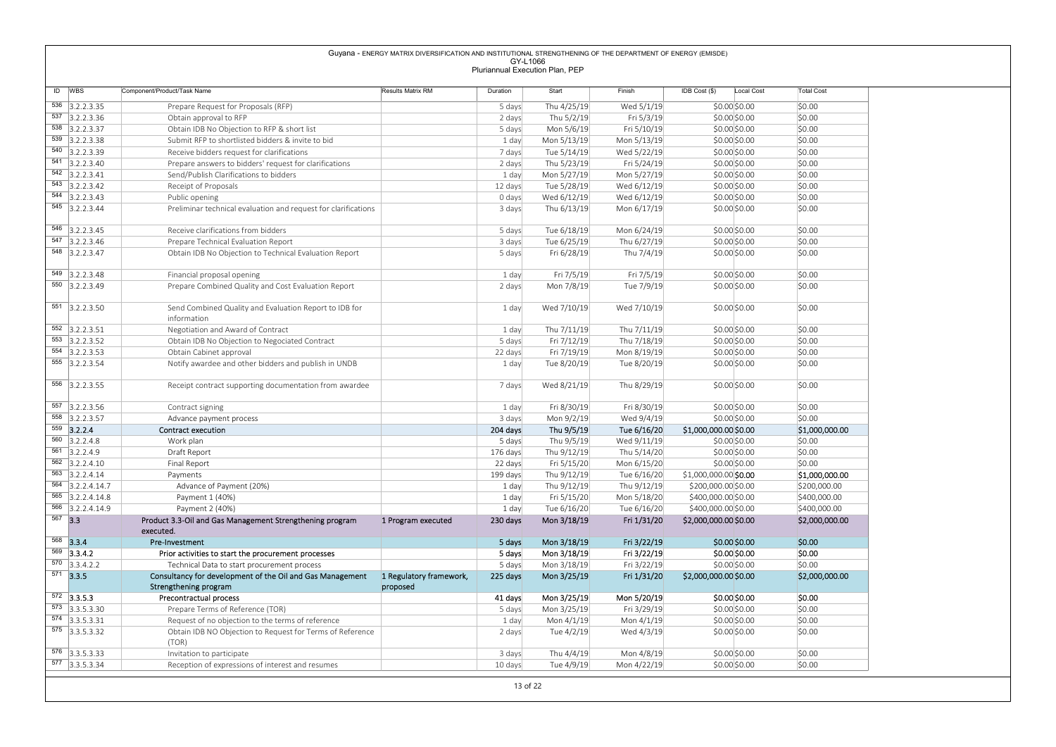| ID | WBS | Component/Product/Task Name | Results Matrix RM | Duration | Start | Finish | IDB Cost ($) | Local Cost | Total Cost |
|---|---|---|---|---|---|---|---|---|---|
| 536 | 3.2.2.3.35 | Prepare Request for Proposals (RFP) | | 5 days | Thu 4/25/19 | Wed 5/1/19 | $0.00 | $0.00 | $0.00 |
| 537 | 3.2.2.3.36 | Obtain approval to RFP | | 2 days | Thu 5/2/19 | Fri 5/3/19 | $0.00 | $0.00 | $0.00 |
| 538 | 3.2.2.3.37 | Obtain IDB No Objection to RFP & short list | | 5 days | Mon 5/6/19 | Fri 5/10/19 | $0.00 | $0.00 | $0.00 |
| 539 | 3.2.2.3.38 | Submit RFP to shortlisted bidders & invite to bid | | 1 day | Mon 5/13/19 | Mon 5/13/19 | $0.00 | $0.00 | $0.00 |
| 540 | 3.2.2.3.39 | Receive bidders request for clarifications | | 7 days | Tue 5/14/19 | Wed 5/22/19 | $0.00 | $0.00 | $0.00 |
| 541 | 3.2.2.3.40 | Prepare answers to bidders' request for clarifications | | 2 days | Thu 5/23/19 | Fri 5/24/19 | $0.00 | $0.00 | $0.00 |
| 542 | 3.2.2.3.41 | Send/Publish Clarifications to bidders | | 1 day | Mon 5/27/19 | Mon 5/27/19 | $0.00 | $0.00 | $0.00 |
| 543 | 3.2.2.3.42 | Receipt of Proposals | | 12 days | Tue 5/28/19 | Wed 6/12/19 | $0.00 | $0.00 | $0.00 |
| 544 | 3.2.2.3.43 | Public opening | | 0 days | Wed 6/12/19 | Wed 6/12/19 | $0.00 | $0.00 | $0.00 |
| 545 | 3.2.2.3.44 | Preliminar technical evaluation and request for clarifications | | 3 days | Thu 6/13/19 | Mon 6/17/19 | $0.00 | $0.00 | $0.00 |
| 546 | 3.2.2.3.45 | Receive clarifications from bidders | | 5 days | Tue 6/18/19 | Mon 6/24/19 | $0.00 | $0.00 | $0.00 |
| 547 | 3.2.2.3.46 | Prepare Technical Evaluation Report | | 3 days | Tue 6/25/19 | Thu 6/27/19 | $0.00 | $0.00 | $0.00 |
| 548 | 3.2.2.3.47 | Obtain IDB No Objection to Technical Evaluation Report | | 5 days | Fri 6/28/19 | Thu 7/4/19 | $0.00 | $0.00 | $0.00 |
| 549 | 3.2.2.3.48 | Financial proposal opening | | 1 day | Fri 7/5/19 | Fri 7/5/19 | $0.00 | $0.00 | $0.00 |
| 550 | 3.2.2.3.49 | Prepare Combined Quality and Cost Evaluation Report | | 2 days | Mon 7/8/19 | Tue 7/9/19 | $0.00 | $0.00 | $0.00 |
| 551 | 3.2.2.3.50 | Send Combined Quality and Evaluation Report to IDB for information | | 1 day | Wed 7/10/19 | Wed 7/10/19 | $0.00 | $0.00 | $0.00 |
| 552 | 3.2.2.3.51 | Negotiation and Award of Contract | | 1 day | Thu 7/11/19 | Thu 7/11/19 | $0.00 | $0.00 | $0.00 |
| 553 | 3.2.2.3.52 | Obtain IDB No Objection to Negociated Contract | | 5 days | Fri 7/12/19 | Thu 7/18/19 | $0.00 | $0.00 | $0.00 |
| 554 | 3.2.2.3.53 | Obtain Cabinet approval | | 22 days | Fri 7/19/19 | Mon 8/19/19 | $0.00 | $0.00 | $0.00 |
| 555 | 3.2.2.3.54 | Notify awardee and other bidders and publish in UNDB | | 1 day | Tue 8/20/19 | Tue 8/20/19 | $0.00 | $0.00 | $0.00 |
| 556 | 3.2.2.3.55 | Receipt contract supporting documentation from awardee | | 7 days | Wed 8/21/19 | Thu 8/29/19 | $0.00 | $0.00 | $0.00 |
| 557 | 3.2.2.3.56 | Contract signing | | 1 day | Fri 8/30/19 | Fri 8/30/19 | $0.00 | $0.00 | $0.00 |
| 558 | 3.2.2.3.57 | Advance payment process | | 3 days | Mon 9/2/19 | Wed 9/4/19 | $0.00 | $0.00 | $0.00 |
| 559 | 3.2.2.4 | Contract execution | | 204 days | Thu 9/5/19 | Tue 6/16/20 | $1,000,000.00 | $0.00 | $1,000,000.00 |
| 560 | 3.2.2.4.8 | Work plan | | 5 days | Thu 9/5/19 | Wed 9/11/19 | $0.00 | $0.00 | $0.00 |
| 561 | 3.2.2.4.9 | Draft Report | | 176 days | Thu 9/12/19 | Thu 5/14/20 | $0.00 | $0.00 | $0.00 |
| 562 | 3.2.2.4.10 | Final Report | | 22 days | Fri 5/15/20 | Mon 6/15/20 | $0.00 | $0.00 | $0.00 |
| 563 | 3.2.2.4.14 | Payments | | 199 days | Thu 9/12/19 | Tue 6/16/20 | $1,000,000.00 | $0.00 | $1,000,000.00 |
| 564 | 3.2.2.4.14.7 | Advance of Payment (20%) | | 1 day | Thu 9/12/19 | Thu 9/12/19 | $200,000.00 | $0.00 | $200,000.00 |
| 565 | 3.2.2.4.14.8 | Payment 1 (40%) | | 1 day | Fri 5/15/20 | Mon 5/18/20 | $400,000.00 | $0.00 | $400,000.00 |
| 566 | 3.2.2.4.14.9 | Payment 2 (40%) | | 1 day | Tue 6/16/20 | Tue 6/16/20 | $400,000.00 | $0.00 | $400,000.00 |
| 567 | 3.3 | Product 3.3-Oil and Gas Management Strengthening program executed. | 1 Program executed | 230 days | Mon 3/18/19 | Fri 1/31/20 | $2,000,000.00 | $0.00 | $2,000,000.00 |
| 568 | 3.3.4 | Pre-Investment | | 5 days | Mon 3/18/19 | Fri 3/22/19 | $0.00 | $0.00 | $0.00 |
| 569 | 3.3.4.2 | Prior activities to start the procurement processes | | 5 days | Mon 3/18/19 | Fri 3/22/19 | $0.00 | $0.00 | $0.00 |
| 570 | 3.3.4.2.2 | Technical Data to start procurement process | | 5 days | Mon 3/18/19 | Fri 3/22/19 | $0.00 | $0.00 | $0.00 |
| 571 | 3.3.5 | Consultancy for development of the Oil and Gas Management Strengthening program | 1 Regulatory framework, proposed | 225 days | Mon 3/25/19 | Fri 1/31/20 | $2,000,000.00 | $0.00 | $2,000,000.00 |
| 572 | 3.3.5.3 | Precontractual process | | 41 days | Mon 3/25/19 | Mon 5/20/19 | $0.00 | $0.00 | $0.00 |
| 573 | 3.3.5.3.30 | Prepare Terms of Reference (TOR) | | 5 days | Mon 3/25/19 | Fri 3/29/19 | $0.00 | $0.00 | $0.00 |
| 574 | 3.3.5.3.31 | Request of no objection to the terms of reference | | 1 day | Mon 4/1/19 | Mon 4/1/19 | $0.00 | $0.00 | $0.00 |
| 575 | 3.3.5.3.32 | Obtain IDB NO Objection to Request for Terms of Reference (TOR) | | 2 days | Tue 4/2/19 | Wed 4/3/19 | $0.00 | $0.00 | $0.00 |
| 576 | 3.3.5.3.33 | Invitation to participate | | 3 days | Thu 4/4/19 | Mon 4/8/19 | $0.00 | $0.00 | $0.00 |
| 577 | 3.3.5.3.34 | Reception of expressions of interest and resumes | | 10 days | Tue 4/9/19 | Mon 4/22/19 | $0.00 | $0.00 | $0.00 |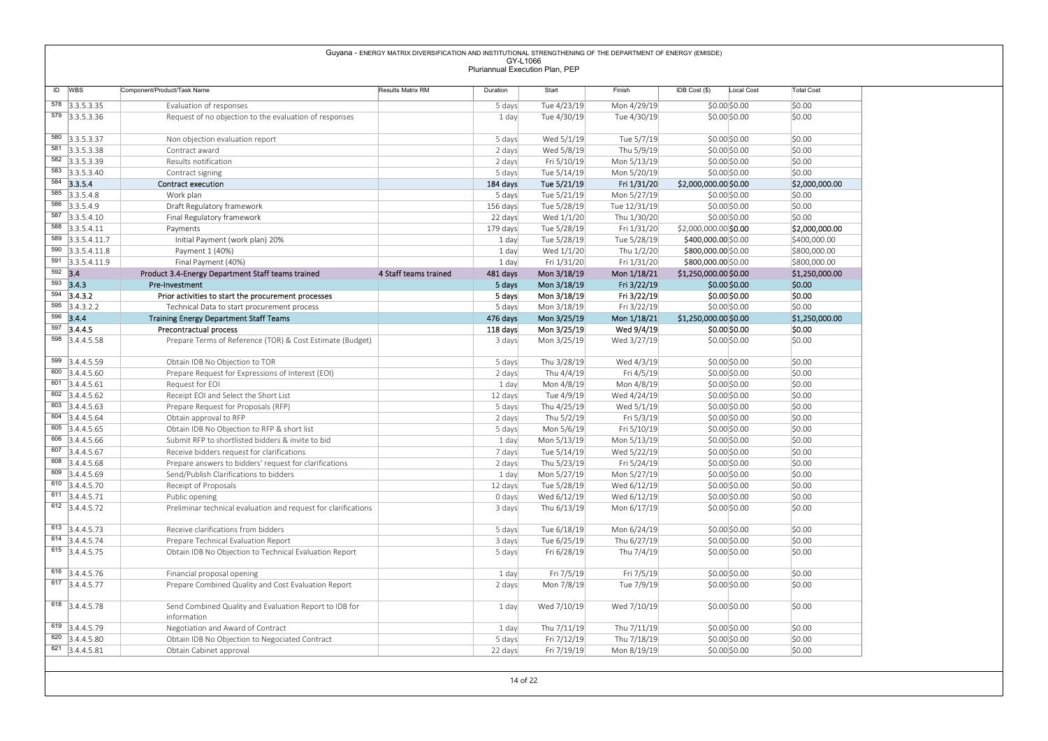Guyana - ENERGY MATRIX DIVERSIFICATION AND INSTITUTIONAL STRENGTHENING OF THE DEPARTMENT OF ENERGY (EMISDE)
GY-L1066
Pluriannual Execution Plan, PEP

| ID | WBS | Component/Product/Task Name | Results Matrix RM | Duration | Start | Finish | IDB Cost ($) | Local Cost | Total Cost |
|---|---|---|---|---|---|---|---|---|---|
| 578 | 3.3.5.3.35 | Evaluation of responses | | 5 days | Tue 4/23/19 | Mon 4/29/19 | $0.00 | $0.00 | $0.00 |
| 579 | 3.3.5.3.36 | Request of no objection to the evaluation of responses | | 1 day | Tue 4/30/19 | Tue 4/30/19 | $0.00 | $0.00 | $0.00 |
| 580 | 3.3.5.3.37 | Non objection evaluation report | | 5 days | Wed 5/1/19 | Tue 5/7/19 | $0.00 | $0.00 | $0.00 |
| 581 | 3.3.5.3.38 | Contract award | | 2 days | Wed 5/8/19 | Thu 5/9/19 | $0.00 | $0.00 | $0.00 |
| 582 | 3.3.5.3.39 | Results notification | | 2 days | Fri 5/10/19 | Mon 5/13/19 | $0.00 | $0.00 | $0.00 |
| 583 | 3.3.5.3.40 | Contract signing | | 5 days | Tue 5/14/19 | Mon 5/20/19 | $0.00 | $0.00 | $0.00 |
| 584 | 3.3.5.4 | Contract execution | | 184 days | Tue 5/21/19 | Fri 1/31/20 | $2,000,000.00 | $0.00 | $2,000,000.00 |
| 585 | 3.3.5.4.8 | Work plan | | 5 days | Tue 5/21/19 | Mon 5/27/19 | $0.00 | $0.00 | $0.00 |
| 586 | 3.3.5.4.9 | Draft Regulatory framework | | 156 days | Tue 5/28/19 | Tue 12/31/19 | $0.00 | $0.00 | $0.00 |
| 587 | 3.3.5.4.10 | Final Regulatory framework | | 22 days | Wed 1/1/20 | Thu 1/30/20 | $0.00 | $0.00 | $0.00 |
| 588 | 3.3.5.4.11 | Payments | | 179 days | Tue 5/28/19 | Fri 1/31/20 | $2,000,000.00 | $0.00 | $2,000,000.00 |
| 589 | 3.3.5.4.11.7 | Initial Payment (work plan) 20% | | 1 day | Tue 5/28/19 | Tue 5/28/19 | $400,000.00 | $0.00 | $400,000.00 |
| 590 | 3.3.5.4.11.8 | Payment 1 (40%) | | 1 day | Wed 1/1/20 | Thu 1/2/20 | $800,000.00 | $0.00 | $800,000.00 |
| 591 | 3.3.5.4.11.9 | Final Payment (40%) | | 1 day | Fri 1/31/20 | Fri 1/31/20 | $800,000.00 | $0.00 | $800,000.00 |
| 592 | 3.4 | Product 3.4-Energy Department Staff teams trained | 4 Staff teams trained | 481 days | Mon 3/18/19 | Mon 1/18/21 | $1,250,000.00 | $0.00 | $1,250,000.00 |
| 593 | 3.4.3 | Pre-Investment | | 5 days | Mon 3/18/19 | Fri 3/22/19 | $0.00 | $0.00 | $0.00 |
| 594 | 3.4.3.2 | Prior activities to start the procurement processes | | 5 days | Mon 3/18/19 | Fri 3/22/19 | $0.00 | $0.00 | $0.00 |
| 595 | 3.4.3.2.2 | Technical Data to start procurement process | | 5 days | Mon 3/18/19 | Fri 3/22/19 | $0.00 | $0.00 | $0.00 |
| 596 | 3.4.4 | Training Energy Department Staff Teams | | 476 days | Mon 3/25/19 | Mon 1/18/21 | $1,250,000.00 | $0.00 | $1,250,000.00 |
| 597 | 3.4.4.5 | Precontractual process | | 118 days | Mon 3/25/19 | Wed 9/4/19 | $0.00 | $0.00 | $0.00 |
| 598 | 3.4.4.5.58 | Prepare Terms of Reference (TOR) & Cost Estimate (Budget) | | 3 days | Mon 3/25/19 | Wed 3/27/19 | $0.00 | $0.00 | $0.00 |
| 599 | 3.4.4.5.59 | Obtain IDB No Objection to TOR | | 5 days | Thu 3/28/19 | Wed 4/3/19 | $0.00 | $0.00 | $0.00 |
| 600 | 3.4.4.5.60 | Prepare Request for Expressions of Interest (EOI) | | 2 days | Thu 4/4/19 | Fri 4/5/19 | $0.00 | $0.00 | $0.00 |
| 601 | 3.4.4.5.61 | Request for EOI | | 1 day | Mon 4/8/19 | Mon 4/8/19 | $0.00 | $0.00 | $0.00 |
| 602 | 3.4.4.5.62 | Receipt EOI and Select the Short List | | 12 days | Tue 4/9/19 | Wed 4/24/19 | $0.00 | $0.00 | $0.00 |
| 603 | 3.4.4.5.63 | Prepare Request for Proposals (RFP) | | 5 days | Thu 4/25/19 | Wed 5/1/19 | $0.00 | $0.00 | $0.00 |
| 604 | 3.4.4.5.64 | Obtain approval to RFP | | 2 days | Thu 5/2/19 | Fri 5/3/19 | $0.00 | $0.00 | $0.00 |
| 605 | 3.4.4.5.65 | Obtain IDB No Objection to RFP & short list | | 5 days | Mon 5/6/19 | Fri 5/10/19 | $0.00 | $0.00 | $0.00 |
| 606 | 3.4.4.5.66 | Submit RFP to shortlisted bidders & invite to bid | | 1 day | Mon 5/13/19 | Mon 5/13/19 | $0.00 | $0.00 | $0.00 |
| 607 | 3.4.4.5.67 | Receive bidders request for clarifications | | 7 days | Tue 5/14/19 | Wed 5/22/19 | $0.00 | $0.00 | $0.00 |
| 608 | 3.4.4.5.68 | Prepare answers to bidders' request for clarifications | | 2 days | Thu 5/23/19 | Fri 5/24/19 | $0.00 | $0.00 | $0.00 |
| 609 | 3.4.4.5.69 | Send/Publish Clarifications to bidders | | 1 day | Mon 5/27/19 | Mon 5/27/19 | $0.00 | $0.00 | $0.00 |
| 610 | 3.4.4.5.70 | Receipt of Proposals | | 12 days | Tue 5/28/19 | Wed 6/12/19 | $0.00 | $0.00 | $0.00 |
| 611 | 3.4.4.5.71 | Public opening | | 0 days | Wed 6/12/19 | Wed 6/12/19 | $0.00 | $0.00 | $0.00 |
| 612 | 3.4.4.5.72 | Preliminar technical evaluation and request for clarifications | | 3 days | Thu 6/13/19 | Mon 6/17/19 | $0.00 | $0.00 | $0.00 |
| 613 | 3.4.4.5.73 | Receive clarifications from bidders | | 5 days | Tue 6/18/19 | Mon 6/24/19 | $0.00 | $0.00 | $0.00 |
| 614 | 3.4.4.5.74 | Prepare Technical Evaluation Report | | 3 days | Tue 6/25/19 | Thu 6/27/19 | $0.00 | $0.00 | $0.00 |
| 615 | 3.4.4.5.75 | Obtain IDB No Objection to Technical Evaluation Report | | 5 days | Fri 6/28/19 | Thu 7/4/19 | $0.00 | $0.00 | $0.00 |
| 616 | 3.4.4.5.76 | Financial proposal opening | | 1 day | Fri 7/5/19 | Fri 7/5/19 | $0.00 | $0.00 | $0.00 |
| 617 | 3.4.4.5.77 | Prepare Combined Quality and Cost Evaluation Report | | 2 days | Mon 7/8/19 | Tue 7/9/19 | $0.00 | $0.00 | $0.00 |
| 618 | 3.4.4.5.78 | Send Combined Quality and Evaluation Report to IDB for information | | 1 day | Wed 7/10/19 | Wed 7/10/19 | $0.00 | $0.00 | $0.00 |
| 619 | 3.4.4.5.79 | Negotiation and Award of Contract | | 1 day | Thu 7/11/19 | Thu 7/11/19 | $0.00 | $0.00 | $0.00 |
| 620 | 3.4.4.5.80 | Obtain IDB No Objection to Negociated Contract | | 5 days | Fri 7/12/19 | Thu 7/18/19 | $0.00 | $0.00 | $0.00 |
| 621 | 3.4.4.5.81 | Obtain Cabinet approval | | 22 days | Fri 7/19/19 | Mon 8/19/19 | $0.00 | $0.00 | $0.00 |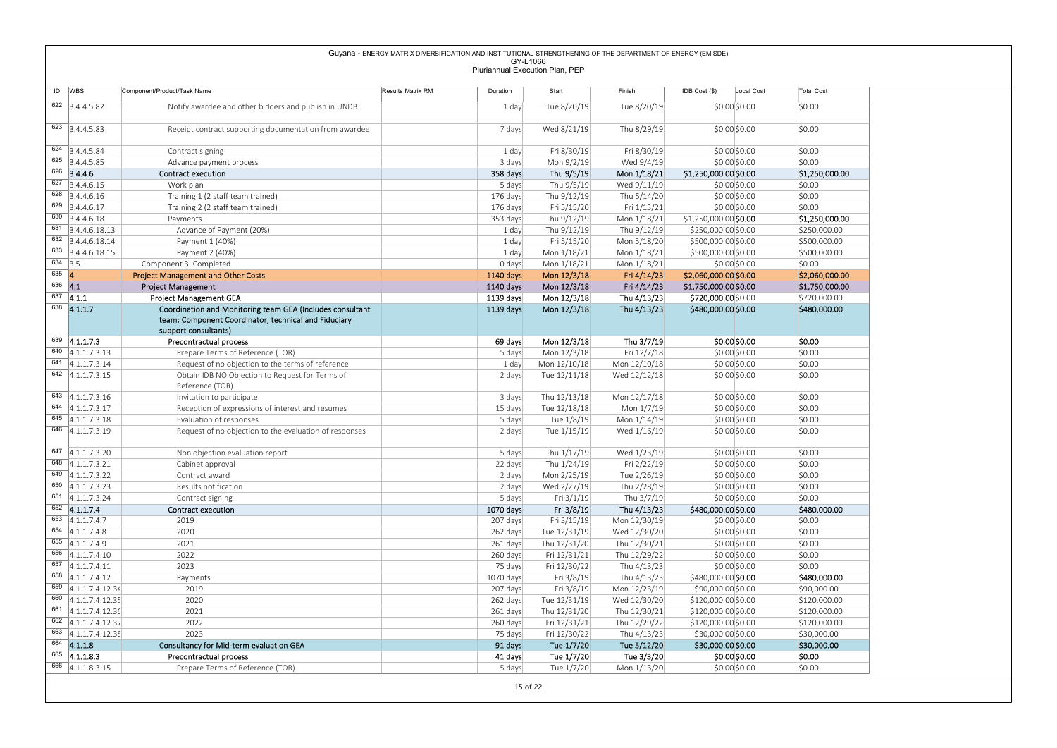| ID | WBS | Component/Product/Task Name | Results Matrix RM | Duration | Start | Finish | IDB Cost ($) | Local Cost | Total Cost |
|---|---|---|---|---|---|---|---|---|---|
| 622 | 3.4.4.5.82 | Notify awardee and other bidders and publish in UNDB | | 1 day | Tue 8/20/19 | Tue 8/20/19 | $0.00 | $0.00 | $0.00 |
| 623 | 3.4.4.5.83 | Receipt contract supporting documentation from awardee | | 7 days | Wed 8/21/19 | Thu 8/29/19 | $0.00 | $0.00 | $0.00 |
| 624 | 3.4.4.5.84 | Contract signing | | 1 day | Fri 8/30/19 | Fri 8/30/19 | $0.00 | $0.00 | $0.00 |
| 625 | 3.4.4.5.85 | Advance payment process | | 3 days | Mon 9/2/19 | Wed 9/4/19 | $0.00 | $0.00 | $0.00 |
| 626 | 3.4.4.6 | Contract execution | | 358 days | Thu 9/5/19 | Mon 1/18/21 | $1,250,000.00 | $0.00 | $1,250,000.00 |
| 627 | 3.4.4.6.15 | Work plan | | 5 days | Thu 9/5/19 | Wed 9/11/19 | $0.00 | $0.00 | $0.00 |
| 628 | 3.4.4.6.16 | Training 1 (2 staff team trained) | | 176 days | Thu 9/12/19 | Thu 5/14/20 | $0.00 | $0.00 | $0.00 |
| 629 | 3.4.4.6.17 | Training 2 (2 staff team trained) | | 176 days | Fri 5/15/20 | Fri 1/15/21 | $0.00 | $0.00 | $0.00 |
| 630 | 3.4.4.6.18 | Payments | | 353 days | Thu 9/12/19 | Mon 1/18/21 | $1,250,000.00 | $0.00 | $1,250,000.00 |
| 631 | 3.4.4.6.18.13 | Advance of Payment (20%) | | 1 day | Thu 9/12/19 | Thu 9/12/19 | $250,000.00 | $0.00 | $250,000.00 |
| 632 | 3.4.4.6.18.14 | Payment 1 (40%) | | 1 day | Fri 5/15/20 | Mon 5/18/20 | $500,000.00 | $0.00 | $500,000.00 |
| 633 | 3.4.4.6.18.15 | Payment 2 (40%) | | 1 day | Mon 1/18/21 | Mon 1/18/21 | $500,000.00 | $0.00 | $500,000.00 |
| 634 | 3.5 | Component 3. Completed | | 0 days | Mon 1/18/21 | Mon 1/18/21 | $0.00 | $0.00 | $0.00 |
| 635 | 4 | Project Management and Other Costs | | 1140 days | Mon 12/3/18 | Fri 4/14/23 | $2,060,000.00 | $0.00 | $2,060,000.00 |
| 636 | 4.1 | Project Management | | 1140 days | Mon 12/3/18 | Fri 4/14/23 | $1,750,000.00 | $0.00 | $1,750,000.00 |
| 637 | 4.1.1 | Project Management GEA | | 1139 days | Mon 12/3/18 | Thu 4/13/23 | $720,000.00 | $0.00 | $720,000.00 |
| 638 | 4.1.1.7 | Coordination and Monitoring team GEA (Includes consultant team: Component Coordinator, technical and Fiduciary support consultants) | | 1139 days | Mon 12/3/18 | Thu 4/13/23 | $480,000.00 | $0.00 | $480,000.00 |
| 639 | 4.1.1.7.3 | Precontractual process | | 69 days | Mon 12/3/18 | Thu 3/7/19 | $0.00 | $0.00 | $0.00 |
| 640 | 4.1.1.7.3.13 | Prepare Terms of Reference (TOR) | | 5 days | Mon 12/3/18 | Fri 12/7/18 | $0.00 | $0.00 | $0.00 |
| 641 | 4.1.1.7.3.14 | Request of no objection to the terms of reference | | 1 day | Mon 12/10/18 | Mon 12/10/18 | $0.00 | $0.00 | $0.00 |
| 642 | 4.1.1.7.3.15 | Obtain IDB NO Objection to Request for Terms of Reference (TOR) | | 2 days | Tue 12/11/18 | Wed 12/12/18 | $0.00 | $0.00 | $0.00 |
| 643 | 4.1.1.7.3.16 | Invitation to participate | | 3 days | Thu 12/13/18 | Mon 12/17/18 | $0.00 | $0.00 | $0.00 |
| 644 | 4.1.1.7.3.17 | Reception of expressions of interest and resumes | | 15 days | Tue 12/18/18 | Mon 1/7/19 | $0.00 | $0.00 | $0.00 |
| 645 | 4.1.1.7.3.18 | Evaluation of responses | | 5 days | Tue 1/8/19 | Mon 1/14/19 | $0.00 | $0.00 | $0.00 |
| 646 | 4.1.1.7.3.19 | Request of no objection to the evaluation of responses | | 2 days | Tue 1/15/19 | Wed 1/16/19 | $0.00 | $0.00 | $0.00 |
| 647 | 4.1.1.7.3.20 | Non objection evaluation report | | 5 days | Thu 1/17/19 | Wed 1/23/19 | $0.00 | $0.00 | $0.00 |
| 648 | 4.1.1.7.3.21 | Cabinet approval | | 22 days | Thu 1/24/19 | Fri 2/22/19 | $0.00 | $0.00 | $0.00 |
| 649 | 4.1.1.7.3.22 | Contract award | | 2 days | Mon 2/25/19 | Tue 2/26/19 | $0.00 | $0.00 | $0.00 |
| 650 | 4.1.1.7.3.23 | Results notification | | 2 days | Wed 2/27/19 | Thu 2/28/19 | $0.00 | $0.00 | $0.00 |
| 651 | 4.1.1.7.3.24 | Contract signing | | 5 days | Fri 3/1/19 | Thu 3/7/19 | $0.00 | $0.00 | $0.00 |
| 652 | 4.1.1.7.4 | Contract execution | | 1070 days | Fri 3/8/19 | Thu 4/13/23 | $480,000.00 | $0.00 | $480,000.00 |
| 653 | 4.1.1.7.4.7 | 2019 | | 207 days | Fri 3/15/19 | Mon 12/30/19 | $0.00 | $0.00 | $0.00 |
| 654 | 4.1.1.7.4.8 | 2020 | | 262 days | Tue 12/31/19 | Wed 12/30/20 | $0.00 | $0.00 | $0.00 |
| 655 | 4.1.1.7.4.9 | 2021 | | 261 days | Thu 12/31/20 | Thu 12/30/21 | $0.00 | $0.00 | $0.00 |
| 656 | 4.1.1.7.4.10 | 2022 | | 260 days | Fri 12/31/21 | Thu 12/29/22 | $0.00 | $0.00 | $0.00 |
| 657 | 4.1.1.7.4.11 | 2023 | | 75 days | Fri 12/30/22 | Thu 4/13/23 | $0.00 | $0.00 | $0.00 |
| 658 | 4.1.1.7.4.12 | Payments | | 1070 days | Fri 3/8/19 | Thu 4/13/23 | $480,000.00 | $0.00 | $480,000.00 |
| 659 | 4.1.1.7.4.12.34 | 2019 | | 207 days | Fri 3/8/19 | Mon 12/23/19 | $90,000.00 | $0.00 | $90,000.00 |
| 660 | 4.1.1.7.4.12.35 | 2020 | | 262 days | Tue 12/31/19 | Wed 12/30/20 | $120,000.00 | $0.00 | $120,000.00 |
| 661 | 4.1.1.7.4.12.36 | 2021 | | 261 days | Thu 12/31/20 | Thu 12/30/21 | $120,000.00 | $0.00 | $120,000.00 |
| 662 | 4.1.1.7.4.12.37 | 2022 | | 260 days | Fri 12/31/21 | Thu 12/29/22 | $120,000.00 | $0.00 | $120,000.00 |
| 663 | 4.1.1.7.4.12.38 | 2023 | | 75 days | Fri 12/30/22 | Thu 4/13/23 | $30,000.00 | $0.00 | $30,000.00 |
| 664 | 4.1.1.8 | Consultancy for Mid-term evaluation GEA | | 91 days | Tue 1/7/20 | Tue 5/12/20 | $30,000.00 | $0.00 | $30,000.00 |
| 665 | 4.1.1.8.3 | Precontractual process | | 41 days | Tue 1/7/20 | Tue 3/3/20 | $0.00 | $0.00 | $0.00 |
| 666 | 4.1.1.8.3.15 | Prepare Terms of Reference (TOR) | | 5 days | Tue 1/7/20 | Mon 1/13/20 | $0.00 | $0.00 | $0.00 |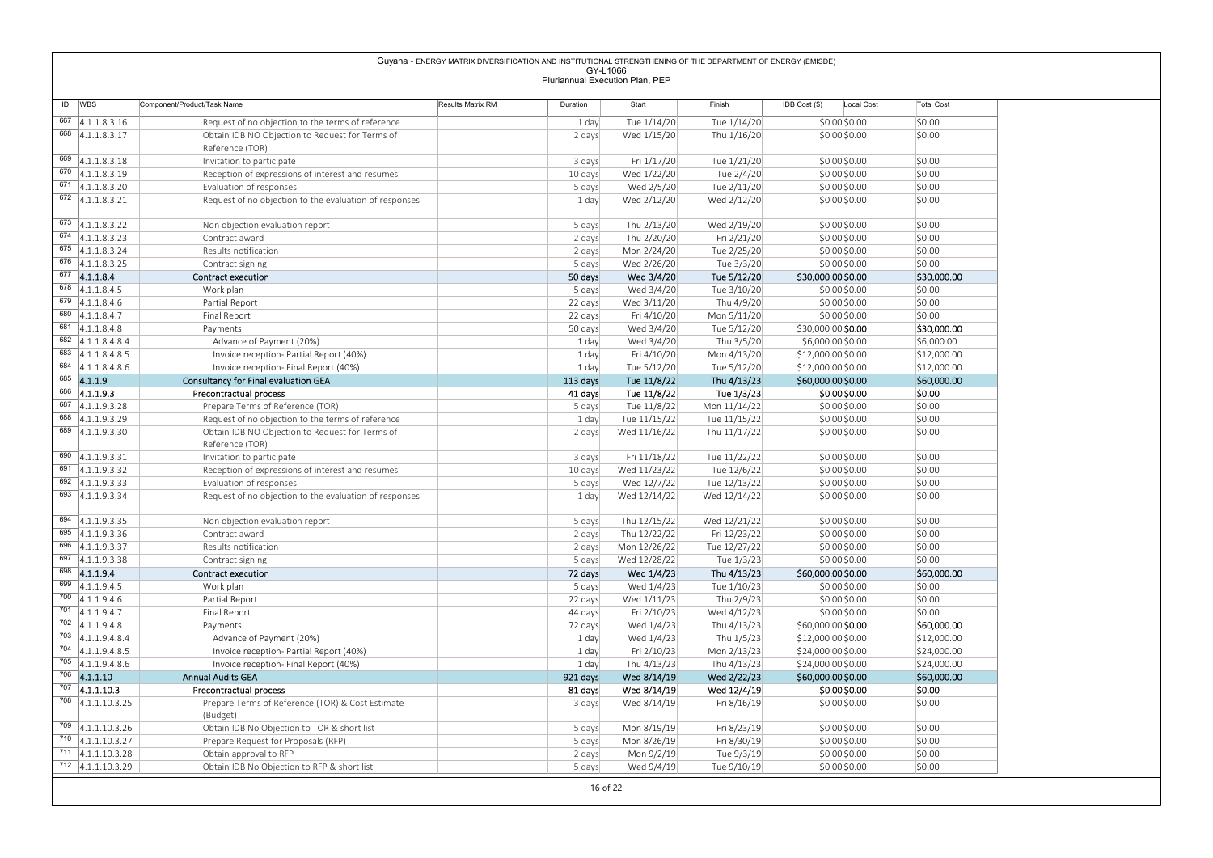Guyana - ENERGY MATRIX DIVERSIFICATION AND INSTITUTIONAL STRENGTHENING OF THE DEPARTMENT OF ENERGY (EMISDE)
GY-L1066
Pluriannual Execution Plan, PEP

| ID | WBS | Component/Product/Task Name | Results Matrix RM | Duration | Start | Finish | IDB Cost ($) | Local Cost | Total Cost |
|---|---|---|---|---|---|---|---|---|---|
| 667 | 4.1.1.8.3.16 | Request of no objection to the terms of reference | | 1 day | Tue 1/14/20 | Tue 1/14/20 | $0.00 | $0.00 | $0.00 |
| 668 | 4.1.1.8.3.17 | Obtain IDB NO Objection to Request for Terms of Reference (TOR) | | 2 days | Wed 1/15/20 | Thu 1/16/20 | $0.00 | $0.00 | $0.00 |
| 669 | 4.1.1.8.3.18 | Invitation to participate | | 3 days | Fri 1/17/20 | Tue 1/21/20 | $0.00 | $0.00 | $0.00 |
| 670 | 4.1.1.8.3.19 | Reception of expressions of interest and resumes | | 10 days | Wed 1/22/20 | Tue 2/4/20 | $0.00 | $0.00 | $0.00 |
| 671 | 4.1.1.8.3.20 | Evaluation of responses | | 5 days | Wed 2/5/20 | Tue 2/11/20 | $0.00 | $0.00 | $0.00 |
| 672 | 4.1.1.8.3.21 | Request of no objection to the evaluation of responses | | 1 day | Wed 2/12/20 | Wed 2/12/20 | $0.00 | $0.00 | $0.00 |
| 673 | 4.1.1.8.3.22 | Non objection evaluation report | | 5 days | Thu 2/13/20 | Wed 2/19/20 | $0.00 | $0.00 | $0.00 |
| 674 | 4.1.1.8.3.23 | Contract award | | 2 days | Thu 2/20/20 | Fri 2/21/20 | $0.00 | $0.00 | $0.00 |
| 675 | 4.1.1.8.3.24 | Results notification | | 2 days | Mon 2/24/20 | Tue 2/25/20 | $0.00 | $0.00 | $0.00 |
| 676 | 4.1.1.8.3.25 | Contract signing | | 5 days | Wed 2/26/20 | Tue 3/3/20 | $0.00 | $0.00 | $0.00 |
| 677 | 4.1.1.8.4 | Contract execution | | 50 days | Wed 3/4/20 | Tue 5/12/20 | $30,000.00 | $0.00 | $30,000.00 |
| 678 | 4.1.1.8.4.5 | Work plan | | 5 days | Wed 3/4/20 | Tue 3/10/20 | $0.00 | $0.00 | $0.00 |
| 679 | 4.1.1.8.4.6 | Partial Report | | 22 days | Wed 3/11/20 | Thu 4/9/20 | $0.00 | $0.00 | $0.00 |
| 680 | 4.1.1.8.4.7 | Final Report | | 22 days | Fri 4/10/20 | Mon 5/11/20 | $0.00 | $0.00 | $0.00 |
| 681 | 4.1.1.8.4.8 | Payments | | 50 days | Wed 3/4/20 | Tue 5/12/20 | $30,000.00 | $0.00 | $30,000.00 |
| 682 | 4.1.1.8.4.8.4 | Advance of Payment (20%) | | 1 day | Wed 3/4/20 | Thu 3/5/20 | $6,000.00 | $0.00 | $6,000.00 |
| 683 | 4.1.1.8.4.8.5 | Invoice reception- Partial Report (40%) | | 1 day | Fri 4/10/20 | Mon 4/13/20 | $12,000.00 | $0.00 | $12,000.00 |
| 684 | 4.1.1.8.4.8.6 | Invoice reception- Final Report (40%) | | 1 day | Tue 5/12/20 | Tue 5/12/20 | $12,000.00 | $0.00 | $12,000.00 |
| 685 | 4.1.1.9 | Consultancy for Final evaluation GEA | | 113 days | Tue 11/8/22 | Thu 4/13/23 | $60,000.00 | $0.00 | $60,000.00 |
| 686 | 4.1.1.9.3 | Precontractual process | | 41 days | Tue 11/8/22 | Tue 1/3/23 | $0.00 | $0.00 | $0.00 |
| 687 | 4.1.1.9.3.28 | Prepare Terms of Reference (TOR) | | 5 days | Tue 11/8/22 | Mon 11/14/22 | $0.00 | $0.00 | $0.00 |
| 688 | 4.1.1.9.3.29 | Request of no objection to the terms of reference | | 1 day | Tue 11/15/22 | Tue 11/15/22 | $0.00 | $0.00 | $0.00 |
| 689 | 4.1.1.9.3.30 | Obtain IDB NO Objection to Request for Terms of Reference (TOR) | | 2 days | Wed 11/16/22 | Thu 11/17/22 | $0.00 | $0.00 | $0.00 |
| 690 | 4.1.1.9.3.31 | Invitation to participate | | 3 days | Fri 11/18/22 | Tue 11/22/22 | $0.00 | $0.00 | $0.00 |
| 691 | 4.1.1.9.3.32 | Reception of expressions of interest and resumes | | 10 days | Wed 11/23/22 | Tue 12/6/22 | $0.00 | $0.00 | $0.00 |
| 692 | 4.1.1.9.3.33 | Evaluation of responses | | 5 days | Wed 12/7/22 | Tue 12/13/22 | $0.00 | $0.00 | $0.00 |
| 693 | 4.1.1.9.3.34 | Request of no objection to the evaluation of responses | | 1 day | Wed 12/14/22 | Wed 12/14/22 | $0.00 | $0.00 | $0.00 |
| 694 | 4.1.1.9.3.35 | Non objection evaluation report | | 5 days | Thu 12/15/22 | Wed 12/21/22 | $0.00 | $0.00 | $0.00 |
| 695 | 4.1.1.9.3.36 | Contract award | | 2 days | Thu 12/22/22 | Fri 12/23/22 | $0.00 | $0.00 | $0.00 |
| 696 | 4.1.1.9.3.37 | Results notification | | 2 days | Mon 12/26/22 | Tue 12/27/22 | $0.00 | $0.00 | $0.00 |
| 697 | 4.1.1.9.3.38 | Contract signing | | 5 days | Wed 12/28/22 | Tue 1/3/23 | $0.00 | $0.00 | $0.00 |
| 698 | 4.1.1.9.4 | Contract execution | | 72 days | Wed 1/4/23 | Thu 4/13/23 | $60,000.00 | $0.00 | $60,000.00 |
| 699 | 4.1.1.9.4.5 | Work plan | | 5 days | Wed 1/4/23 | Tue 1/10/23 | $0.00 | $0.00 | $0.00 |
| 700 | 4.1.1.9.4.6 | Partial Report | | 22 days | Wed 1/11/23 | Thu 2/9/23 | $0.00 | $0.00 | $0.00 |
| 701 | 4.1.1.9.4.7 | Final Report | | 44 days | Fri 2/10/23 | Wed 4/12/23 | $0.00 | $0.00 | $0.00 |
| 702 | 4.1.1.9.4.8 | Payments | | 72 days | Wed 1/4/23 | Thu 4/13/23 | $60,000.00 | $0.00 | $60,000.00 |
| 703 | 4.1.1.9.4.8.4 | Advance of Payment (20%) | | 1 day | Wed 1/4/23 | Thu 1/5/23 | $12,000.00 | $0.00 | $12,000.00 |
| 704 | 4.1.1.9.4.8.5 | Invoice reception- Partial Report (40%) | | 1 day | Fri 2/10/23 | Mon 2/13/23 | $24,000.00 | $0.00 | $24,000.00 |
| 705 | 4.1.1.9.4.8.6 | Invoice reception- Final Report (40%) | | 1 day | Thu 4/13/23 | Thu 4/13/23 | $24,000.00 | $0.00 | $24,000.00 |
| 706 | 4.1.1.10 | Annual Audits GEA | | 921 days | Wed 8/14/19 | Wed 2/22/23 | $60,000.00 | $0.00 | $60,000.00 |
| 707 | 4.1.1.10.3 | Precontractual process | | 81 days | Wed 8/14/19 | Wed 12/4/19 | $0.00 | $0.00 | $0.00 |
| 708 | 4.1.1.10.3.25 | Prepare Terms of Reference (TOR) & Cost Estimate (Budget) | | 3 days | Wed 8/14/19 | Fri 8/16/19 | $0.00 | $0.00 | $0.00 |
| 709 | 4.1.1.10.3.26 | Obtain IDB No Objection to TOR & short list | | 5 days | Mon 8/19/19 | Fri 8/23/19 | $0.00 | $0.00 | $0.00 |
| 710 | 4.1.1.10.3.27 | Prepare Request for Proposals (RFP) | | 5 days | Mon 8/26/19 | Fri 8/30/19 | $0.00 | $0.00 | $0.00 |
| 711 | 4.1.1.10.3.28 | Obtain approval to RFP | | 2 days | Mon 9/2/19 | Tue 9/3/19 | $0.00 | $0.00 | $0.00 |
| 712 | 4.1.1.10.3.29 | Obtain IDB No Objection to RFP & short list | | 5 days | Wed 9/4/19 | Tue 9/10/19 | $0.00 | $0.00 | $0.00 |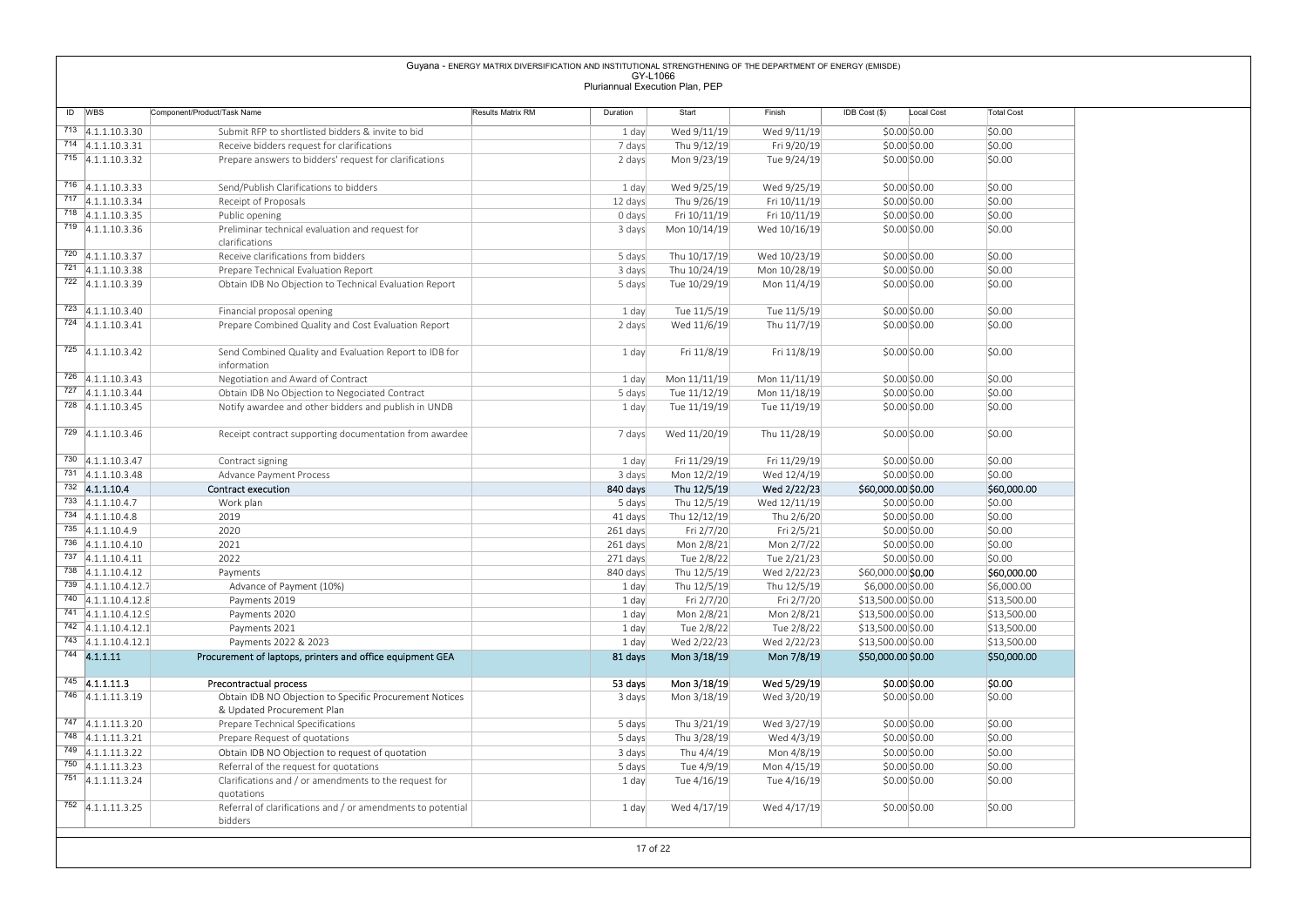Guyana - ENERGY MATRIX DIVERSIFICATION AND INSTITUTIONAL STRENGTHENING OF THE DEPARTMENT OF ENERGY (EMISDE)
GY-L1066
Pluriannual Execution Plan, PEP

| ID | WBS | Component/Product/Task Name | Results Matrix RM | Duration | Start | Finish | IDB Cost ($) | Local Cost | Total Cost |
|---|---|---|---|---|---|---|---|---|---|
| 713 | 4.1.1.10.3.30 | Submit RFP to shortlisted bidders & invite to bid | | 1 day | Wed 9/11/19 | Wed 9/11/19 | $0.00 | $0.00 | $0.00 |
| 714 | 4.1.1.10.3.31 | Receive bidders request for clarifications | | 7 days | Thu 9/12/19 | Fri 9/20/19 | $0.00 | $0.00 | $0.00 |
| 715 | 4.1.1.10.3.32 | Prepare answers to bidders' request for clarifications | | 2 days | Mon 9/23/19 | Tue 9/24/19 | $0.00 | $0.00 | $0.00 |
| 716 | 4.1.1.10.3.33 | Send/Publish Clarifications to bidders | | 1 day | Wed 9/25/19 | Wed 9/25/19 | $0.00 | $0.00 | $0.00 |
| 717 | 4.1.1.10.3.34 | Receipt of Proposals | | 12 days | Thu 9/26/19 | Fri 10/11/19 | $0.00 | $0.00 | $0.00 |
| 718 | 4.1.1.10.3.35 | Public opening | | 0 days | Fri 10/11/19 | Fri 10/11/19 | $0.00 | $0.00 | $0.00 |
| 719 | 4.1.1.10.3.36 | Preliminar technical evaluation and request for clarifications | | 3 days | Mon 10/14/19 | Wed 10/16/19 | $0.00 | $0.00 | $0.00 |
| 720 | 4.1.1.10.3.37 | Receive clarifications from bidders | | 5 days | Thu 10/17/19 | Wed 10/23/19 | $0.00 | $0.00 | $0.00 |
| 721 | 4.1.1.10.3.38 | Prepare Technical Evaluation Report | | 3 days | Thu 10/24/19 | Mon 10/28/19 | $0.00 | $0.00 | $0.00 |
| 722 | 4.1.1.10.3.39 | Obtain IDB No Objection to Technical Evaluation Report | | 5 days | Tue 10/29/19 | Mon 11/4/19 | $0.00 | $0.00 | $0.00 |
| 723 | 4.1.1.10.3.40 | Financial proposal opening | | 1 day | Tue 11/5/19 | Tue 11/5/19 | $0.00 | $0.00 | $0.00 |
| 724 | 4.1.1.10.3.41 | Prepare Combined Quality and Cost Evaluation Report | | 2 days | Wed 11/6/19 | Thu 11/7/19 | $0.00 | $0.00 | $0.00 |
| 725 | 4.1.1.10.3.42 | Send Combined Quality and Evaluation Report to IDB for information | | 1 day | Fri 11/8/19 | Fri 11/8/19 | $0.00 | $0.00 | $0.00 |
| 726 | 4.1.1.10.3.43 | Negotiation and Award of Contract | | 1 day | Mon 11/11/19 | Mon 11/11/19 | $0.00 | $0.00 | $0.00 |
| 727 | 4.1.1.10.3.44 | Obtain IDB No Objection to Negociated Contract | | 5 days | Tue 11/12/19 | Mon 11/18/19 | $0.00 | $0.00 | $0.00 |
| 728 | 4.1.1.10.3.45 | Notify awardee and other bidders and publish in UNDB | | 1 day | Tue 11/19/19 | Tue 11/19/19 | $0.00 | $0.00 | $0.00 |
| 729 | 4.1.1.10.3.46 | Receipt contract supporting documentation from awardee | | 7 days | Wed 11/20/19 | Thu 11/28/19 | $0.00 | $0.00 | $0.00 |
| 730 | 4.1.1.10.3.47 | Contract signing | | 1 day | Fri 11/29/19 | Fri 11/29/19 | $0.00 | $0.00 | $0.00 |
| 731 | 4.1.1.10.3.48 | Advance Payment Process | | 3 days | Mon 12/2/19 | Wed 12/4/19 | $0.00 | $0.00 | $0.00 |
| 732 | 4.1.1.10.4 | Contract execution | | 840 days | Thu 12/5/19 | Wed 2/22/23 | $60,000.00 | $0.00 | $60,000.00 |
| 733 | 4.1.1.10.4.7 | Work plan | | 5 days | Thu 12/5/19 | Wed 12/11/19 | $0.00 | $0.00 | $0.00 |
| 734 | 4.1.1.10.4.8 | 2019 | | 41 days | Thu 12/12/19 | Thu 2/6/20 | $0.00 | $0.00 | $0.00 |
| 735 | 4.1.1.10.4.9 | 2020 | | 261 days | Fri 2/7/20 | Fri 2/5/21 | $0.00 | $0.00 | $0.00 |
| 736 | 4.1.1.10.4.10 | 2021 | | 261 days | Mon 2/8/21 | Mon 2/7/22 | $0.00 | $0.00 | $0.00 |
| 737 | 4.1.1.10.4.11 | 2022 | | 271 days | Tue 2/8/22 | Tue 2/21/23 | $0.00 | $0.00 | $0.00 |
| 738 | 4.1.1.10.4.12 | Payments | | 840 days | Thu 12/5/19 | Wed 2/22/23 | $60,000.00 | $0.00 | $60,000.00 |
| 739 | 4.1.1.10.4.12.7 | Advance of Payment (10%) | | 1 day | Thu 12/5/19 | Thu 12/5/19 | $6,000.00 | $0.00 | $6,000.00 |
| 740 | 4.1.1.10.4.12.8 | Payments 2019 | | 1 day | Fri 2/7/20 | Fri 2/7/20 | $13,500.00 | $0.00 | $13,500.00 |
| 741 | 4.1.1.10.4.12.9 | Payments 2020 | | 1 day | Mon 2/8/21 | Mon 2/8/21 | $13,500.00 | $0.00 | $13,500.00 |
| 742 | 4.1.1.10.4.12.1 | Payments 2021 | | 1 day | Tue 2/8/22 | Tue 2/8/22 | $13,500.00 | $0.00 | $13,500.00 |
| 743 | 4.1.1.10.4.12.1 | Payments 2022 & 2023 | | 1 day | Wed 2/22/23 | Wed 2/22/23 | $13,500.00 | $0.00 | $13,500.00 |
| 744 | 4.1.1.11 | Procurement of laptops, printers and office equipment GEA | | 81 days | Mon 3/18/19 | Mon 7/8/19 | $50,000.00 | $0.00 | $50,000.00 |
| 745 | 4.1.1.11.3 | Precontractual process | | 53 days | Mon 3/18/19 | Wed 5/29/19 | $0.00 | $0.00 | $0.00 |
| 746 | 4.1.1.11.3.19 | Obtain IDB NO Objection to Specific Procurement Notices & Updated Procurement Plan | | 3 days | Mon 3/18/19 | Wed 3/20/19 | $0.00 | $0.00 | $0.00 |
| 747 | 4.1.1.11.3.20 | Prepare Technical Specifications | | 5 days | Thu 3/21/19 | Wed 3/27/19 | $0.00 | $0.00 | $0.00 |
| 748 | 4.1.1.11.3.21 | Prepare Request of quotations | | 5 days | Thu 3/28/19 | Wed 4/3/19 | $0.00 | $0.00 | $0.00 |
| 749 | 4.1.1.11.3.22 | Obtain IDB NO Objection to request of quotation | | 3 days | Thu 4/4/19 | Mon 4/8/19 | $0.00 | $0.00 | $0.00 |
| 750 | 4.1.1.11.3.23 | Referral of the request for quotations | | 5 days | Tue 4/9/19 | Mon 4/15/19 | $0.00 | $0.00 | $0.00 |
| 751 | 4.1.1.11.3.24 | Clarifications and / or amendments to the request for quotations | | 1 day | Tue 4/16/19 | Tue 4/16/19 | $0.00 | $0.00 | $0.00 |
| 752 | 4.1.1.11.3.25 | Referral of clarifications and / or amendments to potential bidders | | 1 day | Wed 4/17/19 | Wed 4/17/19 | $0.00 | $0.00 | $0.00 |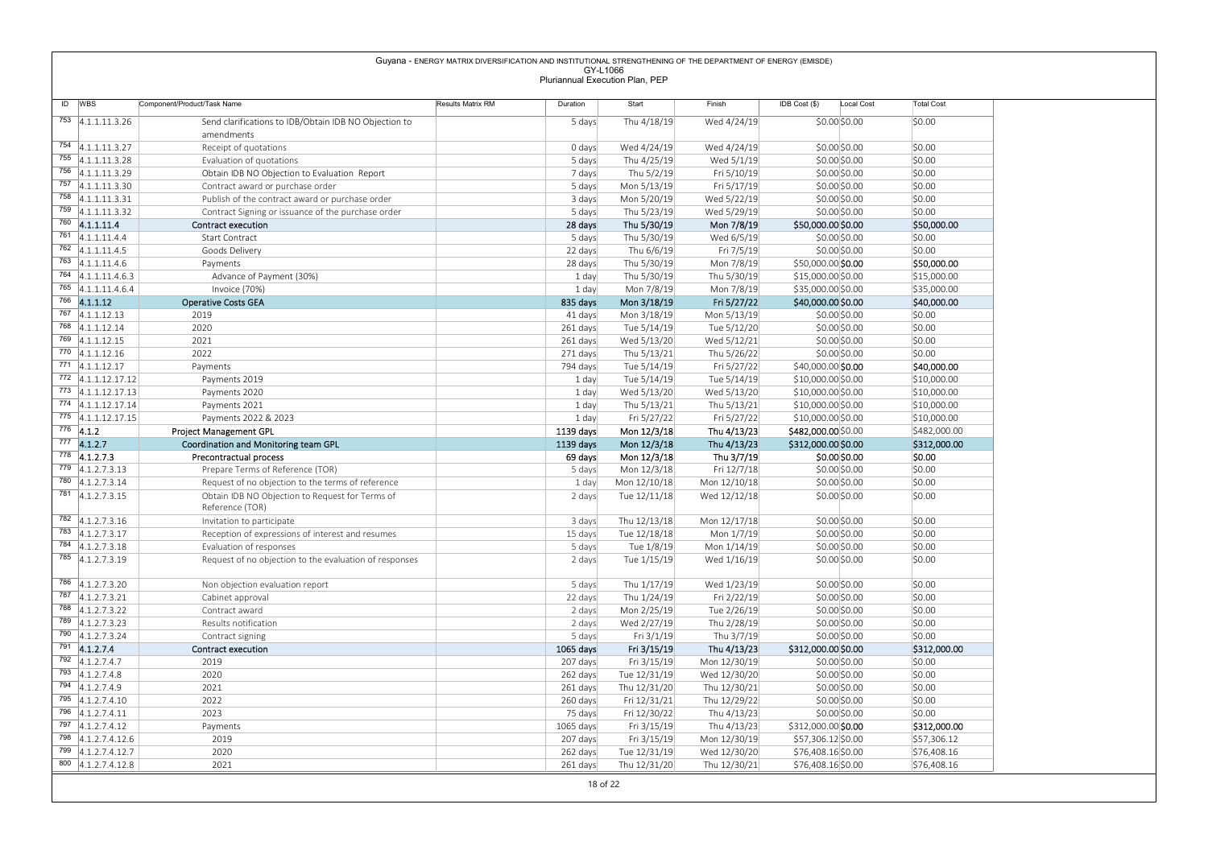Guyana - ENERGY MATRIX DIVERSIFICATION AND INSTITUTIONAL STRENGTHENING OF THE DEPARTMENT OF ENERGY (EMISDE)
GY-L1066
Pluriannual Execution Plan, PEP

| ID | WBS | Component/Product/Task Name | Results Matrix RM | Duration | Start | Finish | IDB Cost ($) | Local Cost | Total Cost |
|---|---|---|---|---|---|---|---|---|---|
| 753 | 4.1.1.11.3.26 | Send clarifications to IDB/Obtain IDB NO Objection to amendments | | 5 days | Thu 4/18/19 | Wed 4/24/19 | $0.00 | $0.00 | $0.00 |
| 754 | 4.1.1.11.3.27 | Receipt of quotations | | 0 days | Wed 4/24/19 | Wed 4/24/19 | $0.00 | $0.00 | $0.00 |
| 755 | 4.1.1.11.3.28 | Evaluation of quotations | | 5 days | Thu 4/25/19 | Wed 5/1/19 | $0.00 | $0.00 | $0.00 |
| 756 | 4.1.1.11.3.29 | Obtain IDB NO Objection to Evaluation Report | | 7 days | Thu 5/2/19 | Fri 5/10/19 | $0.00 | $0.00 | $0.00 |
| 757 | 4.1.1.11.3.30 | Contract award or purchase order | | 5 days | Mon 5/13/19 | Fri 5/17/19 | $0.00 | $0.00 | $0.00 |
| 758 | 4.1.1.11.3.31 | Publish of the contract award or purchase order | | 3 days | Mon 5/20/19 | Wed 5/22/19 | $0.00 | $0.00 | $0.00 |
| 759 | 4.1.1.11.3.32 | Contract Signing or issuance of the purchase order | | 5 days | Thu 5/23/19 | Wed 5/29/19 | $0.00 | $0.00 | $0.00 |
| 760 | 4.1.1.11.4 | Contract execution | | 28 days | Thu 5/30/19 | Mon 7/8/19 | $50,000.00 | $0.00 | $50,000.00 |
| 761 | 4.1.1.11.4.4 | Start Contract | | 5 days | Thu 5/30/19 | Wed 6/5/19 | $0.00 | $0.00 | $0.00 |
| 762 | 4.1.1.11.4.5 | Goods Delivery | | 22 days | Thu 6/6/19 | Fri 7/5/19 | $0.00 | $0.00 | $0.00 |
| 763 | 4.1.1.11.4.6 | Payments | | 28 days | Thu 5/30/19 | Mon 7/8/19 | $50,000.00 | $0.00 | $50,000.00 |
| 764 | 4.1.1.11.4.6.3 | Advance of Payment (30%) | | 1 day | Thu 5/30/19 | Thu 5/30/19 | $15,000.00 | $0.00 | $15,000.00 |
| 765 | 4.1.1.11.4.6.4 | Invoice (70%) | | 1 day | Mon 7/8/19 | Mon 7/8/19 | $35,000.00 | $0.00 | $35,000.00 |
| 766 | 4.1.1.12 | Operative Costs GEA | | 835 days | Mon 3/18/19 | Fri 5/27/22 | $40,000.00 | $0.00 | $40,000.00 |
| 767 | 4.1.1.12.13 | 2019 | | 41 days | Mon 3/18/19 | Mon 5/13/19 | $0.00 | $0.00 | $0.00 |
| 768 | 4.1.1.12.14 | 2020 | | 261 days | Tue 5/14/19 | Tue 5/12/20 | $0.00 | $0.00 | $0.00 |
| 769 | 4.1.1.12.15 | 2021 | | 261 days | Wed 5/13/20 | Wed 5/12/21 | $0.00 | $0.00 | $0.00 |
| 770 | 4.1.1.12.16 | 2022 | | 271 days | Thu 5/13/21 | Thu 5/26/22 | $0.00 | $0.00 | $0.00 |
| 771 | 4.1.1.12.17 | Payments | | 794 days | Tue 5/14/19 | Fri 5/27/22 | $40,000.00 | $0.00 | $40,000.00 |
| 772 | 4.1.1.12.17.12 | Payments 2019 | | 1 day | Tue 5/14/19 | Tue 5/14/19 | $10,000.00 | $0.00 | $10,000.00 |
| 773 | 4.1.1.12.17.13 | Payments 2020 | | 1 day | Wed 5/13/20 | Wed 5/13/20 | $10,000.00 | $0.00 | $10,000.00 |
| 774 | 4.1.1.12.17.14 | Payments 2021 | | 1 day | Thu 5/13/21 | Thu 5/13/21 | $10,000.00 | $0.00 | $10,000.00 |
| 775 | 4.1.1.12.17.15 | Payments 2022 & 2023 | | 1 day | Fri 5/27/22 | Fri 5/27/22 | $10,000.00 | $0.00 | $10,000.00 |
| 776 | 4.1.2 | Project Management GPL | | 1139 days | Mon 12/3/18 | Thu 4/13/23 | $482,000.00 | $0.00 | $482,000.00 |
| 777 | 4.1.2.7 | Coordination and Monitoring team GPL | | 1139 days | Mon 12/3/18 | Thu 4/13/23 | $312,000.00 | $0.00 | $312,000.00 |
| 778 | 4.1.2.7.3 | Precontractual process | | 69 days | Mon 12/3/18 | Thu 3/7/19 | $0.00 | $0.00 | $0.00 |
| 779 | 4.1.2.7.3.13 | Prepare Terms of Reference (TOR) | | 5 days | Mon 12/3/18 | Fri 12/7/18 | $0.00 | $0.00 | $0.00 |
| 780 | 4.1.2.7.3.14 | Request of no objection to the terms of reference | | 1 day | Mon 12/10/18 | Mon 12/10/18 | $0.00 | $0.00 | $0.00 |
| 781 | 4.1.2.7.3.15 | Obtain IDB NO Objection to Request for Terms of Reference (TOR) | | 2 days | Tue 12/11/18 | Wed 12/12/18 | $0.00 | $0.00 | $0.00 |
| 782 | 4.1.2.7.3.16 | Invitation to participate | | 3 days | Thu 12/13/18 | Mon 12/17/18 | $0.00 | $0.00 | $0.00 |
| 783 | 4.1.2.7.3.17 | Reception of expressions of interest and resumes | | 15 days | Tue 12/18/18 | Mon 1/7/19 | $0.00 | $0.00 | $0.00 |
| 784 | 4.1.2.7.3.18 | Evaluation of responses | | 5 days | Tue 1/8/19 | Mon 1/14/19 | $0.00 | $0.00 | $0.00 |
| 785 | 4.1.2.7.3.19 | Request of no objection to the evaluation of responses | | 2 days | Tue 1/15/19 | Wed 1/16/19 | $0.00 | $0.00 | $0.00 |
| 786 | 4.1.2.7.3.20 | Non objection evaluation report | | 5 days | Thu 1/17/19 | Wed 1/23/19 | $0.00 | $0.00 | $0.00 |
| 787 | 4.1.2.7.3.21 | Cabinet approval | | 22 days | Thu 1/24/19 | Fri 2/22/19 | $0.00 | $0.00 | $0.00 |
| 788 | 4.1.2.7.3.22 | Contract award | | 2 days | Mon 2/25/19 | Tue 2/26/19 | $0.00 | $0.00 | $0.00 |
| 789 | 4.1.2.7.3.23 | Results notification | | 2 days | Wed 2/27/19 | Thu 2/28/19 | $0.00 | $0.00 | $0.00 |
| 790 | 4.1.2.7.3.24 | Contract signing | | 5 days | Fri 3/1/19 | Thu 3/7/19 | $0.00 | $0.00 | $0.00 |
| 791 | 4.1.2.7.4 | Contract execution | | 1065 days | Fri 3/15/19 | Thu 4/13/23 | $312,000.00 | $0.00 | $312,000.00 |
| 792 | 4.1.2.7.4.7 | 2019 | | 207 days | Fri 3/15/19 | Mon 12/30/19 | $0.00 | $0.00 | $0.00 |
| 793 | 4.1.2.7.4.8 | 2020 | | 262 days | Tue 12/31/19 | Wed 12/30/20 | $0.00 | $0.00 | $0.00 |
| 794 | 4.1.2.7.4.9 | 2021 | | 261 days | Thu 12/31/20 | Thu 12/30/21 | $0.00 | $0.00 | $0.00 |
| 795 | 4.1.2.7.4.10 | 2022 | | 260 days | Fri 12/31/21 | Thu 12/29/22 | $0.00 | $0.00 | $0.00 |
| 796 | 4.1.2.7.4.11 | 2023 | | 75 days | Fri 12/30/22 | Thu 4/13/23 | $0.00 | $0.00 | $0.00 |
| 797 | 4.1.2.7.4.12 | Payments | | 1065 days | Fri 3/15/19 | Thu 4/13/23 | $312,000.00 | $0.00 | $312,000.00 |
| 798 | 4.1.2.7.4.12.6 | 2019 | | 207 days | Fri 3/15/19 | Mon 12/30/19 | $57,306.12 | $0.00 | $57,306.12 |
| 799 | 4.1.2.7.4.12.7 | 2020 | | 262 days | Tue 12/31/19 | Wed 12/30/20 | $76,408.16 | $0.00 | $76,408.16 |
| 800 | 4.1.2.7.4.12.8 | 2021 | | 261 days | Thu 12/31/20 | Thu 12/30/21 | $76,408.16 | $0.00 | $76,408.16 |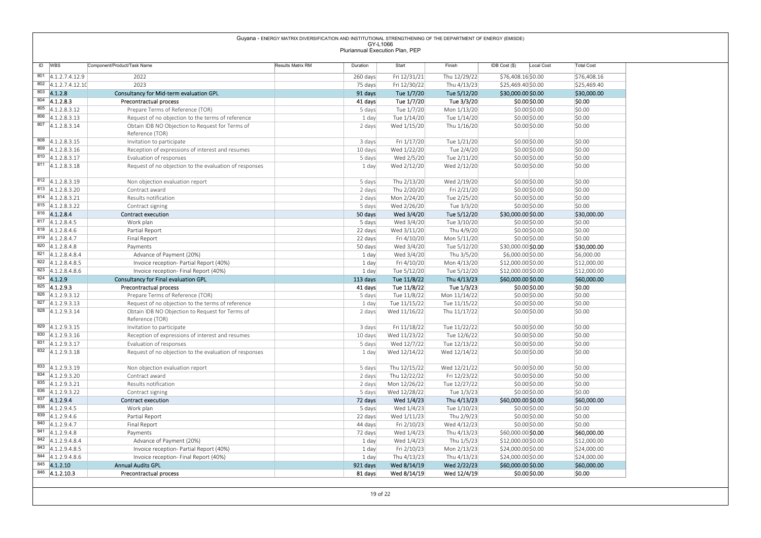Guyana - ENERGY MATRIX DIVERSIFICATION AND INSTITUTIONAL STRENGTHENING OF THE DEPARTMENT OF ENERGY (EMISDE)
GY-L1066
Pluriannual Execution Plan, PEP

| ID | WBS | Component/Product/Task Name | Results Matrix RM | Duration | Start | Finish | IDB Cost ($) | Local Cost | Total Cost |
|---|---|---|---|---|---|---|---|---|---|
| 801 | 4.1.2.7.4.12.9 | 2022 | | 260 days | Fri 12/31/21 | Thu 12/29/22 | $76,408.16 | $0.00 | $76,408.16 |
| 802 | 4.1.2.7.4.12.10 | 2023 | | 75 days | Fri 12/30/22 | Thu 4/13/23 | $25,469.40 | $0.00 | $25,469.40 |
| 803 | 4.1.2.8 | Consultancy for Mid-term evaluation GPL | | 91 days | Tue 1/7/20 | Tue 5/12/20 | $30,000.00 | $0.00 | $30,000.00 |
| 804 | 4.1.2.8.3 | Precontractual process | | 41 days | Tue 1/7/20 | Tue 3/3/20 | $0.00 | $0.00 | $0.00 |
| 805 | 4.1.2.8.3.12 | Prepare Terms of Reference (TOR) | | 5 days | Tue 1/7/20 | Mon 1/13/20 | $0.00 | $0.00 | $0.00 |
| 806 | 4.1.2.8.3.13 | Request of no objection to the terms of reference | | 1 day | Tue 1/14/20 | Tue 1/14/20 | $0.00 | $0.00 | $0.00 |
| 807 | 4.1.2.8.3.14 | Obtain IDB NO Objection to Request for Terms of Reference (TOR) | | 2 days | Wed 1/15/20 | Thu 1/16/20 | $0.00 | $0.00 | $0.00 |
| 808 | 4.1.2.8.3.15 | Invitation to participate | | 3 days | Fri 1/17/20 | Tue 1/21/20 | $0.00 | $0.00 | $0.00 |
| 809 | 4.1.2.8.3.16 | Reception of expressions of interest and resumes | | 10 days | Wed 1/22/20 | Tue 2/4/20 | $0.00 | $0.00 | $0.00 |
| 810 | 4.1.2.8.3.17 | Evaluation of responses | | 5 days | Wed 2/5/20 | Tue 2/11/20 | $0.00 | $0.00 | $0.00 |
| 811 | 4.1.2.8.3.18 | Request of no objection to the evaluation of responses | | 1 day | Wed 2/12/20 | Wed 2/12/20 | $0.00 | $0.00 | $0.00 |
| 812 | 4.1.2.8.3.19 | Non objection evaluation report | | 5 days | Thu 2/13/20 | Wed 2/19/20 | $0.00 | $0.00 | $0.00 |
| 813 | 4.1.2.8.3.20 | Contract award | | 2 days | Thu 2/20/20 | Fri 2/21/20 | $0.00 | $0.00 | $0.00 |
| 814 | 4.1.2.8.3.21 | Results notification | | 2 days | Mon 2/24/20 | Tue 2/25/20 | $0.00 | $0.00 | $0.00 |
| 815 | 4.1.2.8.3.22 | Contract signing | | 5 days | Wed 2/26/20 | Tue 3/3/20 | $0.00 | $0.00 | $0.00 |
| 816 | 4.1.2.8.4 | Contract execution | | 50 days | Wed 3/4/20 | Tue 5/12/20 | $30,000.00 | $0.00 | $30,000.00 |
| 817 | 4.1.2.8.4.5 | Work plan | | 5 days | Wed 3/4/20 | Tue 3/10/20 | $0.00 | $0.00 | $0.00 |
| 818 | 4.1.2.8.4.6 | Partial Report | | 22 days | Wed 3/11/20 | Thu 4/9/20 | $0.00 | $0.00 | $0.00 |
| 819 | 4.1.2.8.4.7 | Final Report | | 22 days | Fri 4/10/20 | Mon 5/11/20 | $0.00 | $0.00 | $0.00 |
| 820 | 4.1.2.8.4.8 | Payments | | 50 days | Wed 3/4/20 | Tue 5/12/20 | $30,000.00 | $0.00 | $30,000.00 |
| 821 | 4.1.2.8.4.8.4 | Advance of Payment (20%) | | 1 day | Wed 3/4/20 | Thu 3/5/20 | $6,000.00 | $0.00 | $6,000.00 |
| 822 | 4.1.2.8.4.8.5 | Invoice reception- Partial Report (40%) | | 1 day | Fri 4/10/20 | Mon 4/13/20 | $12,000.00 | $0.00 | $12,000.00 |
| 823 | 4.1.2.8.4.8.6 | Invoice reception- Final Report (40%) | | 1 day | Tue 5/12/20 | Tue 5/12/20 | $12,000.00 | $0.00 | $12,000.00 |
| 824 | 4.1.2.9 | Consultancy for Final evaluation GPL | | 113 days | Tue 11/8/22 | Thu 4/13/23 | $60,000.00 | $0.00 | $60,000.00 |
| 825 | 4.1.2.9.3 | Precontractual process | | 41 days | Tue 11/8/22 | Tue 1/3/23 | $0.00 | $0.00 | $0.00 |
| 826 | 4.1.2.9.3.12 | Prepare Terms of Reference (TOR) | | 5 days | Tue 11/8/22 | Mon 11/14/22 | $0.00 | $0.00 | $0.00 |
| 827 | 4.1.2.9.3.13 | Request of no objection to the terms of reference | | 1 day | Tue 11/15/22 | Tue 11/15/22 | $0.00 | $0.00 | $0.00 |
| 828 | 4.1.2.9.3.14 | Obtain IDB NO Objection to Request for Terms of Reference (TOR) | | 2 days | Wed 11/16/22 | Thu 11/17/22 | $0.00 | $0.00 | $0.00 |
| 829 | 4.1.2.9.3.15 | Invitation to participate | | 3 days | Fri 11/18/22 | Tue 11/22/22 | $0.00 | $0.00 | $0.00 |
| 830 | 4.1.2.9.3.16 | Reception of expressions of interest and resumes | | 10 days | Wed 11/23/22 | Tue 12/6/22 | $0.00 | $0.00 | $0.00 |
| 831 | 4.1.2.9.3.17 | Evaluation of responses | | 5 days | Wed 12/7/22 | Tue 12/13/22 | $0.00 | $0.00 | $0.00 |
| 832 | 4.1.2.9.3.18 | Request of no objection to the evaluation of responses | | 1 day | Wed 12/14/22 | Wed 12/14/22 | $0.00 | $0.00 | $0.00 |
| 833 | 4.1.2.9.3.19 | Non objection evaluation report | | 5 days | Thu 12/15/22 | Wed 12/21/22 | $0.00 | $0.00 | $0.00 |
| 834 | 4.1.2.9.3.20 | Contract award | | 2 days | Thu 12/22/22 | Fri 12/23/22 | $0.00 | $0.00 | $0.00 |
| 835 | 4.1.2.9.3.21 | Results notification | | 2 days | Mon 12/26/22 | Tue 12/27/22 | $0.00 | $0.00 | $0.00 |
| 836 | 4.1.2.9.3.22 | Contract signing | | 5 days | Wed 12/28/22 | Tue 1/3/23 | $0.00 | $0.00 | $0.00 |
| 837 | 4.1.2.9.4 | Contract execution | | 72 days | Wed 1/4/23 | Thu 4/13/23 | $60,000.00 | $0.00 | $60,000.00 |
| 838 | 4.1.2.9.4.5 | Work plan | | 5 days | Wed 1/4/23 | Tue 1/10/23 | $0.00 | $0.00 | $0.00 |
| 839 | 4.1.2.9.4.6 | Partial Report | | 22 days | Wed 1/11/23 | Thu 2/9/23 | $0.00 | $0.00 | $0.00 |
| 840 | 4.1.2.9.4.7 | Final Report | | 44 days | Fri 2/10/23 | Wed 4/12/23 | $0.00 | $0.00 | $0.00 |
| 841 | 4.1.2.9.4.8 | Payments | | 72 days | Wed 1/4/23 | Thu 4/13/23 | $60,000.00 | $0.00 | $60,000.00 |
| 842 | 4.1.2.9.4.8.4 | Advance of Payment (20%) | | 1 day | Wed 1/4/23 | Thu 1/5/23 | $12,000.00 | $0.00 | $12,000.00 |
| 843 | 4.1.2.9.4.8.5 | Invoice reception- Partial Report (40%) | | 1 day | Fri 2/10/23 | Mon 2/13/23 | $24,000.00 | $0.00 | $24,000.00 |
| 844 | 4.1.2.9.4.8.6 | Invoice reception- Final Report (40%) | | 1 day | Thu 4/13/23 | Thu 4/13/23 | $24,000.00 | $0.00 | $24,000.00 |
| 845 | 4.1.2.10 | Annual Audits GPL | | 921 days | Wed 8/14/19 | Wed 2/22/23 | $60,000.00 | $0.00 | $60,000.00 |
| 846 | 4.1.2.10.3 | Precontractual process | | 81 days | Wed 8/14/19 | Wed 12/4/19 | $0.00 | $0.00 | $0.00 |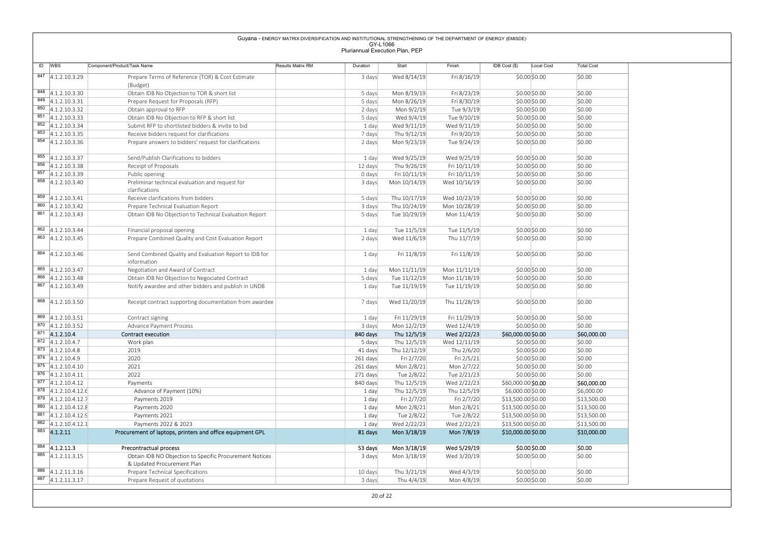Guyana - ENERGY MATRIX DIVERSIFICATION AND INSTITUTIONAL STRENGTHENING OF THE DEPARTMENT OF ENERGY (EMISDE)
GY-L1066
Pluriannual Execution Plan, PEP

| ID | WBS | Component/Product/Task Name | Results Matrix RM | Duration | Start | Finish | IDB Cost ($) | Local Cost | Total Cost |
|---|---|---|---|---|---|---|---|---|---|
| 847 | 4.1.2.10.3.29 | Prepare Terms of Reference (TOR) & Cost Estimate (Budget) | | 3 days | Wed 8/14/19 | Fri 8/16/19 | $0.00 | $0.00 | $0.00 |
| 848 | 4.1.2.10.3.30 | Obtain IDB No Objection to TOR & short list | | 5 days | Mon 8/19/19 | Fri 8/23/19 | $0.00 | $0.00 | $0.00 |
| 849 | 4.1.2.10.3.31 | Prepare Request for Proposals (RFP) | | 5 days | Mon 8/26/19 | Fri 8/30/19 | $0.00 | $0.00 | $0.00 |
| 850 | 4.1.2.10.3.32 | Obtain approval to RFP | | 2 days | Mon 9/2/19 | Tue 9/3/19 | $0.00 | $0.00 | $0.00 |
| 851 | 4.1.2.10.3.33 | Obtain IDB No Objection to RFP & short list | | 5 days | Wed 9/4/19 | Tue 9/10/19 | $0.00 | $0.00 | $0.00 |
| 852 | 4.1.2.10.3.34 | Submit RFP to shortlisted bidders & invite to bid | | 1 day | Wed 9/11/19 | Wed 9/11/19 | $0.00 | $0.00 | $0.00 |
| 853 | 4.1.2.10.3.35 | Receive bidders request for clarifications | | 7 days | Thu 9/12/19 | Fri 9/20/19 | $0.00 | $0.00 | $0.00 |
| 854 | 4.1.2.10.3.36 | Prepare answers to bidders' request for clarifications | | 2 days | Mon 9/23/19 | Tue 9/24/19 | $0.00 | $0.00 | $0.00 |
| 855 | 4.1.2.10.3.37 | Send/Publish Clarifications to bidders | | 1 day | Wed 9/25/19 | Wed 9/25/19 | $0.00 | $0.00 | $0.00 |
| 856 | 4.1.2.10.3.38 | Receipt of Proposals | | 12 days | Thu 9/26/19 | Fri 10/11/19 | $0.00 | $0.00 | $0.00 |
| 857 | 4.1.2.10.3.39 | Public opening | | 0 days | Fri 10/11/19 | Fri 10/11/19 | $0.00 | $0.00 | $0.00 |
| 858 | 4.1.2.10.3.40 | Preliminar technical evaluation and request for clarifications | | 3 days | Mon 10/14/19 | Wed 10/16/19 | $0.00 | $0.00 | $0.00 |
| 859 | 4.1.2.10.3.41 | Receive clarifications from bidders | | 5 days | Thu 10/17/19 | Wed 10/23/19 | $0.00 | $0.00 | $0.00 |
| 860 | 4.1.2.10.3.42 | Prepare Technical Evaluation Report | | 3 days | Thu 10/24/19 | Mon 10/28/19 | $0.00 | $0.00 | $0.00 |
| 861 | 4.1.2.10.3.43 | Obtain IDB No Objection to Technical Evaluation Report | | 5 days | Tue 10/29/19 | Mon 11/4/19 | $0.00 | $0.00 | $0.00 |
| 862 | 4.1.2.10.3.44 | Financial proposal opening | | 1 day | Tue 11/5/19 | Tue 11/5/19 | $0.00 | $0.00 | $0.00 |
| 863 | 4.1.2.10.3.45 | Prepare Combined Quality and Cost Evaluation Report | | 2 days | Wed 11/6/19 | Thu 11/7/19 | $0.00 | $0.00 | $0.00 |
| 864 | 4.1.2.10.3.46 | Send Combined Quality and Evaluation Report to IDB for information | | 1 day | Fri 11/8/19 | Fri 11/8/19 | $0.00 | $0.00 | $0.00 |
| 865 | 4.1.2.10.3.47 | Negotiation and Award of Contract | | 1 day | Mon 11/11/19 | Mon 11/11/19 | $0.00 | $0.00 | $0.00 |
| 866 | 4.1.2.10.3.48 | Obtain IDB No Objection to Negociated Contract | | 5 days | Tue 11/12/19 | Mon 11/18/19 | $0.00 | $0.00 | $0.00 |
| 867 | 4.1.2.10.3.49 | Notify awardee and other bidders and publish in UNDB | | 1 day | Tue 11/19/19 | Tue 11/19/19 | $0.00 | $0.00 | $0.00 |
| 868 | 4.1.2.10.3.50 | Receipt contract supporting documentation from awardee | | 7 days | Wed 11/20/19 | Thu 11/28/19 | $0.00 | $0.00 | $0.00 |
| 869 | 4.1.2.10.3.51 | Contract signing | | 1 day | Fri 11/29/19 | Fri 11/29/19 | $0.00 | $0.00 | $0.00 |
| 870 | 4.1.2.10.3.52 | Advance Payment Process | | 3 days | Mon 12/2/19 | Wed 12/4/19 | $0.00 | $0.00 | $0.00 |
| 871 | **4.1.2.10.4** | **Contract execution** | | **840 days** | **Thu 12/5/19** | **Wed 2/22/23** | **$60,000.00** | **$0.00** | **$60,000.00** |
| 872 | 4.1.2.10.4.7 | Work plan | | 5 days | Thu 12/5/19 | Wed 12/11/19 | $0.00 | $0.00 | $0.00 |
| 873 | 4.1.2.10.4.8 | 2019 | | 41 days | Thu 12/12/19 | Thu 2/6/20 | $0.00 | $0.00 | $0.00 |
| 874 | 4.1.2.10.4.9 | 2020 | | 261 days | Fri 2/7/20 | Fri 2/5/21 | $0.00 | $0.00 | $0.00 |
| 875 | 4.1.2.10.4.10 | 2021 | | 261 days | Mon 2/8/21 | Mon 2/7/22 | $0.00 | $0.00 | $0.00 |
| 876 | 4.1.2.10.4.11 | 2022 | | 271 days | Tue 2/8/22 | Tue 2/21/23 | $0.00 | $0.00 | $0.00 |
| 877 | 4.1.2.10.4.12 | Payments | | 840 days | Thu 12/5/19 | Wed 2/22/23 | $60,000.00 | **$0.00** | **$60,000.00** |
| 878 | 4.1.2.10.4.12.6 | Advance of Payment (10%) | | 1 day | Thu 12/5/19 | Thu 12/5/19 | $6,000.00 | $0.00 | $6,000.00 |
| 879 | 4.1.2.10.4.12.7 | Payments 2019 | | 1 day | Fri 2/7/20 | Fri 2/7/20 | $13,500.00 | $0.00 | $13,500.00 |
| 880 | 4.1.2.10.4.12.8 | Payments 2020 | | 1 day | Mon 2/8/21 | Mon 2/8/21 | $13,500.00 | $0.00 | $13,500.00 |
| 881 | 4.1.2.10.4.12.9 | Payments 2021 | | 1 day | Tue 2/8/22 | Tue 2/8/22 | $13,500.00 | $0.00 | $13,500.00 |
| 882 | 4.1.2.10.4.12.1 | Payments 2022 & 2023 | | 1 day | Wed 2/22/23 | Wed 2/22/23 | $13,500.00 | $0.00 | $13,500.00 |
| 883 | **4.1.2.11** | **Procurement of laptops, printers and office equipment GPL** | | **81 days** | **Mon 3/18/19** | **Mon 7/8/19** | **$10,000.00** | **$0.00** | **$10,000.00** |
| 884 | **4.1.2.11.3** | **Precontractual process** | | **53 days** | **Mon 3/18/19** | **Wed 5/29/19** | **$0.00** | **$0.00** | **$0.00** |
| 885 | 4.1.2.11.3.15 | Obtain IDB NO Objection to Specific Procurement Notices & Updated Procurement Plan | | 3 days | Mon 3/18/19 | Wed 3/20/19 | $0.00 | $0.00 | $0.00 |
| 886 | 4.1.2.11.3.16 | Prepare Technical Specifications | | 10 days | Thu 3/21/19 | Wed 4/3/19 | $0.00 | $0.00 | $0.00 |
| 887 | 4.1.2.11.3.17 | Prepare Request of quotations | | 3 days | Thu 4/4/19 | Mon 4/8/19 | $0.00 | $0.00 | $0.00 |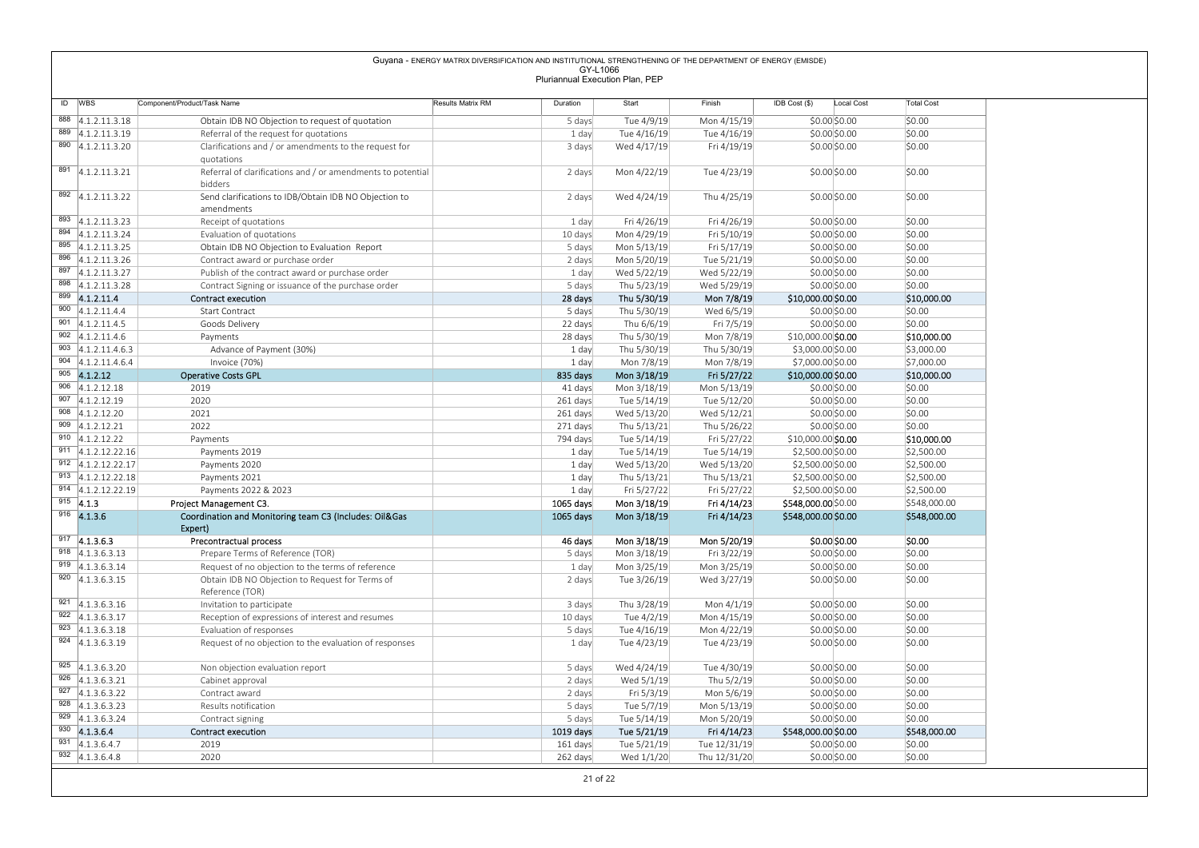Guyana - ENERGY MATRIX DIVERSIFICATION AND INSTITUTIONAL STRENGTHENING OF THE DEPARTMENT OF ENERGY (EMISDE)
GY-L1066
Pluriannual Execution Plan, PEP

| ID | WBS | Component/Product/Task Name | Results Matrix RM | Duration | Start | Finish | IDB Cost ($) | Local Cost | Total Cost |
|---|---|---|---|---|---|---|---|---|---|
| 888 | 4.1.2.11.3.18 | Obtain IDB NO Objection to request of quotation | | 5 days | Tue 4/9/19 | Mon 4/15/19 | $0.00 | $0.00 | $0.00 |
| 889 | 4.1.2.11.3.19 | Referral of the request for quotations | | 1 day | Tue 4/16/19 | Tue 4/16/19 | $0.00 | $0.00 | $0.00 |
| 890 | 4.1.2.11.3.20 | Clarifications and / or amendments to the request for quotations | | 3 days | Wed 4/17/19 | Fri 4/19/19 | $0.00 | $0.00 | $0.00 |
| 891 | 4.1.2.11.3.21 | Referral of clarifications and / or amendments to potential bidders | | 2 days | Mon 4/22/19 | Tue 4/23/19 | $0.00 | $0.00 | $0.00 |
| 892 | 4.1.2.11.3.22 | Send clarifications to IDB/Obtain IDB NO Objection to amendments | | 2 days | Wed 4/24/19 | Thu 4/25/19 | $0.00 | $0.00 | $0.00 |
| 893 | 4.1.2.11.3.23 | Receipt of quotations | | 1 day | Fri 4/26/19 | Fri 4/26/19 | $0.00 | $0.00 | $0.00 |
| 894 | 4.1.2.11.3.24 | Evaluation of quotations | | 10 days | Mon 4/29/19 | Fri 5/10/19 | $0.00 | $0.00 | $0.00 |
| 895 | 4.1.2.11.3.25 | Obtain IDB NO Objection to Evaluation Report | | 5 days | Mon 5/13/19 | Fri 5/17/19 | $0.00 | $0.00 | $0.00 |
| 896 | 4.1.2.11.3.26 | Contract award or purchase order | | 2 days | Mon 5/20/19 | Tue 5/21/19 | $0.00 | $0.00 | $0.00 |
| 897 | 4.1.2.11.3.27 | Publish of the contract award or purchase order | | 1 day | Wed 5/22/19 | Wed 5/22/19 | $0.00 | $0.00 | $0.00 |
| 898 | 4.1.2.11.3.28 | Contract Signing or issuance of the purchase order | | 5 days | Thu 5/23/19 | Wed 5/29/19 | $0.00 | $0.00 | $0.00 |
| 899 | **4.1.2.11.4** | **Contract execution** | | **28 days** | **Thu 5/30/19** | **Mon 7/8/19** | **$10,000.00** | **$0.00** | **$10,000.00** |
| 900 | 4.1.2.11.4.4 | Start Contract | | 5 days | Thu 5/30/19 | Wed 6/5/19 | $0.00 | $0.00 | $0.00 |
| 901 | 4.1.2.11.4.5 | Goods Delivery | | 22 days | Thu 6/6/19 | Fri 7/5/19 | $0.00 | $0.00 | $0.00 |
| 902 | 4.1.2.11.4.6 | Payments | | 28 days | Thu 5/30/19 | Mon 7/8/19 | $10,000.00 | $0.00 | $10,000.00 |
| 903 | 4.1.2.11.4.6.3 | Advance of Payment (30%) | | 1 day | Thu 5/30/19 | Thu 5/30/19 | $3,000.00 | $0.00 | $3,000.00 |
| 904 | 4.1.2.11.4.6.4 | Invoice (70%) | | 1 day | Mon 7/8/19 | Mon 7/8/19 | $7,000.00 | $0.00 | $7,000.00 |
| 905 | **4.1.2.12** | **Operative Costs GPL** | | **835 days** | **Mon 3/18/19** | **Fri 5/27/22** | **$10,000.00** | **$0.00** | **$10,000.00** |
| 906 | 4.1.2.12.18 | 2019 | | 41 days | Mon 3/18/19 | Mon 5/13/19 | $0.00 | $0.00 | $0.00 |
| 907 | 4.1.2.12.19 | 2020 | | 261 days | Tue 5/14/19 | Tue 5/12/20 | $0.00 | $0.00 | $0.00 |
| 908 | 4.1.2.12.20 | 2021 | | 261 days | Wed 5/13/20 | Wed 5/12/21 | $0.00 | $0.00 | $0.00 |
| 909 | 4.1.2.12.21 | 2022 | | 271 days | Thu 5/13/21 | Thu 5/26/22 | $0.00 | $0.00 | $0.00 |
| 910 | 4.1.2.12.22 | Payments | | 794 days | Tue 5/14/19 | Fri 5/27/22 | $10,000.00 | $0.00 | $10,000.00 |
| 911 | 4.1.2.12.22.16 | Payments 2019 | | 1 day | Tue 5/14/19 | Tue 5/14/19 | $2,500.00 | $0.00 | $2,500.00 |
| 912 | 4.1.2.12.22.17 | Payments 2020 | | 1 day | Wed 5/13/20 | Wed 5/13/20 | $2,500.00 | $0.00 | $2,500.00 |
| 913 | 4.1.2.12.22.18 | Payments 2021 | | 1 day | Thu 5/13/21 | Thu 5/13/21 | $2,500.00 | $0.00 | $2,500.00 |
| 914 | 4.1.2.12.22.19 | Payments 2022 & 2023 | | 1 day | Fri 5/27/22 | Fri 5/27/22 | $2,500.00 | $0.00 | $2,500.00 |
| 915 | **4.1.3** | **Project Management C3.** | | **1065 days** | **Mon 3/18/19** | **Fri 4/14/23** | **$548,000.00** | $0.00 | $548,000.00 |
| 916 | **4.1.3.6** | **Coordination and Monitoring team C3 (Includes: Oil&Gas Expert)** | | **1065 days** | **Mon 3/18/19** | **Fri 4/14/23** | **$548,000.00** | **$0.00** | **$548,000.00** |
| 917 | **4.1.3.6.3** | **Precontractual process** | | **46 days** | **Mon 3/18/19** | **Mon 5/20/19** | **$0.00** | **$0.00** | **$0.00** |
| 918 | 4.1.3.6.3.13 | Prepare Terms of Reference (TOR) | | 5 days | Mon 3/18/19 | Fri 3/22/19 | $0.00 | $0.00 | $0.00 |
| 919 | 4.1.3.6.3.14 | Request of no objection to the terms of reference | | 1 day | Mon 3/25/19 | Mon 3/25/19 | $0.00 | $0.00 | $0.00 |
| 920 | 4.1.3.6.3.15 | Obtain IDB NO Objection to Request for Terms of Reference (TOR) | | 2 days | Tue 3/26/19 | Wed 3/27/19 | $0.00 | $0.00 | $0.00 |
| 921 | 4.1.3.6.3.16 | Invitation to participate | | 3 days | Thu 3/28/19 | Mon 4/1/19 | $0.00 | $0.00 | $0.00 |
| 922 | 4.1.3.6.3.17 | Reception of expressions of interest and resumes | | 10 days | Tue 4/2/19 | Mon 4/15/19 | $0.00 | $0.00 | $0.00 |
| 923 | 4.1.3.6.3.18 | Evaluation of responses | | 5 days | Tue 4/16/19 | Mon 4/22/19 | $0.00 | $0.00 | $0.00 |
| 924 | 4.1.3.6.3.19 | Request of no objection to the evaluation of responses | | 1 day | Tue 4/23/19 | Tue 4/23/19 | $0.00 | $0.00 | $0.00 |
| 925 | 4.1.3.6.3.20 | Non objection evaluation report | | 5 days | Wed 4/24/19 | Tue 4/30/19 | $0.00 | $0.00 | $0.00 |
| 926 | 4.1.3.6.3.21 | Cabinet approval | | 2 days | Wed 5/1/19 | Thu 5/2/19 | $0.00 | $0.00 | $0.00 |
| 927 | 4.1.3.6.3.22 | Contract award | | 2 days | Fri 5/3/19 | Mon 5/6/19 | $0.00 | $0.00 | $0.00 |
| 928 | 4.1.3.6.3.23 | Results notification | | 5 days | Tue 5/7/19 | Mon 5/13/19 | $0.00 | $0.00 | $0.00 |
| 929 | 4.1.3.6.3.24 | Contract signing | | 5 days | Tue 5/14/19 | Mon 5/20/19 | $0.00 | $0.00 | $0.00 |
| 930 | **4.1.3.6.4** | **Contract execution** | | **1019 days** | **Tue 5/21/19** | **Fri 4/14/23** | **$548,000.00** | **$0.00** | **$548,000.00** |
| 931 | 4.1.3.6.4.7 | 2019 | | 161 days | Tue 5/21/19 | Tue 12/31/19 | $0.00 | $0.00 | $0.00 |
| 932 | 4.1.3.6.4.8 | 2020 | | 262 days | Wed 1/1/20 | Thu 12/31/20 | $0.00 | $0.00 | $0.00 |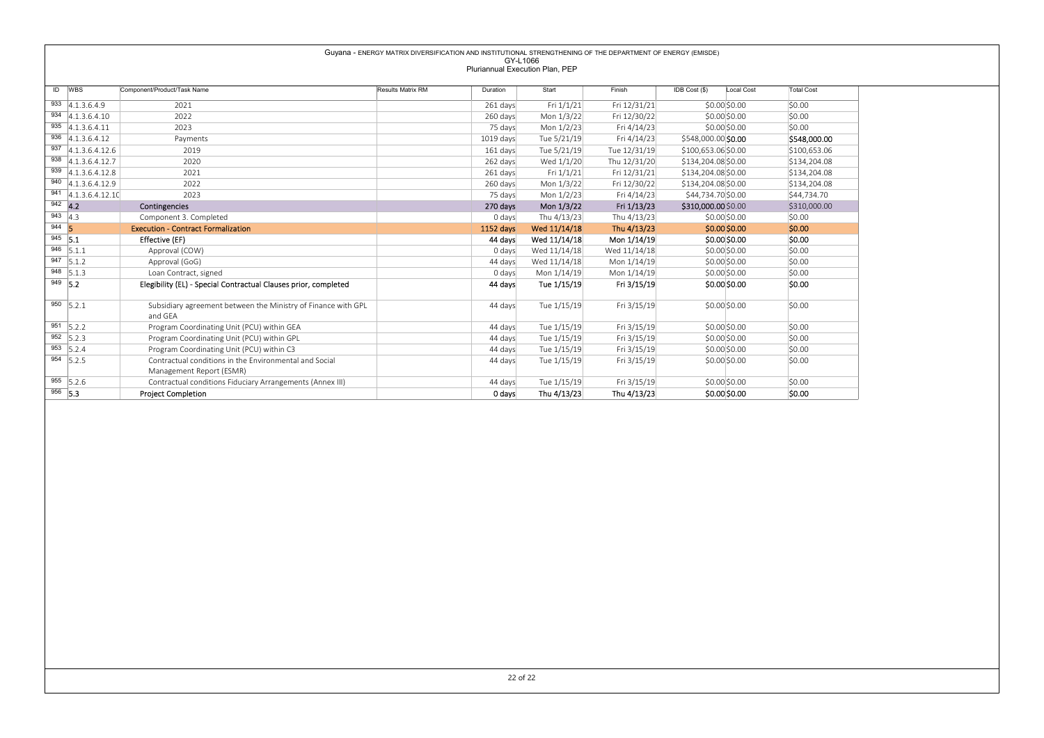# Guyana - ENERGY MATRIX DIVERSIFICATION AND INSTITUTIONAL STRENGTHENING OF THE DEPARTMENT OF ENERGY (EMISDE)

GY-L1066

Pluriannual Execution Plan, PEP

| ID | WBS | Component/Product/Task Name | Results Matrix RM | Duration | Start | Finish | IDB Cost ($) | Local Cost | Total Cost |
|---|---|---|---|---|---|---|---|---|---|
| 933 | 4.1.3.6.4.9 | 2021 | | 261 days | Fri 1/1/21 | Fri 12/31/21 | $0.00 | $0.00 | $0.00 |
| 934 | 4.1.3.6.4.10 | 2022 | | 260 days | Mon 1/3/22 | Fri 12/30/22 | $0.00 | $0.00 | $0.00 |
| 935 | 4.1.3.6.4.11 | 2023 | | 75 days | Mon 1/2/23 | Fri 4/14/23 | $0.00 | $0.00 | $0.00 |
| 936 | 4.1.3.6.4.12 | Payments | | 1019 days | Tue 5/21/19 | Fri 4/14/23 | $548,000.00 | **$0.00** | **$548,000.00** |
| 937 | 4.1.3.6.4.12.6 | 2019 | | 161 days | Tue 5/21/19 | Tue 12/31/19 | $100,653.06 | $0.00 | $100,653.06 |
| 938 | 4.1.3.6.4.12.7 | 2020 | | 262 days | Wed 1/1/20 | Thu 12/31/20 | $134,204.08 | $0.00 | $134,204.08 |
| 939 | 4.1.3.6.4.12.8 | 2021 | | 261 days | Fri 1/1/21 | Fri 12/31/21 | $134,204.08 | $0.00 | $134,204.08 |
| 940 | 4.1.3.6.4.12.9 | 2022 | | 260 days | Mon 1/3/22 | Fri 12/30/22 | $134,204.08 | $0.00 | $134,204.08 |
| 941 | 4.1.3.6.4.12.10 | 2023 | | 75 days | Mon 1/2/23 | Fri 4/14/23 | $44,734.70 | $0.00 | $44,734.70 |
| 942 | **4.2** | **Contingencies** | | **270 days** | **Mon 1/3/22** | **Fri 1/13/23** | **$310,000.00** | $0.00 | $310,000.00 |
| 943 | 4.3 | Component 3. Completed | | 0 days | Thu 4/13/23 | Thu 4/13/23 | $0.00 | $0.00 | $0.00 |
| 944 | **5** | **Execution - Contract Formalization** | | **1152 days** | **Wed 11/14/18** | **Thu 4/13/23** | **$0.00** | **$0.00** | **$0.00** |
| 945 | **5.1** | **Effective (EF)** | | **44 days** | **Wed 11/14/18** | **Mon 1/14/19** | **$0.00** | **$0.00** | **$0.00** |
| 946 | 5.1.1 | Approval (COW) | | 0 days | Wed 11/14/18 | Wed 11/14/18 | $0.00 | $0.00 | $0.00 |
| 947 | 5.1.2 | Approval (GoG) | | 44 days | Wed 11/14/18 | Mon 1/14/19 | $0.00 | $0.00 | $0.00 |
| 948 | 5.1.3 | Loan Contract, signed | | 0 days | Mon 1/14/19 | Mon 1/14/19 | $0.00 | $0.00 | $0.00 |
| 949 | **5.2** | **Elegibility (EL) - Special Contractual Clauses prior, completed** | | **44 days** | **Tue 1/15/19** | **Fri 3/15/19** | **$0.00** | **$0.00** | **$0.00** |
| 950 | 5.2.1 | Subsidiary agreement between the Ministry of Finance with GPL and GEA | | 44 days | Tue 1/15/19 | Fri 3/15/19 | $0.00 | $0.00 | $0.00 |
| 951 | 5.2.2 | Program Coordinating Unit (PCU) within GEA | | 44 days | Tue 1/15/19 | Fri 3/15/19 | $0.00 | $0.00 | $0.00 |
| 952 | 5.2.3 | Program Coordinating Unit (PCU) within GPL | | 44 days | Tue 1/15/19 | Fri 3/15/19 | $0.00 | $0.00 | $0.00 |
| 953 | 5.2.4 | Program Coordinating Unit (PCU) within C3 | | 44 days | Tue 1/15/19 | Fri 3/15/19 | $0.00 | $0.00 | $0.00 |
| 954 | 5.2.5 | Contractual conditions in the Environmental and Social Management Report (ESMR) | | 44 days | Tue 1/15/19 | Fri 3/15/19 | $0.00 | $0.00 | $0.00 |
| 955 | 5.2.6 | Contractual conditions Fiduciary Arrangements (Annex III) | | 44 days | Tue 1/15/19 | Fri 3/15/19 | $0.00 | $0.00 | $0.00 |
| 956 | **5.3** | **Project Completion** | | **0 days** | **Thu 4/13/23** | **Thu 4/13/23** | **$0.00** | **$0.00** | **$0.00** |